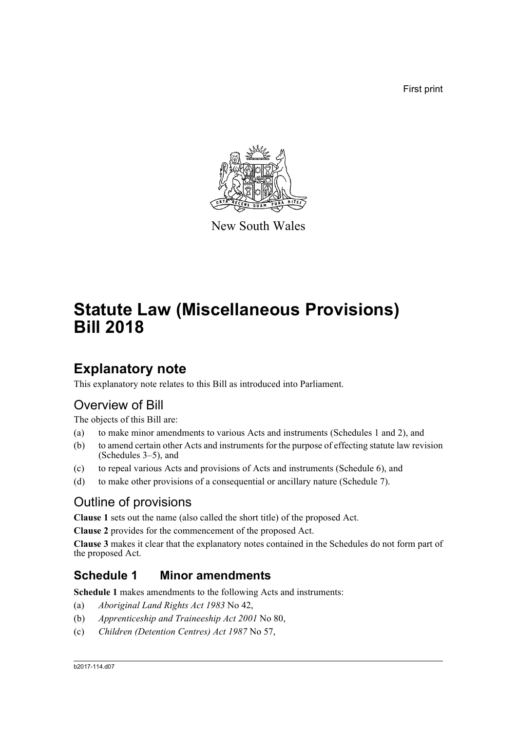First print

New South Wales

# Statute Law (Miscellaneous Provisions) Bill 2018

## Explanatory note

This explanatory note relates to this Bill as introduced into Parliament.

### Overview of Bill

The objects of this Bill are:

(a) to make minor amendments to various Acts and instruments (Schedules 1 and 2), and

(b) to amend certain other Acts and instruments for the purpose of effecting statute law revision (Schedules 3–5), and

(c) to repeal various Acts and provisions of Acts and instruments (Schedule 6), and

(d) to make other provisions of a consequential or ancillary nature (Schedule 7).

### Outline of provisions

**Clause 1** sets out the name (also called the short title) of the proposed Act.

**Clause 2** provides for the commencement of the proposed Act.

**Clause 3** makes it clear that the explanatory notes contained in the Schedules do not form part of the proposed Act.

## Schedule 1 Minor amendments

**Schedule 1** makes amendments to the following Acts and instruments:

(a) *Aboriginal Land Rights Act 1983* No 42,

(b) *Apprenticeship and Traineeship Act 2001* No 80,

(c) *Children (Detention Centres) Act 1987* No 57,

b2017-114.d07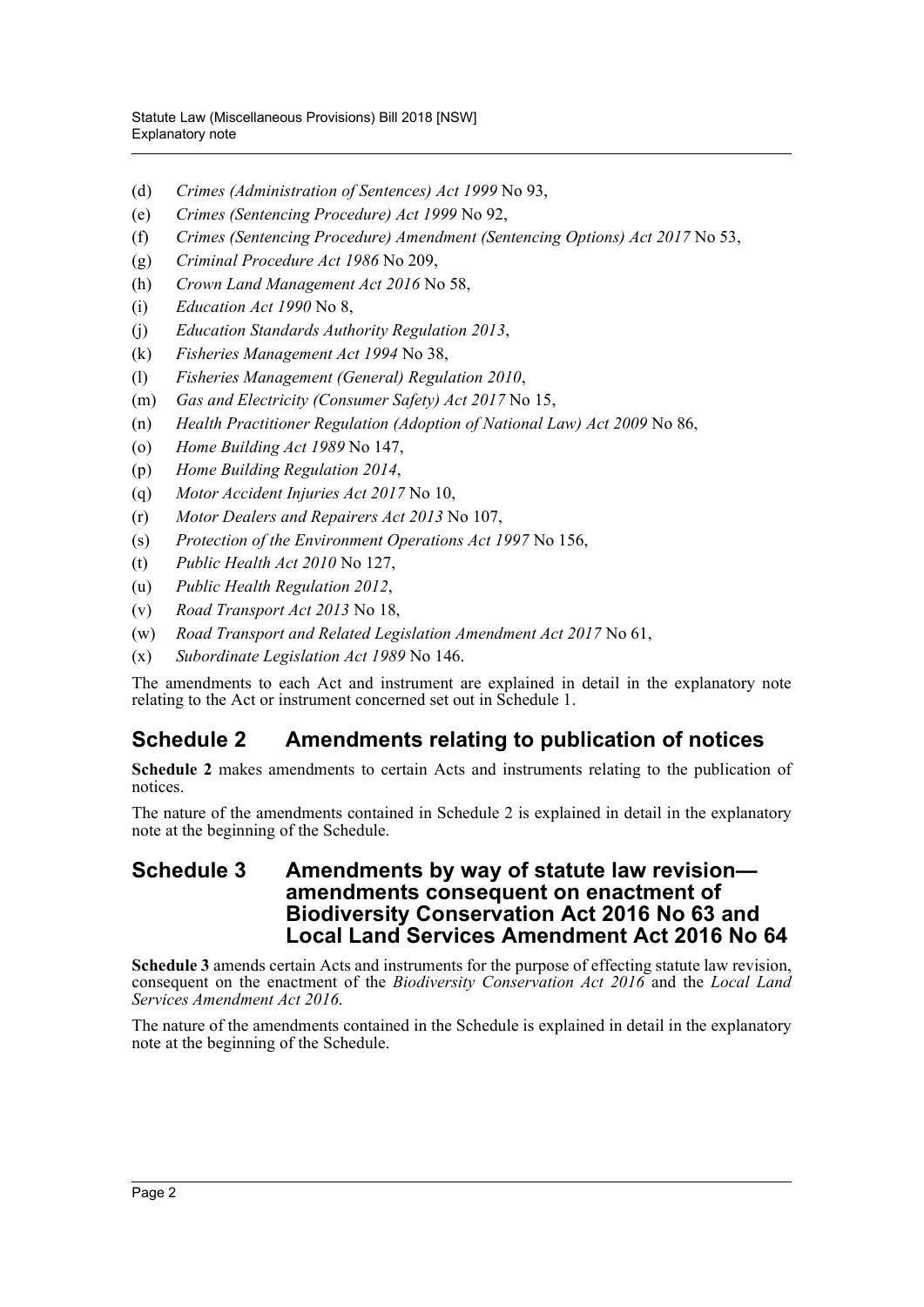(d) *Crimes (Administration of Sentences) Act 1999* No 93,

(e) *Crimes (Sentencing Procedure) Act 1999* No 92,

(f) *Crimes (Sentencing Procedure) Amendment (Sentencing Options) Act 2017* No 53,

(g) *Criminal Procedure Act 1986* No 209,

(h) *Crown Land Management Act 2016* No 58,

(i) *Education Act 1990* No 8,

(j) *Education Standards Authority Regulation 2013*,

(k) *Fisheries Management Act 1994* No 38,

(l) *Fisheries Management (General) Regulation 2010*,

(m) *Gas and Electricity (Consumer Safety) Act 2017* No 15,

(n) *Health Practitioner Regulation (Adoption of National Law) Act 2009* No 86,

(o) *Home Building Act 1989* No 147,

(p) *Home Building Regulation 2014*,

(q) *Motor Accident Injuries Act 2017* No 10,

(r) *Motor Dealers and Repairers Act 2013* No 107,

(s) *Protection of the Environment Operations Act 1997* No 156,

(t) *Public Health Act 2010* No 127,

(u) *Public Health Regulation 2012*,

(v) *Road Transport Act 2013* No 18,

(w) *Road Transport and Related Legislation Amendment Act 2017* No 61,

(x) *Subordinate Legislation Act 1989* No 146.

The amendments to each Act and instrument are explained in detail in the explanatory note relating to the Act or instrument concerned set out in Schedule 1.

## Schedule 2 Amendments relating to publication of notices

**Schedule 2** makes amendments to certain Acts and instruments relating to the publication of notices.

The nature of the amendments contained in Schedule 2 is explained in detail in the explanatory note at the beginning of the Schedule.

## Schedule 3 Amendments by way of statute law revision—amendments consequent on enactment of Biodiversity Conservation Act 2016 No 63 and Local Land Services Amendment Act 2016 No 64

**Schedule 3** amends certain Acts and instruments for the purpose of effecting statute law revision, consequent on the enactment of the *Biodiversity Conservation Act 2016* and the *Local Land Services Amendment Act 2016*.

The nature of the amendments contained in the Schedule is explained in detail in the explanatory note at the beginning of the Schedule.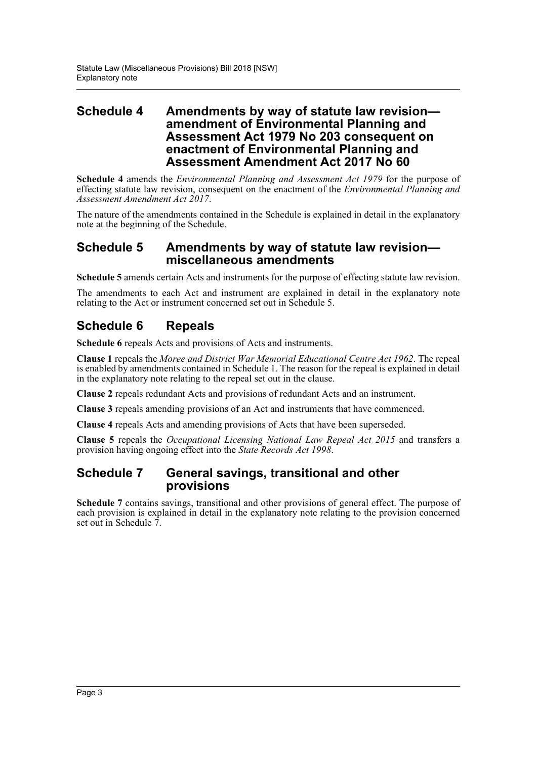## Schedule 4 Amendments by way of statute law revision—amendment of Environmental Planning and Assessment Act 1979 No 203 consequent on enactment of Environmental Planning and Assessment Amendment Act 2017 No 60

**Schedule 4** amends the *Environmental Planning and Assessment Act 1979* for the purpose of effecting statute law revision, consequent on the enactment of the *Environmental Planning and Assessment Amendment Act 2017*.

The nature of the amendments contained in the Schedule is explained in detail in the explanatory note at the beginning of the Schedule.

## Schedule 5 Amendments by way of statute law revision—miscellaneous amendments

**Schedule 5** amends certain Acts and instruments for the purpose of effecting statute law revision.

The amendments to each Act and instrument are explained in detail in the explanatory note relating to the Act or instrument concerned set out in Schedule 5.

## Schedule 6 Repeals

**Schedule 6** repeals Acts and provisions of Acts and instruments.

**Clause 1** repeals the *Moree and District War Memorial Educational Centre Act 1962*. The repeal is enabled by amendments contained in Schedule 1. The reason for the repeal is explained in detail in the explanatory note relating to the repeal set out in the clause.

**Clause 2** repeals redundant Acts and provisions of redundant Acts and an instrument.

**Clause 3** repeals amending provisions of an Act and instruments that have commenced.

**Clause 4** repeals Acts and amending provisions of Acts that have been superseded.

**Clause 5** repeals the *Occupational Licensing National Law Repeal Act 2015* and transfers a provision having ongoing effect into the *State Records Act 1998*.

## Schedule 7 General savings, transitional and other provisions

**Schedule 7** contains savings, transitional and other provisions of general effect. The purpose of each provision is explained in detail in the explanatory note relating to the provision concerned set out in Schedule 7.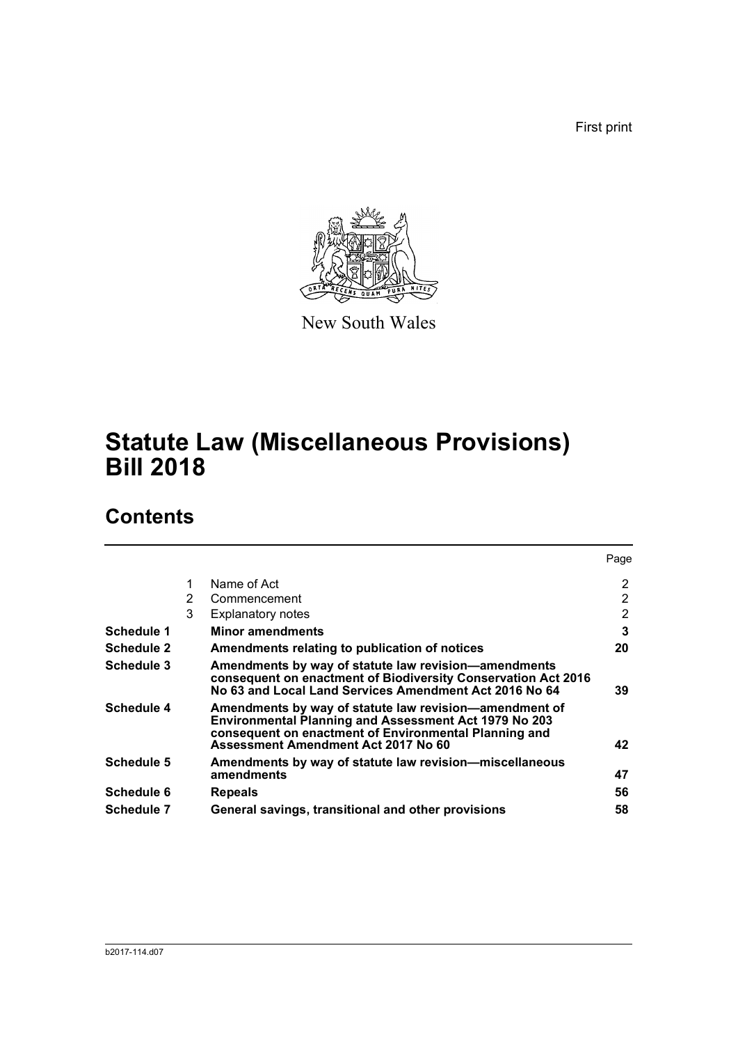First print

New South Wales

# Statute Law (Miscellaneous Provisions) Bill 2018

## Contents

| | | | Page |
|---|---|---|---|
| | 1 | Name of Act | 2 |
| | 2 | Commencement | 2 |
| | 3 | Explanatory notes | 2 |
| **Schedule 1** | | **Minor amendments** | **3** |
| **Schedule 2** | | **Amendments relating to publication of notices** | **20** |
| **Schedule 3** | | **Amendments by way of statute law revision—amendments consequent on enactment of Biodiversity Conservation Act 2016 No 63 and Local Land Services Amendment Act 2016 No 64** | **39** |
| **Schedule 4** | | **Amendments by way of statute law revision—amendment of Environmental Planning and Assessment Act 1979 No 203 consequent on enactment of Environmental Planning and Assessment Amendment Act 2017 No 60** | **42** |
| **Schedule 5** | | **Amendments by way of statute law revision—miscellaneous amendments** | **47** |
| **Schedule 6** | | **Repeals** | **56** |
| **Schedule 7** | | **General savings, transitional and other provisions** | **58** |

b2017-114.d07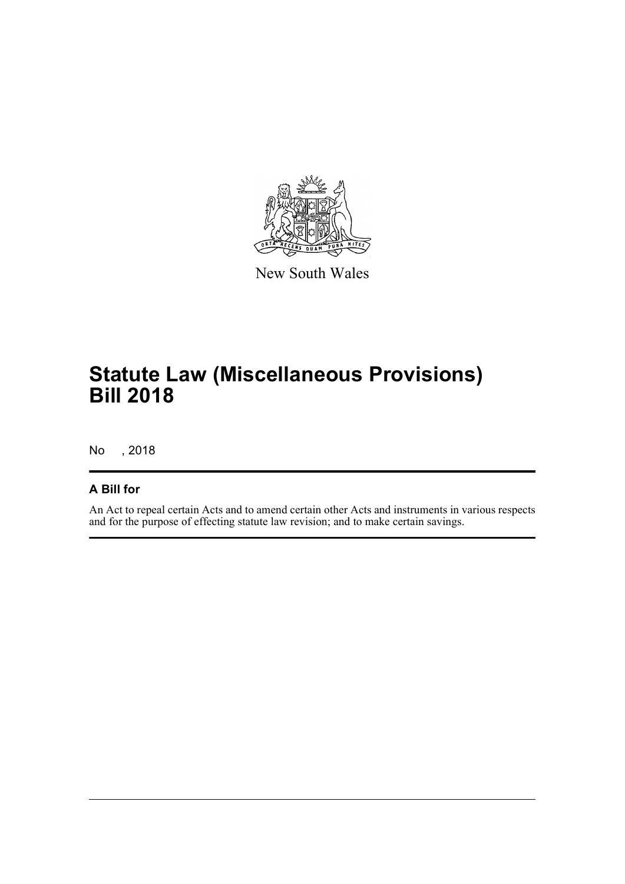New South Wales

# Statute Law (Miscellaneous Provisions) Bill 2018

No , 2018

## A Bill for

An Act to repeal certain Acts and to amend certain other Acts and instruments in various respects and for the purpose of effecting statute law revision; and to make certain savings.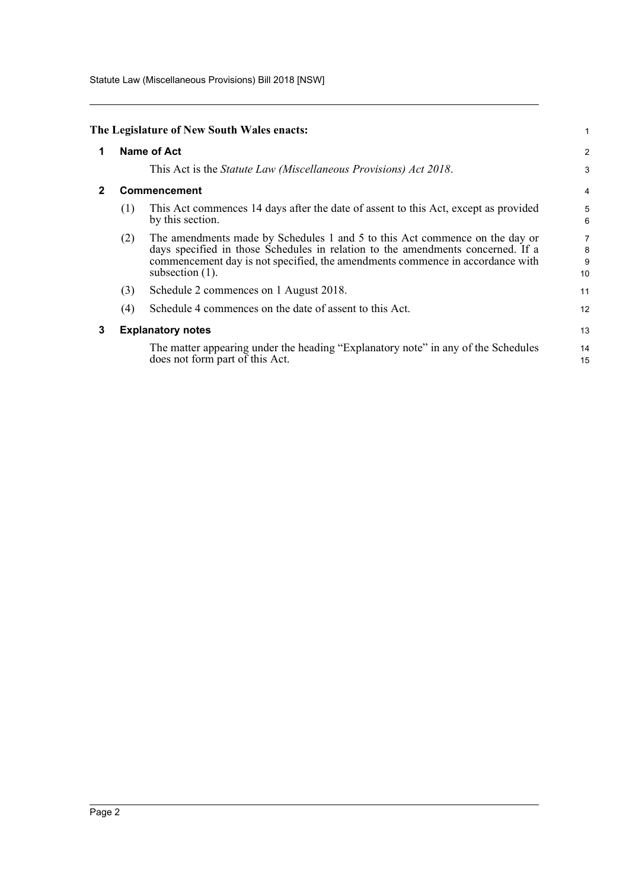**The Legislature of New South Wales enacts:**

## 1 Name of Act

This Act is the *Statute Law (Miscellaneous Provisions) Act 2018*.

## 2 Commencement

(1) This Act commences 14 days after the date of assent to this Act, except as provided by this section.

(2) The amendments made by Schedules 1 and 5 to this Act commence on the day or days specified in those Schedules in relation to the amendments concerned. If a commencement day is not specified, the amendments commence in accordance with subsection (1).

(3) Schedule 2 commences on 1 August 2018.

(4) Schedule 4 commences on the date of assent to this Act.

## 3 Explanatory notes

The matter appearing under the heading "Explanatory note" in any of the Schedules does not form part of this Act.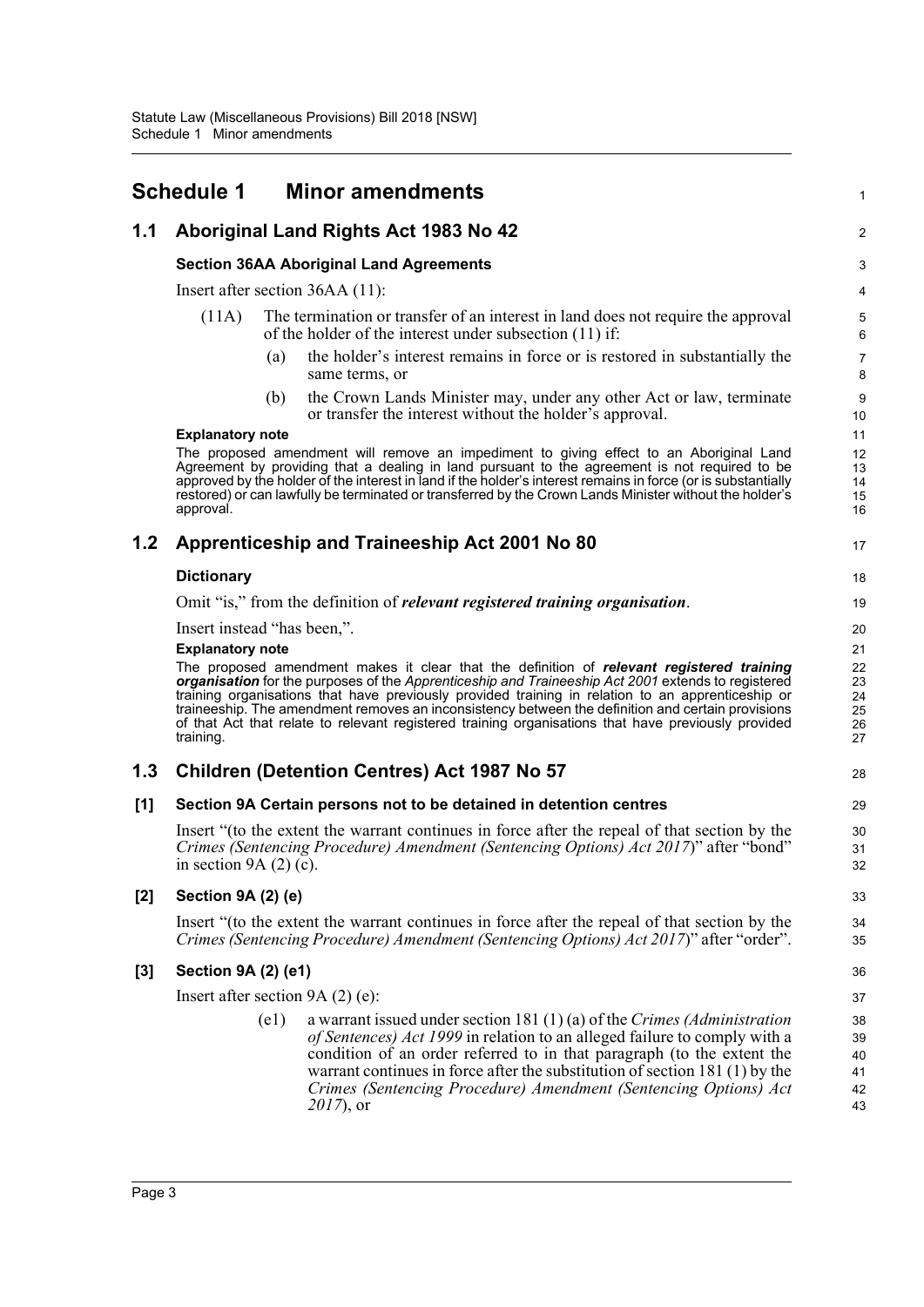# Schedule 1 Minor amendments

## 1.1 Aboriginal Land Rights Act 1983 No 42

### Section 36AA Aboriginal Land Agreements

Insert after section 36AA (11):

(11A) The termination or transfer of an interest in land does not require the approval of the holder of the interest under subsection (11) if:

(a) the holder's interest remains in force or is restored in substantially the same terms, or

(b) the Crown Lands Minister may, under any other Act or law, terminate or transfer the interest without the holder's approval.

**Explanatory note**

The proposed amendment will remove an impediment to giving effect to an Aboriginal Land Agreement by providing that a dealing in land pursuant to the agreement is not required to be approved by the holder of the interest in land if the holder's interest remains in force (or is substantially restored) or can lawfully be terminated or transferred by the Crown Lands Minister without the holder's approval.

## 1.2 Apprenticeship and Traineeship Act 2001 No 80

### Dictionary

Omit "is," from the definition of ***relevant registered training organisation***.

Insert instead "has been,".

**Explanatory note**

The proposed amendment makes it clear that the definition of ***relevant registered training organisation*** for the purposes of the *Apprenticeship and Traineeship Act 2001* extends to registered training organisations that have previously provided training in relation to an apprenticeship or traineeship. The amendment removes an inconsistency between the definition and certain provisions of that Act that relate to relevant registered training organisations that have previously provided training.

## 1.3 Children (Detention Centres) Act 1987 No 57

### [1] Section 9A Certain persons not to be detained in detention centres

Insert "(to the extent the warrant continues in force after the repeal of that section by the *Crimes (Sentencing Procedure) Amendment (Sentencing Options) Act 2017*)" after "bond" in section 9A (2) (c).

### [2] Section 9A (2) (e)

Insert "(to the extent the warrant continues in force after the repeal of that section by the *Crimes (Sentencing Procedure) Amendment (Sentencing Options) Act 2017*)" after "order".

### [3] Section 9A (2) (e1)

Insert after section 9A (2) (e):

(e1) a warrant issued under section 181 (1) (a) of the *Crimes (Administration of Sentences) Act 1999* in relation to an alleged failure to comply with a condition of an order referred to in that paragraph (to the extent the warrant continues in force after the substitution of section 181 (1) by the *Crimes (Sentencing Procedure) Amendment (Sentencing Options) Act 2017*), or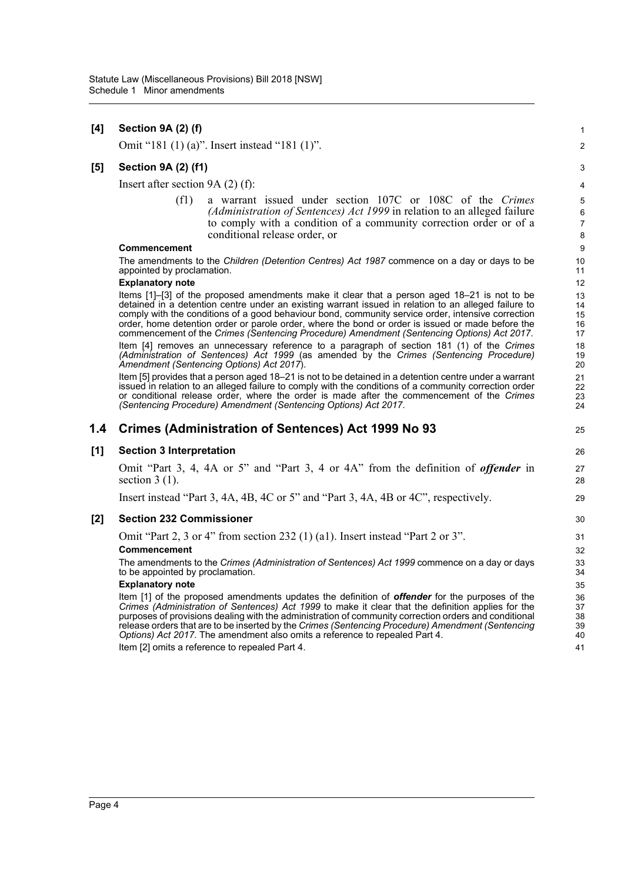**[4] Section 9A (2) (f)**

Omit "181 (1) (a)". Insert instead "181 (1)".

**[5] Section 9A (2) (f1)**

Insert after section 9A (2) (f):

> (f1) a warrant issued under section 107C or 108C of the *Crimes (Administration of Sentences) Act 1999* in relation to an alleged failure to comply with a condition of a community correction order or of a conditional release order, or

**Commencement**

The amendments to the *Children (Detention Centres) Act 1987* commence on a day or days to be appointed by proclamation.

**Explanatory note**

Items [1]–[3] of the proposed amendments make it clear that a person aged 18–21 is not to be detained in a detention centre under an existing warrant issued in relation to an alleged failure to comply with the conditions of a good behaviour bond, community service order, intensive correction order, home detention order or parole order, where the bond or order is issued or made before the commencement of the *Crimes (Sentencing Procedure) Amendment (Sentencing Options) Act 2017*.

Item [4] removes an unnecessary reference to a paragraph of section 181 (1) of the *Crimes (Administration of Sentences) Act 1999* (as amended by the *Crimes (Sentencing Procedure) Amendment (Sentencing Options) Act 2017*).

Item [5] provides that a person aged 18–21 is not to be detained in a detention centre under a warrant issued in relation to an alleged failure to comply with the conditions of a community correction order or conditional release order, where the order is made after the commencement of the *Crimes (Sentencing Procedure) Amendment (Sentencing Options) Act 2017*.

## 1.4 Crimes (Administration of Sentences) Act 1999 No 93

**[1] Section 3 Interpretation**

Omit "Part 3, 4, 4A or 5" and "Part 3, 4 or 4A" from the definition of ***offender*** in section 3 (1).

Insert instead "Part 3, 4A, 4B, 4C or 5" and "Part 3, 4A, 4B or 4C", respectively.

**[2] Section 232 Commissioner**

Omit "Part 2, 3 or 4" from section 232 (1) (a1). Insert instead "Part 2 or 3".

**Commencement**

The amendments to the *Crimes (Administration of Sentences) Act 1999* commence on a day or days to be appointed by proclamation.

**Explanatory note**

Item [1] of the proposed amendments updates the definition of ***offender*** for the purposes of the *Crimes (Administration of Sentences) Act 1999* to make it clear that the definition applies for the purposes of provisions dealing with the administration of community correction orders and conditional release orders that are to be inserted by the *Crimes (Sentencing Procedure) Amendment (Sentencing Options) Act 2017*. The amendment also omits a reference to repealed Part 4.

Item [2] omits a reference to repealed Part 4.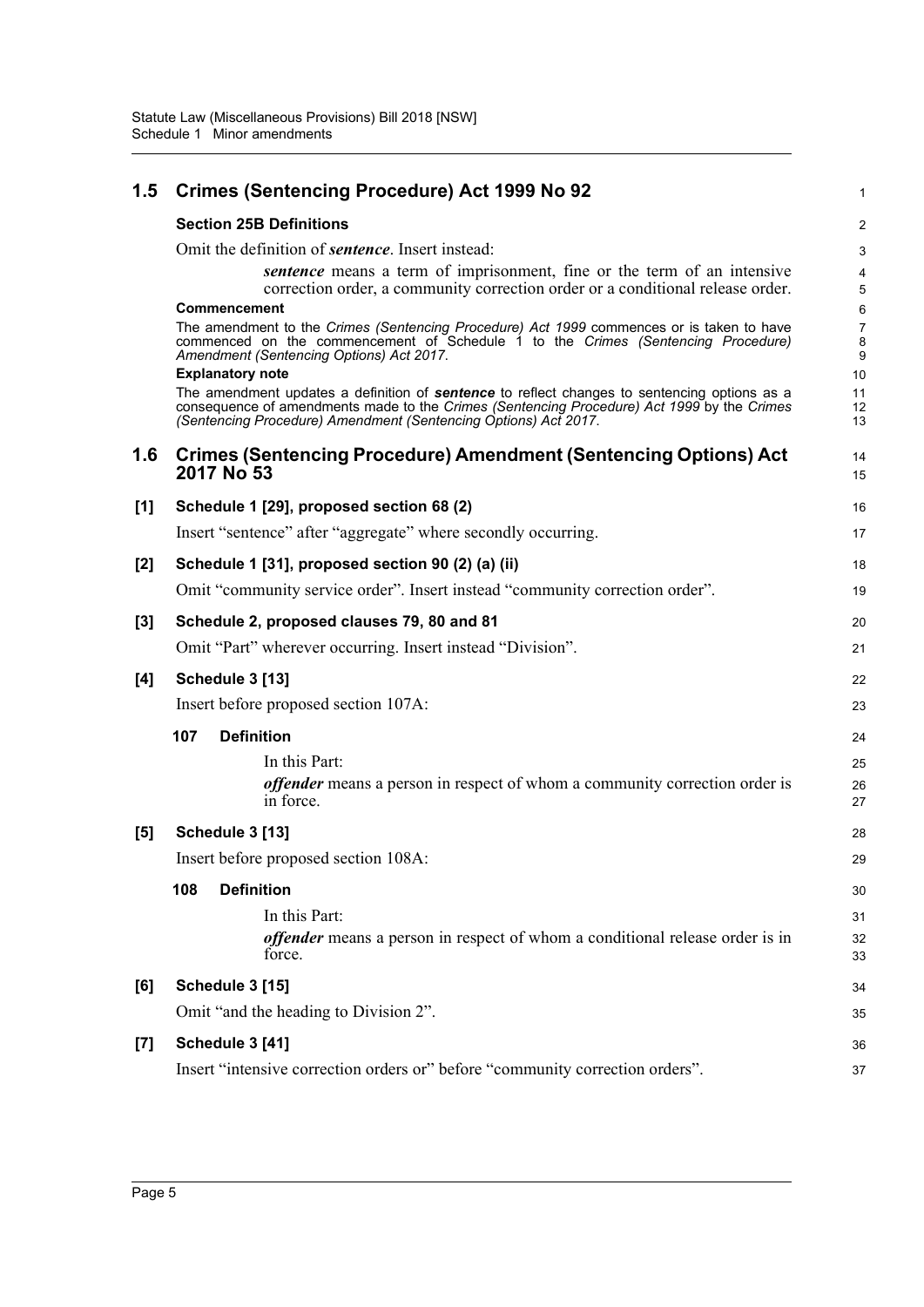## 1.5 Crimes (Sentencing Procedure) Act 1999 No 92

### Section 25B Definitions

Omit the definition of ***sentence***. Insert instead:

> ***sentence*** means a term of imprisonment, fine or the term of an intensive correction order, a community correction order or a conditional release order.

**Commencement**

The amendment to the *Crimes (Sentencing Procedure) Act 1999* commences or is taken to have commenced on the commencement of Schedule 1 to the *Crimes (Sentencing Procedure) Amendment (Sentencing Options) Act 2017*.

**Explanatory note**

The amendment updates a definition of ***sentence*** to reflect changes to sentencing options as a consequence of amendments made to the *Crimes (Sentencing Procedure) Act 1999* by the *Crimes (Sentencing Procedure) Amendment (Sentencing Options) Act 2017*.

## 1.6 Crimes (Sentencing Procedure) Amendment (Sentencing Options) Act 2017 No 53

### [1] Schedule 1 [29], proposed section 68 (2)

Insert "sentence" after "aggregate" where secondly occurring.

### [2] Schedule 1 [31], proposed section 90 (2) (a) (ii)

Omit "community service order". Insert instead "community correction order".

### [3] Schedule 2, proposed clauses 79, 80 and 81

Omit "Part" wherever occurring. Insert instead "Division".

### [4] Schedule 3 [13]

Insert before proposed section 107A:

> **107 Definition**
>
> In this Part:
>
> ***offender*** means a person in respect of whom a community correction order is in force.

### [5] Schedule 3 [13]

Insert before proposed section 108A:

> **108 Definition**
>
> In this Part:
>
> ***offender*** means a person in respect of whom a conditional release order is in force.

### [6] Schedule 3 [15]

Omit "and the heading to Division 2".

### [7] Schedule 3 [41]

Insert "intensive correction orders or" before "community correction orders".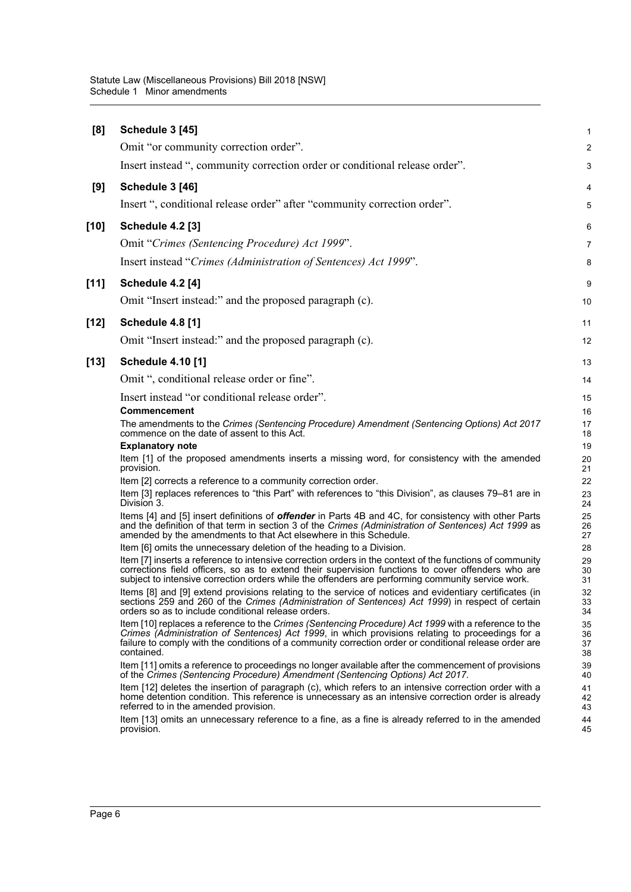**[8] Schedule 3 [45]**

Omit "or community correction order".

Insert instead ", community correction order or conditional release order".

**[9] Schedule 3 [46]**

Insert ", conditional release order" after "community correction order".

**[10] Schedule 4.2 [3]**

Omit "*Crimes (Sentencing Procedure) Act 1999*".

Insert instead "*Crimes (Administration of Sentences) Act 1999*".

**[11] Schedule 4.2 [4]**

Omit "Insert instead:" and the proposed paragraph (c).

**[12] Schedule 4.8 [1]**

Omit "Insert instead:" and the proposed paragraph (c).

**[13] Schedule 4.10 [1]**

Omit ", conditional release order or fine".

Insert instead "or conditional release order".

**Commencement**

The amendments to the *Crimes (Sentencing Procedure) Amendment (Sentencing Options) Act 2017* commence on the date of assent to this Act.

**Explanatory note**

Item [1] of the proposed amendments inserts a missing word, for consistency with the amended provision.

Item [2] corrects a reference to a community correction order.

Item [3] replaces references to "this Part" with references to "this Division", as clauses 79–81 are in Division 3.

Items [4] and [5] insert definitions of ***offender*** in Parts 4B and 4C, for consistency with other Parts and the definition of that term in section 3 of the *Crimes (Administration of Sentences) Act 1999* as amended by the amendments to that Act elsewhere in this Schedule.

Item [6] omits the unnecessary deletion of the heading to a Division.

Item [7] inserts a reference to intensive correction orders in the context of the functions of community corrections field officers, so as to extend their supervision functions to cover offenders who are subject to intensive correction orders while the offenders are performing community service work.

Items [8] and [9] extend provisions relating to the service of notices and evidentiary certificates (in sections 259 and 260 of the *Crimes (Administration of Sentences) Act 1999*) in respect of certain orders so as to include conditional release orders.

Item [10] replaces a reference to the *Crimes (Sentencing Procedure) Act 1999* with a reference to the *Crimes (Administration of Sentences) Act 1999*, in which provisions relating to proceedings for a failure to comply with the conditions of a community correction order or conditional release order are contained.

Item [11] omits a reference to proceedings no longer available after the commencement of provisions of the *Crimes (Sentencing Procedure) Amendment (Sentencing Options) Act 2017*.

Item [12] deletes the insertion of paragraph (c), which refers to an intensive correction order with a home detention condition. This reference is unnecessary as an intensive correction order is already referred to in the amended provision.

Item [13] omits an unnecessary reference to a fine, as a fine is already referred to in the amended provision.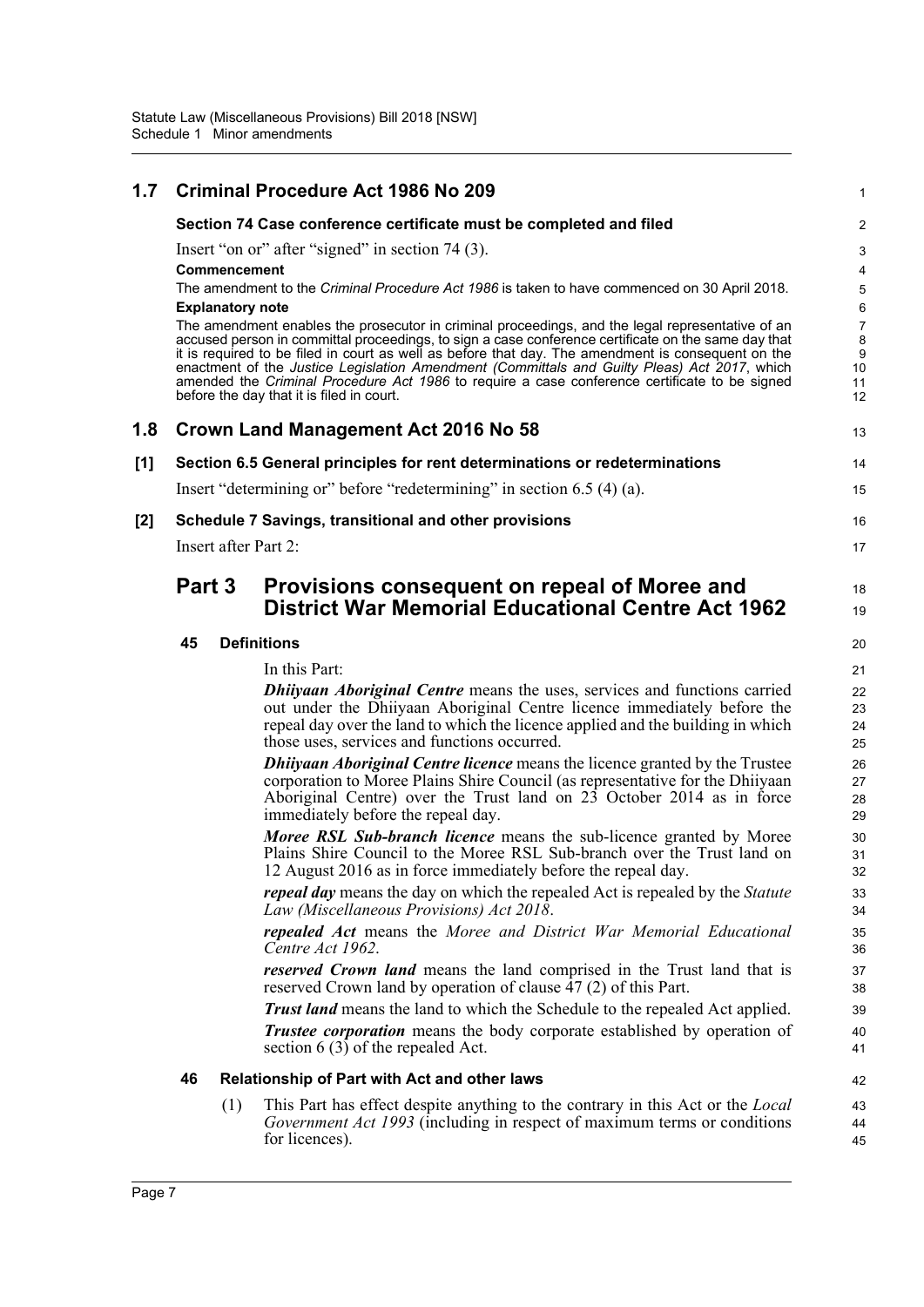## 1.7 Criminal Procedure Act 1986 No 209

### Section 74 Case conference certificate must be completed and filed

Insert "on or" after "signed" in section 74 (3).

**Commencement**

The amendment to the *Criminal Procedure Act 1986* is taken to have commenced on 30 April 2018.

**Explanatory note**

The amendment enables the prosecutor in criminal proceedings, and the legal representative of an accused person in committal proceedings, to sign a case conference certificate on the same day that it is required to be filed in court as well as before that day. The amendment is consequent on the enactment of the *Justice Legislation Amendment (Committals and Guilty Pleas) Act 2017*, which amended the *Criminal Procedure Act 1986* to require a case conference certificate to be signed before the day that it is filed in court.

## 1.8 Crown Land Management Act 2016 No 58

### [1] Section 6.5 General principles for rent determinations or redeterminations

Insert "determining or" before "redetermining" in section 6.5 (4) (a).

### [2] Schedule 7 Savings, transitional and other provisions

Insert after Part 2:

## Part 3 Provisions consequent on repeal of Moree and District War Memorial Educational Centre Act 1962

### 45 Definitions

In this Part:

***Dhiiyaan Aboriginal Centre*** means the uses, services and functions carried out under the Dhiiyaan Aboriginal Centre licence immediately before the repeal day over the land to which the licence applied and the building in which those uses, services and functions occurred.

***Dhiiyaan Aboriginal Centre licence*** means the licence granted by the Trustee corporation to Moree Plains Shire Council (as representative for the Dhiiyaan Aboriginal Centre) over the Trust land on 23 October 2014 as in force immediately before the repeal day.

***Moree RSL Sub-branch licence*** means the sub-licence granted by Moree Plains Shire Council to the Moree RSL Sub-branch over the Trust land on 12 August 2016 as in force immediately before the repeal day.

***repeal day*** means the day on which the repealed Act is repealed by the *Statute Law (Miscellaneous Provisions) Act 2018*.

***repealed Act*** means the *Moree and District War Memorial Educational Centre Act 1962*.

***reserved Crown land*** means the land comprised in the Trust land that is reserved Crown land by operation of clause 47 (2) of this Part.

***Trust land*** means the land to which the Schedule to the repealed Act applied.

***Trustee corporation*** means the body corporate established by operation of section 6 (3) of the repealed Act.

### 46 Relationship of Part with Act and other laws

(1) This Part has effect despite anything to the contrary in this Act or the *Local Government Act 1993* (including in respect of maximum terms or conditions for licences).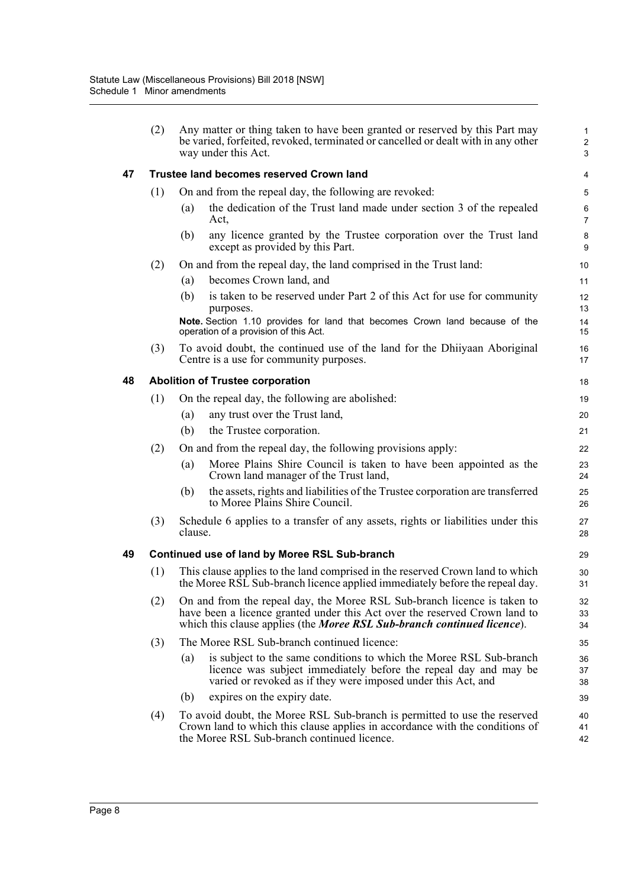(2) Any matter or thing taken to have been granted or reserved by this Part may be varied, forfeited, revoked, terminated or cancelled or dealt with in any other way under this Act.

### 47 Trustee land becomes reserved Crown land

(1) On and from the repeal day, the following are revoked:

- (a) the dedication of the Trust land made under section 3 of the repealed Act,
- (b) any licence granted by the Trustee corporation over the Trust land except as provided by this Part.

(2) On and from the repeal day, the land comprised in the Trust land:

- (a) becomes Crown land, and
- (b) is taken to be reserved under Part 2 of this Act for use for community purposes.

**Note.** Section 1.10 provides for land that becomes Crown land because of the operation of a provision of this Act.

(3) To avoid doubt, the continued use of the land for the Dhiiyaan Aboriginal Centre is a use for community purposes.

### 48 Abolition of Trustee corporation

(1) On the repeal day, the following are abolished:

- (a) any trust over the Trust land,
- (b) the Trustee corporation.

(2) On and from the repeal day, the following provisions apply:

- (a) Moree Plains Shire Council is taken to have been appointed as the Crown land manager of the Trust land,
- (b) the assets, rights and liabilities of the Trustee corporation are transferred to Moree Plains Shire Council.

(3) Schedule 6 applies to a transfer of any assets, rights or liabilities under this clause.

### 49 Continued use of land by Moree RSL Sub-branch

(1) This clause applies to the land comprised in the reserved Crown land to which the Moree RSL Sub-branch licence applied immediately before the repeal day.

(2) On and from the repeal day, the Moree RSL Sub-branch licence is taken to have been a licence granted under this Act over the reserved Crown land to which this clause applies (the ***Moree RSL Sub-branch continued licence***).

(3) The Moree RSL Sub-branch continued licence:

- (a) is subject to the same conditions to which the Moree RSL Sub-branch licence was subject immediately before the repeal day and may be varied or revoked as if they were imposed under this Act, and
- (b) expires on the expiry date.

(4) To avoid doubt, the Moree RSL Sub-branch is permitted to use the reserved Crown land to which this clause applies in accordance with the conditions of the Moree RSL Sub-branch continued licence.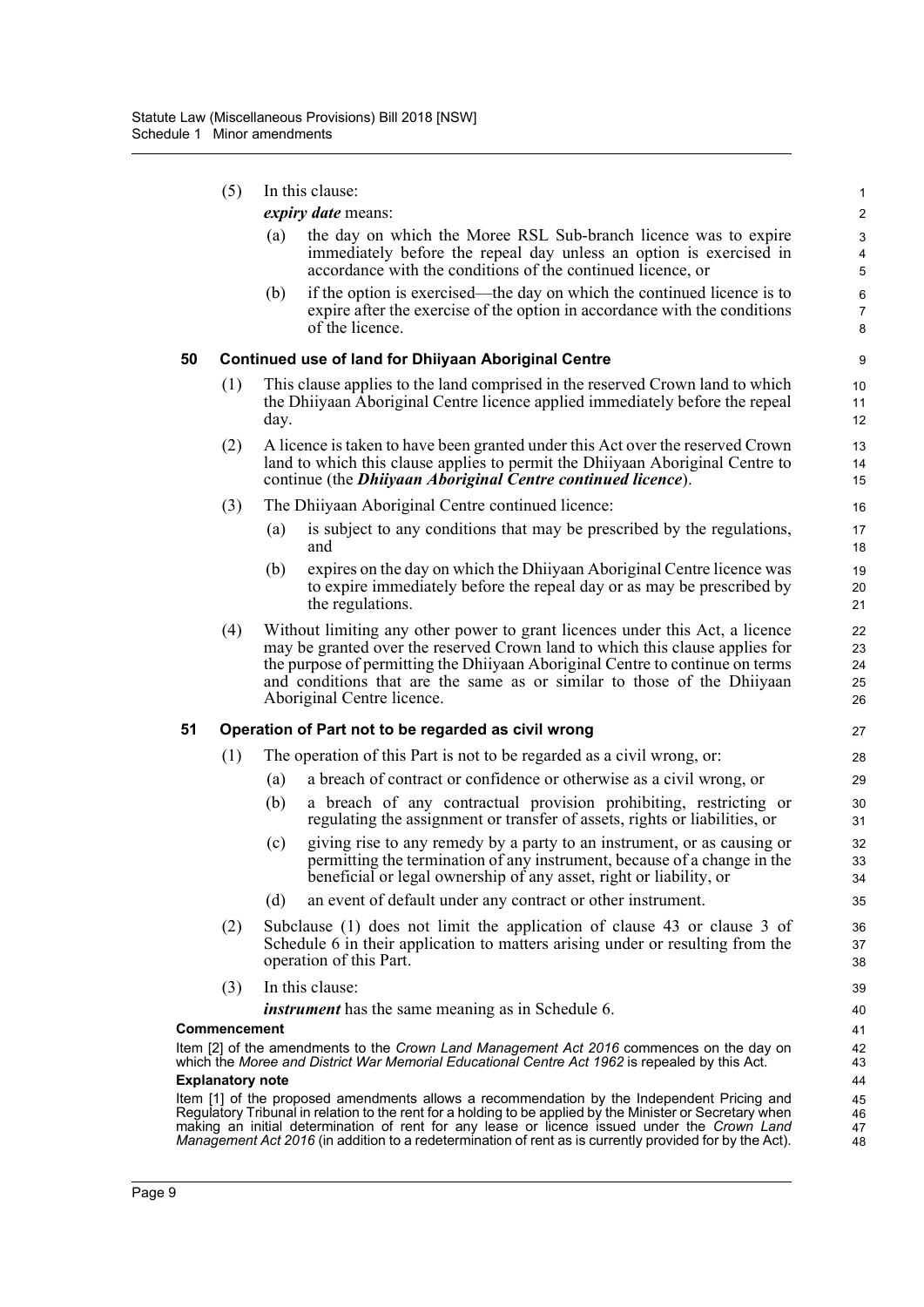(5) In this clause:

***expiry date*** means:

(a) the day on which the Moree RSL Sub-branch licence was to expire immediately before the repeal day unless an option is exercised in accordance with the conditions of the continued licence, or

(b) if the option is exercised—the day on which the continued licence is to expire after the exercise of the option in accordance with the conditions of the licence.

### 50 Continued use of land for Dhiiyaan Aboriginal Centre

(1) This clause applies to the land comprised in the reserved Crown land to which the Dhiiyaan Aboriginal Centre licence applied immediately before the repeal day.

(2) A licence is taken to have been granted under this Act over the reserved Crown land to which this clause applies to permit the Dhiiyaan Aboriginal Centre to continue (the ***Dhiiyaan Aboriginal Centre continued licence***).

(3) The Dhiiyaan Aboriginal Centre continued licence:

(a) is subject to any conditions that may be prescribed by the regulations, and

(b) expires on the day on which the Dhiiyaan Aboriginal Centre licence was to expire immediately before the repeal day or as may be prescribed by the regulations.

(4) Without limiting any other power to grant licences under this Act, a licence may be granted over the reserved Crown land to which this clause applies for the purpose of permitting the Dhiiyaan Aboriginal Centre to continue on terms and conditions that are the same as or similar to those of the Dhiiyaan Aboriginal Centre licence.

### 51 Operation of Part not to be regarded as civil wrong

(1) The operation of this Part is not to be regarded as a civil wrong, or:

(a) a breach of contract or confidence or otherwise as a civil wrong, or

(b) a breach of any contractual provision prohibiting, restricting or regulating the assignment or transfer of assets, rights or liabilities, or

(c) giving rise to any remedy by a party to an instrument, or as causing or permitting the termination of any instrument, because of a change in the beneficial or legal ownership of any asset, right or liability, or

(d) an event of default under any contract or other instrument.

(2) Subclause (1) does not limit the application of clause 43 or clause 3 of Schedule 6 in their application to matters arising under or resulting from the operation of this Part.

(3) In this clause:

***instrument*** has the same meaning as in Schedule 6.

**Commencement**

Item [2] of the amendments to the *Crown Land Management Act 2016* commences on the day on which the *Moree and District War Memorial Educational Centre Act 1962* is repealed by this Act.

**Explanatory note**

Item [1] of the proposed amendments allows a recommendation by the Independent Pricing and Regulatory Tribunal in relation to the rent for a holding to be applied by the Minister or Secretary when making an initial determination of rent for any lease or licence issued under the *Crown Land Management Act 2016* (in addition to a redetermination of rent as is currently provided for by the Act).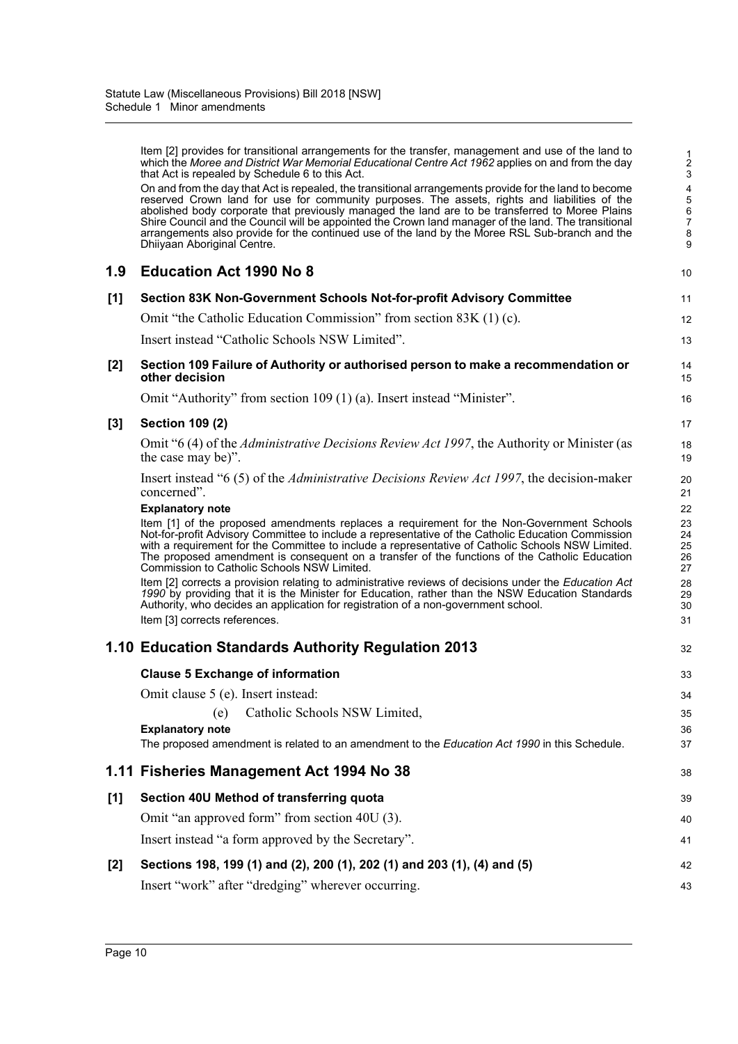Item [2] provides for transitional arrangements for the transfer, management and use of the land to which the *Moree and District War Memorial Educational Centre Act 1962* applies on and from the day that Act is repealed by Schedule 6 to this Act.

On and from the day that Act is repealed, the transitional arrangements provide for the land to become reserved Crown land for use for community purposes. The assets, rights and liabilities of the abolished body corporate that previously managed the land are to be transferred to Moree Plains Shire Council and the Council will be appointed the Crown land manager of the land. The transitional arrangements also provide for the continued use of the land by the Moree RSL Sub-branch and the Dhiiyaan Aboriginal Centre.

## 1.9 Education Act 1990 No 8

### [1] Section 83K Non-Government Schools Not-for-profit Advisory Committee

Omit "the Catholic Education Commission" from section 83K (1) (c).

Insert instead "Catholic Schools NSW Limited".

### [2] Section 109 Failure of Authority or authorised person to make a recommendation or other decision

Omit "Authority" from section 109 (1) (a). Insert instead "Minister".

### [3] Section 109 (2)

Omit "6 (4) of the *Administrative Decisions Review Act 1997*, the Authority or Minister (as the case may be)".

Insert instead "6 (5) of the *Administrative Decisions Review Act 1997*, the decision-maker concerned".

**Explanatory note**

Item [1] of the proposed amendments replaces a requirement for the Non-Government Schools Not-for-profit Advisory Committee to include a representative of the Catholic Education Commission with a requirement for the Committee to include a representative of Catholic Schools NSW Limited. The proposed amendment is consequent on a transfer of the functions of the Catholic Education Commission to Catholic Schools NSW Limited.

Item [2] corrects a provision relating to administrative reviews of decisions under the *Education Act 1990* by providing that it is the Minister for Education, rather than the NSW Education Standards Authority, who decides an application for registration of a non-government school.

Item [3] corrects references.

## 1.10 Education Standards Authority Regulation 2013

### Clause 5 Exchange of information

Omit clause 5 (e). Insert instead:

(e) Catholic Schools NSW Limited,

**Explanatory note**

The proposed amendment is related to an amendment to the *Education Act 1990* in this Schedule.

## 1.11 Fisheries Management Act 1994 No 38

### [1] Section 40U Method of transferring quota

Omit "an approved form" from section 40U (3).

Insert instead "a form approved by the Secretary".

### [2] Sections 198, 199 (1) and (2), 200 (1), 202 (1) and 203 (1), (4) and (5)

Insert "work" after "dredging" wherever occurring.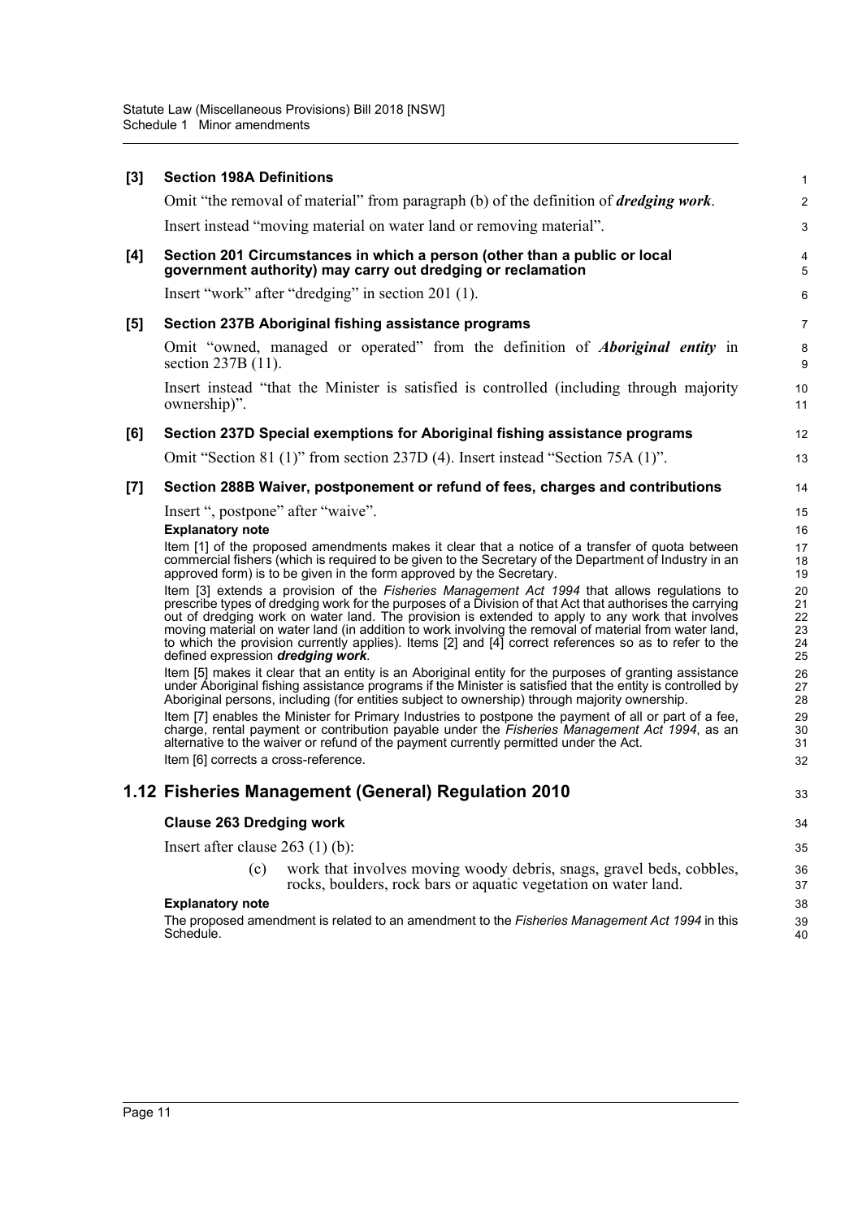**[3] Section 198A Definitions**

Omit "the removal of material" from paragraph (b) of the definition of ***dredging work***.

Insert instead "moving material on water land or removing material".

**[4] Section 201 Circumstances in which a person (other than a public or local government authority) may carry out dredging or reclamation**

Insert "work" after "dredging" in section 201 (1).

**[5] Section 237B Aboriginal fishing assistance programs**

Omit "owned, managed or operated" from the definition of ***Aboriginal entity*** in section 237B (11).

Insert instead "that the Minister is satisfied is controlled (including through majority ownership)".

**[6] Section 237D Special exemptions for Aboriginal fishing assistance programs**

Omit "Section 81 (1)" from section 237D (4). Insert instead "Section 75A (1)".

**[7] Section 288B Waiver, postponement or refund of fees, charges and contributions**

Insert ", postpone" after "waive".

**Explanatory note**

Item [1] of the proposed amendments makes it clear that a notice of a transfer of quota between commercial fishers (which is required to be given to the Secretary of the Department of Industry in an approved form) is to be given in the form approved by the Secretary.

Item [3] extends a provision of the *Fisheries Management Act 1994* that allows regulations to prescribe types of dredging work for the purposes of a Division of that Act that authorises the carrying out of dredging work on water land. The provision is extended to apply to any work that involves moving material on water land (in addition to work involving the removal of material from water land, to which the provision currently applies). Items [2] and [4] correct references so as to refer to the defined expression ***dredging work***.

Item [5] makes it clear that an entity is an Aboriginal entity for the purposes of granting assistance under Aboriginal fishing assistance programs if the Minister is satisfied that the entity is controlled by Aboriginal persons, including (for entities subject to ownership) through majority ownership.

Item [7] enables the Minister for Primary Industries to postpone the payment of all or part of a fee, charge, rental payment or contribution payable under the *Fisheries Management Act 1994*, as an alternative to the waiver or refund of the payment currently permitted under the Act.

Item [6] corrects a cross-reference.

## 1.12 Fisheries Management (General) Regulation 2010

**Clause 263 Dredging work**

Insert after clause 263 (1) (b):

(c) work that involves moving woody debris, snags, gravel beds, cobbles, rocks, boulders, rock bars or aquatic vegetation on water land.

**Explanatory note**

The proposed amendment is related to an amendment to the *Fisheries Management Act 1994* in this Schedule.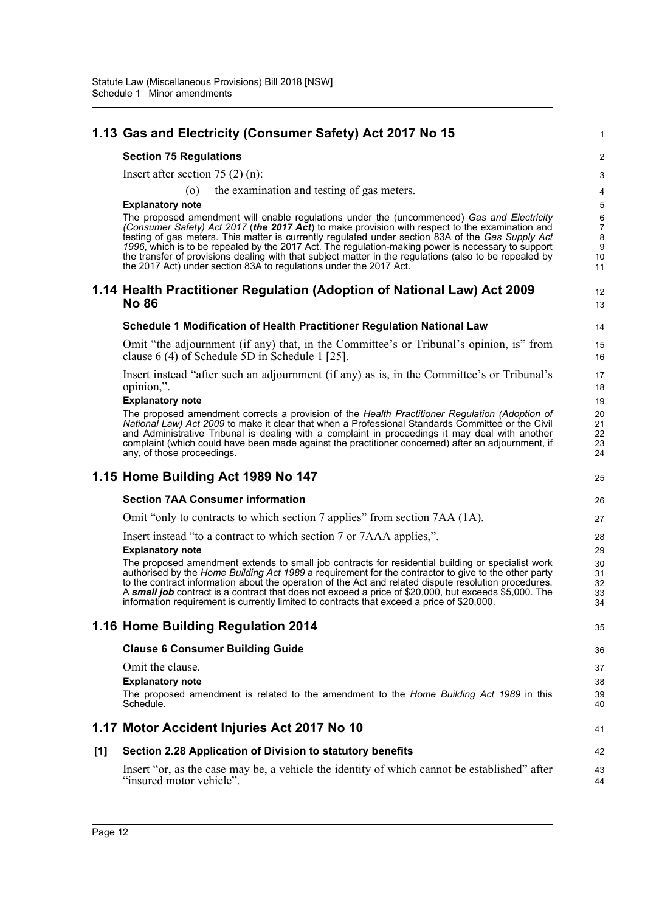## 1.13 Gas and Electricity (Consumer Safety) Act 2017 No 15

### Section 75 Regulations

Insert after section 75 (2) (n):

(o) the examination and testing of gas meters.

**Explanatory note**

The proposed amendment will enable regulations under the (uncommenced) *Gas and Electricity (Consumer Safety) Act 2017* (***the 2017 Act***) to make provision with respect to the examination and testing of gas meters. This matter is currently regulated under section 83A of the *Gas Supply Act 1996*, which is to be repealed by the 2017 Act. The regulation-making power is necessary to support the transfer of provisions dealing with that subject matter in the regulations (also to be repealed by the 2017 Act) under section 83A to regulations under the 2017 Act.

## 1.14 Health Practitioner Regulation (Adoption of National Law) Act 2009 No 86

### Schedule 1 Modification of Health Practitioner Regulation National Law

Omit "the adjournment (if any) that, in the Committee's or Tribunal's opinion, is" from clause 6 (4) of Schedule 5D in Schedule 1 [25].

Insert instead "after such an adjournment (if any) as is, in the Committee's or Tribunal's opinion,".

**Explanatory note**

The proposed amendment corrects a provision of the *Health Practitioner Regulation (Adoption of National Law) Act 2009* to make it clear that when a Professional Standards Committee or the Civil and Administrative Tribunal is dealing with a complaint in proceedings it may deal with another complaint (which could have been made against the practitioner concerned) after an adjournment, if any, of those proceedings.

## 1.15 Home Building Act 1989 No 147

### Section 7AA Consumer information

Omit "only to contracts to which section 7 applies" from section 7AA (1A).

Insert instead "to a contract to which section 7 or 7AAA applies,".

**Explanatory note**

The proposed amendment extends to small job contracts for residential building or specialist work authorised by the *Home Building Act 1989* a requirement for the contractor to give to the other party to the contract information about the operation of the Act and related dispute resolution procedures. A ***small job*** contract is a contract that does not exceed a price of $20,000, but exceeds $5,000. The information requirement is currently limited to contracts that exceed a price of $20,000.

## 1.16 Home Building Regulation 2014

### Clause 6 Consumer Building Guide

Omit the clause.

**Explanatory note**

The proposed amendment is related to the amendment to the *Home Building Act 1989* in this Schedule.

## 1.17 Motor Accident Injuries Act 2017 No 10

### [1] Section 2.28 Application of Division to statutory benefits

Insert "or, as the case may be, a vehicle the identity of which cannot be established" after "insured motor vehicle".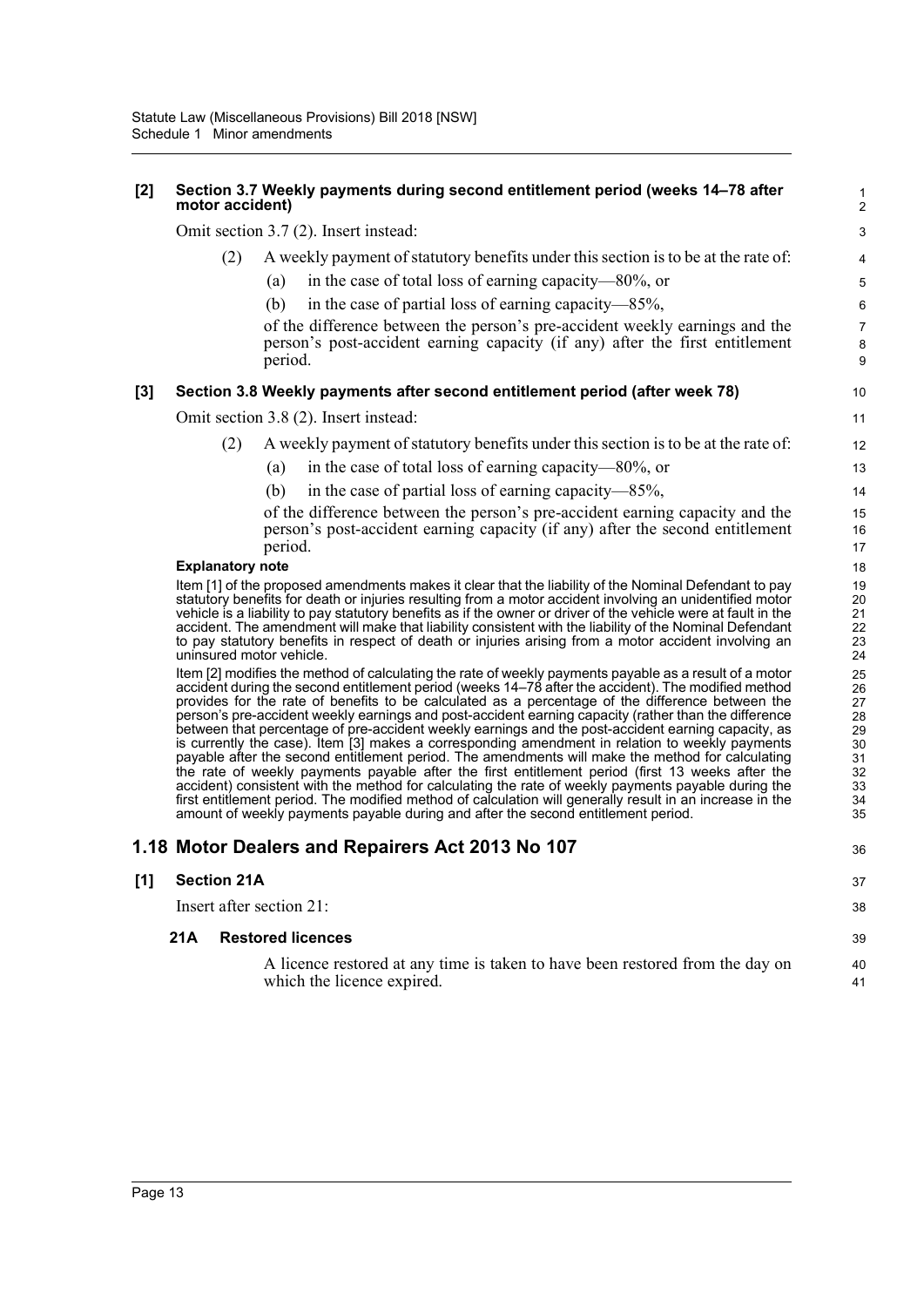**[2] Section 3.7 Weekly payments during second entitlement period (weeks 14–78 after motor accident)**

Omit section 3.7 (2). Insert instead:

(2) A weekly payment of statutory benefits under this section is to be at the rate of:

(a) in the case of total loss of earning capacity—80%, or

(b) in the case of partial loss of earning capacity—85%,

of the difference between the person's pre-accident weekly earnings and the person's post-accident earning capacity (if any) after the first entitlement period.

**[3] Section 3.8 Weekly payments after second entitlement period (after week 78)**

Omit section 3.8 (2). Insert instead:

(2) A weekly payment of statutory benefits under this section is to be at the rate of:

(a) in the case of total loss of earning capacity—80%, or

(b) in the case of partial loss of earning capacity—85%,

of the difference between the person's pre-accident earning capacity and the person's post-accident earning capacity (if any) after the second entitlement period.

**Explanatory note**

Item [1] of the proposed amendments makes it clear that the liability of the Nominal Defendant to pay statutory benefits for death or injuries resulting from a motor accident involving an unidentified motor vehicle is a liability to pay statutory benefits as if the owner or driver of the vehicle were at fault in the accident. The amendment will make that liability consistent with the liability of the Nominal Defendant to pay statutory benefits in respect of death or injuries arising from a motor accident involving an uninsured motor vehicle.

Item [2] modifies the method of calculating the rate of weekly payments payable as a result of a motor accident during the second entitlement period (weeks 14–78 after the accident). The modified method provides for the rate of benefits to be calculated as a percentage of the difference between the person's pre-accident weekly earnings and post-accident earning capacity (rather than the difference between that percentage of pre-accident weekly earnings and the post-accident earning capacity, as is currently the case). Item [3] makes a corresponding amendment in relation to weekly payments payable after the second entitlement period. The amendments will make the method for calculating the rate of weekly payments payable after the first entitlement period (first 13 weeks after the accident) consistent with the method for calculating the rate of weekly payments payable during the first entitlement period. The modified method of calculation will generally result in an increase in the amount of weekly payments payable during and after the second entitlement period.

## 1.18 Motor Dealers and Repairers Act 2013 No 107

**[1] Section 21A**

Insert after section 21:

**21A Restored licences**

A licence restored at any time is taken to have been restored from the day on which the licence expired.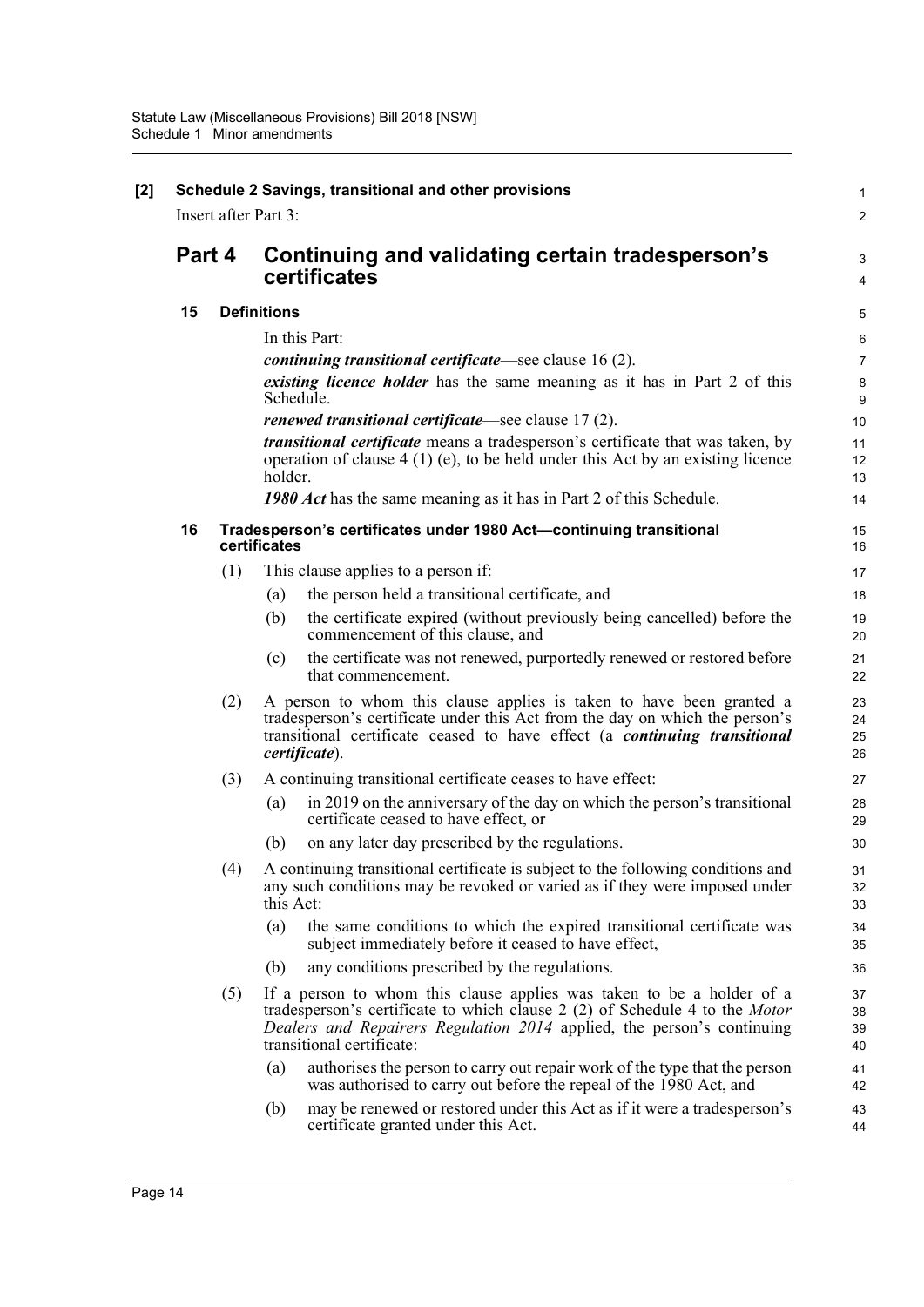**[2] Schedule 2 Savings, transitional and other provisions**

Insert after Part 3:

## Part 4 Continuing and validating certain tradesperson's certificates

### 15 Definitions

In this Part:

***continuing transitional certificate***—see clause 16 (2).

***existing licence holder*** has the same meaning as it has in Part 2 of this Schedule.

***renewed transitional certificate***—see clause 17 (2).

***transitional certificate*** means a tradesperson's certificate that was taken, by operation of clause 4 (1) (e), to be held under this Act by an existing licence holder.

***1980 Act*** has the same meaning as it has in Part 2 of this Schedule.

### 16 Tradesperson's certificates under 1980 Act—continuing transitional certificates

(1) This clause applies to a person if:

- (a) the person held a transitional certificate, and
- (b) the certificate expired (without previously being cancelled) before the commencement of this clause, and
- (c) the certificate was not renewed, purportedly renewed or restored before that commencement.

(2) A person to whom this clause applies is taken to have been granted a tradesperson's certificate under this Act from the day on which the person's transitional certificate ceased to have effect (a ***continuing transitional certificate***).

(3) A continuing transitional certificate ceases to have effect:

- (a) in 2019 on the anniversary of the day on which the person's transitional certificate ceased to have effect, or
- (b) on any later day prescribed by the regulations.

(4) A continuing transitional certificate is subject to the following conditions and any such conditions may be revoked or varied as if they were imposed under this Act:

- (a) the same conditions to which the expired transitional certificate was subject immediately before it ceased to have effect,
- (b) any conditions prescribed by the regulations.

(5) If a person to whom this clause applies was taken to be a holder of a tradesperson's certificate to which clause 2 (2) of Schedule 4 to the *Motor Dealers and Repairers Regulation 2014* applied, the person's continuing transitional certificate:

- (a) authorises the person to carry out repair work of the type that the person was authorised to carry out before the repeal of the 1980 Act, and
- (b) may be renewed or restored under this Act as if it were a tradesperson's certificate granted under this Act.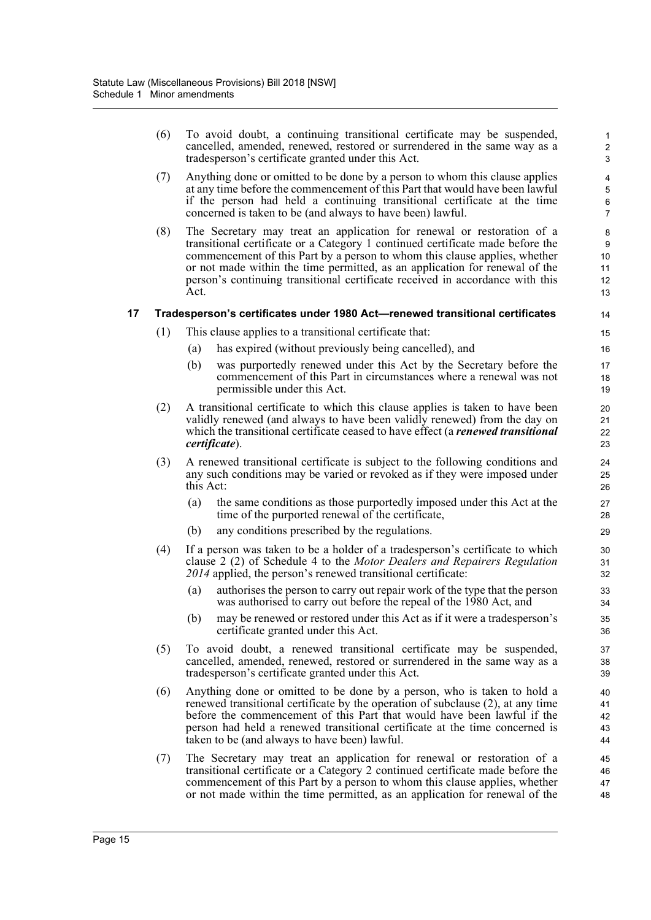(6) To avoid doubt, a continuing transitional certificate may be suspended, cancelled, amended, renewed, restored or surrendered in the same way as a tradesperson's certificate granted under this Act.

(7) Anything done or omitted to be done by a person to whom this clause applies at any time before the commencement of this Part that would have been lawful if the person had held a continuing transitional certificate at the time concerned is taken to be (and always to have been) lawful.

(8) The Secretary may treat an application for renewal or restoration of a transitional certificate or a Category 1 continued certificate made before the commencement of this Part by a person to whom this clause applies, whether or not made within the time permitted, as an application for renewal of the person's continuing transitional certificate received in accordance with this Act.

### 17 Tradesperson's certificates under 1980 Act—renewed transitional certificates

(1) This clause applies to a transitional certificate that:

(a) has expired (without previously being cancelled), and

(b) was purportedly renewed under this Act by the Secretary before the commencement of this Part in circumstances where a renewal was not permissible under this Act.

(2) A transitional certificate to which this clause applies is taken to have been validly renewed (and always to have been validly renewed) from the day on which the transitional certificate ceased to have effect (a ***renewed transitional certificate***).

(3) A renewed transitional certificate is subject to the following conditions and any such conditions may be varied or revoked as if they were imposed under this Act:

(a) the same conditions as those purportedly imposed under this Act at the time of the purported renewal of the certificate,

(b) any conditions prescribed by the regulations.

(4) If a person was taken to be a holder of a tradesperson's certificate to which clause 2 (2) of Schedule 4 to the *Motor Dealers and Repairers Regulation 2014* applied, the person's renewed transitional certificate:

(a) authorises the person to carry out repair work of the type that the person was authorised to carry out before the repeal of the 1980 Act, and

(b) may be renewed or restored under this Act as if it were a tradesperson's certificate granted under this Act.

(5) To avoid doubt, a renewed transitional certificate may be suspended, cancelled, amended, renewed, restored or surrendered in the same way as a tradesperson's certificate granted under this Act.

(6) Anything done or omitted to be done by a person, who is taken to hold a renewed transitional certificate by the operation of subclause (2), at any time before the commencement of this Part that would have been lawful if the person had held a renewed transitional certificate at the time concerned is taken to be (and always to have been) lawful.

(7) The Secretary may treat an application for renewal or restoration of a transitional certificate or a Category 2 continued certificate made before the commencement of this Part by a person to whom this clause applies, whether or not made within the time permitted, as an application for renewal of the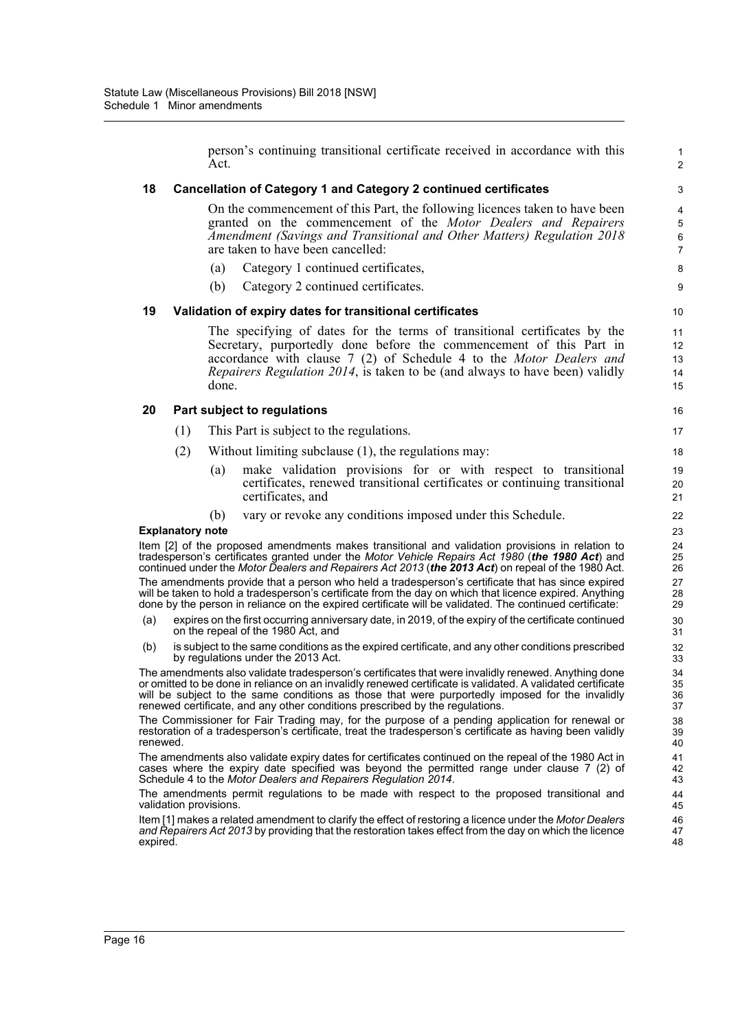person's continuing transitional certificate received in accordance with this Act.

**18 Cancellation of Category 1 and Category 2 continued certificates**

On the commencement of this Part, the following licences taken to have been granted on the commencement of the *Motor Dealers and Repairers Amendment (Savings and Transitional and Other Matters) Regulation 2018* are taken to have been cancelled:

(a) Category 1 continued certificates,

(b) Category 2 continued certificates.

**19 Validation of expiry dates for transitional certificates**

The specifying of dates for the terms of transitional certificates by the Secretary, purportedly done before the commencement of this Part in accordance with clause 7 (2) of Schedule 4 to the *Motor Dealers and Repairers Regulation 2014*, is taken to be (and always to have been) validly done.

**20 Part subject to regulations**

(1) This Part is subject to the regulations.

(2) Without limiting subclause (1), the regulations may:

(a) make validation provisions for or with respect to transitional certificates, renewed transitional certificates or continuing transitional certificates, and

(b) vary or revoke any conditions imposed under this Schedule.

**Explanatory note**

Item [2] of the proposed amendments makes transitional and validation provisions in relation to tradesperson's certificates granted under the *Motor Vehicle Repairs Act 1980* (***the 1980 Act***) and continued under the *Motor Dealers and Repairers Act 2013* (***the 2013 Act***) on repeal of the 1980 Act.

The amendments provide that a person who held a tradesperson's certificate that has since expired will be taken to hold a tradesperson's certificate from the day on which that licence expired. Anything done by the person in reliance on the expired certificate will be validated. The continued certificate:

(a) expires on the first occurring anniversary date, in 2019, of the expiry of the certificate continued on the repeal of the 1980 Act, and

(b) is subject to the same conditions as the expired certificate, and any other conditions prescribed by regulations under the 2013 Act.

The amendments also validate tradesperson's certificates that were invalidly renewed. Anything done or omitted to be done in reliance on an invalidly renewed certificate is validated. A validated certificate will be subject to the same conditions as those that were purportedly imposed for the invalidly renewed certificate, and any other conditions prescribed by the regulations.

The Commissioner for Fair Trading may, for the purpose of a pending application for renewal or restoration of a tradesperson's certificate, treat the tradesperson's certificate as having been validly renewed.

The amendments also validate expiry dates for certificates continued on the repeal of the 1980 Act in cases where the expiry date specified was beyond the permitted range under clause 7 (2) of Schedule 4 to the *Motor Dealers and Repairers Regulation 2014*.

The amendments permit regulations to be made with respect to the proposed transitional and validation provisions.

Item [1] makes a related amendment to clarify the effect of restoring a licence under the *Motor Dealers and Repairers Act 2013* by providing that the restoration takes effect from the day on which the licence expired.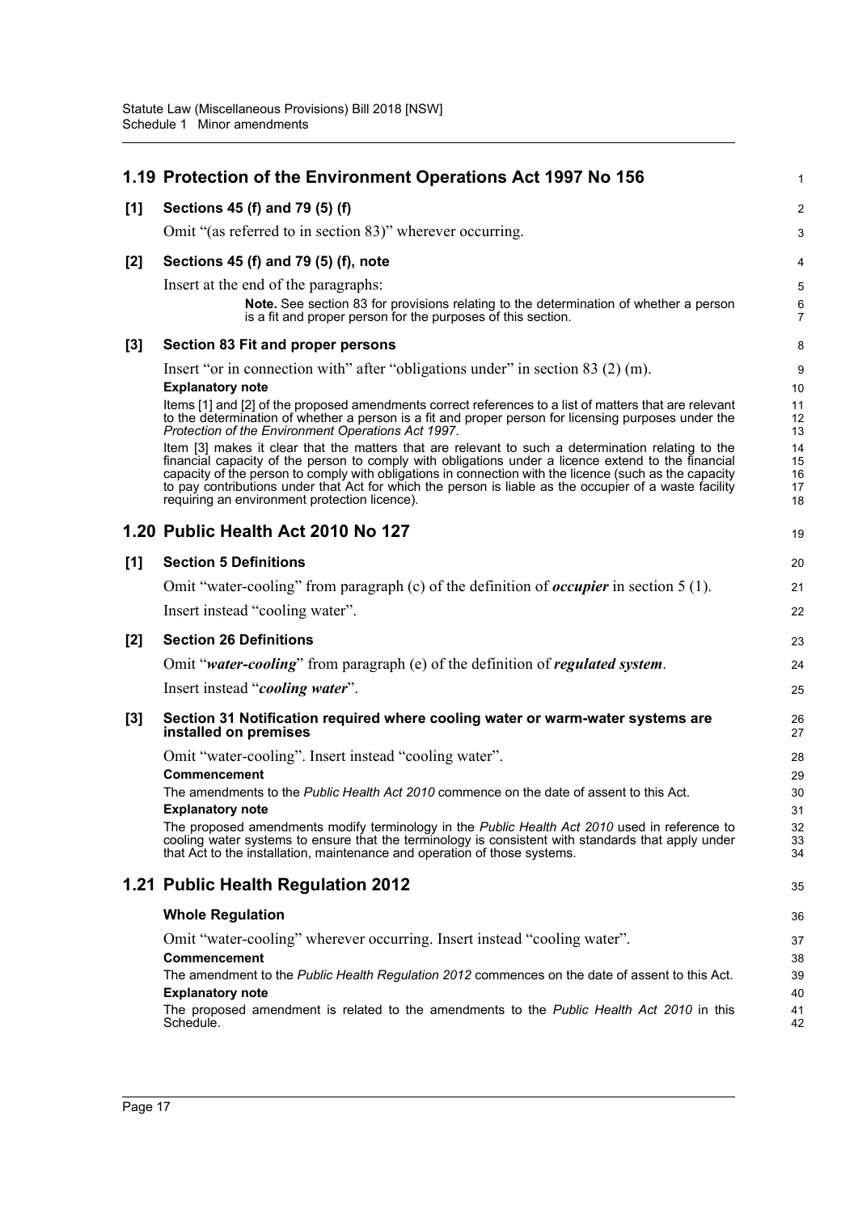## 1.19 Protection of the Environment Operations Act 1997 No 156

**[1] Sections 45 (f) and 79 (5) (f)**

Omit "(as referred to in section 83)" wherever occurring.

**[2] Sections 45 (f) and 79 (5) (f), note**

Insert at the end of the paragraphs:

> **Note.** See section 83 for provisions relating to the determination of whether a person is a fit and proper person for the purposes of this section.

**[3] Section 83 Fit and proper persons**

Insert "or in connection with" after "obligations under" in section 83 (2) (m).

**Explanatory note**

Items [1] and [2] of the proposed amendments correct references to a list of matters that are relevant to the determination of whether a person is a fit and proper person for licensing purposes under the *Protection of the Environment Operations Act 1997*.

Item [3] makes it clear that the matters that are relevant to such a determination relating to the financial capacity of the person to comply with obligations under a licence extend to the financial capacity of the person to comply with obligations in connection with the licence (such as the capacity to pay contributions under that Act for which the person is liable as the occupier of a waste facility requiring an environment protection licence).

## 1.20 Public Health Act 2010 No 127

**[1] Section 5 Definitions**

Omit "water-cooling" from paragraph (c) of the definition of ***occupier*** in section 5 (1).

Insert instead "cooling water".

**[2] Section 26 Definitions**

Omit "***water-cooling***" from paragraph (e) of the definition of ***regulated system***.

Insert instead "***cooling water***".

**[3] Section 31 Notification required where cooling water or warm-water systems are installed on premises**

Omit "water-cooling". Insert instead "cooling water".

**Commencement**

The amendments to the *Public Health Act 2010* commence on the date of assent to this Act.

**Explanatory note**

The proposed amendments modify terminology in the *Public Health Act 2010* used in reference to cooling water systems to ensure that the terminology is consistent with standards that apply under that Act to the installation, maintenance and operation of those systems.

## 1.21 Public Health Regulation 2012

**Whole Regulation**

Omit "water-cooling" wherever occurring. Insert instead "cooling water".

**Commencement**

The amendment to the *Public Health Regulation 2012* commences on the date of assent to this Act.

**Explanatory note**

The proposed amendment is related to the amendments to the *Public Health Act 2010* in this Schedule.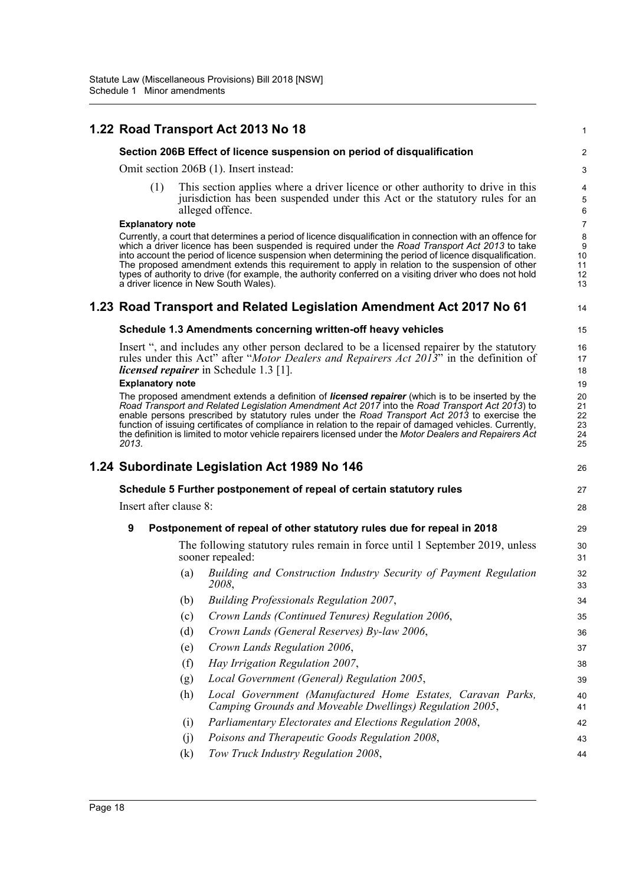## 1.22 Road Transport Act 2013 No 18

### Section 206B Effect of licence suspension on period of disqualification

Omit section 206B (1). Insert instead:

(1) This section applies where a driver licence or other authority to drive in this jurisdiction has been suspended under this Act or the statutory rules for an alleged offence.

**Explanatory note**

Currently, a court that determines a period of licence disqualification in connection with an offence for which a driver licence has been suspended is required under the *Road Transport Act 2013* to take into account the period of licence suspension when determining the period of licence disqualification. The proposed amendment extends this requirement to apply in relation to the suspension of other types of authority to drive (for example, the authority conferred on a visiting driver who does not hold a driver licence in New South Wales).

## 1.23 Road Transport and Related Legislation Amendment Act 2017 No 61

### Schedule 1.3 Amendments concerning written-off heavy vehicles

Insert ", and includes any other person declared to be a licensed repairer by the statutory rules under this Act" after "*Motor Dealers and Repairers Act 2013*" in the definition of ***licensed repairer*** in Schedule 1.3 [1].

**Explanatory note**

The proposed amendment extends a definition of ***licensed repairer*** (which is to be inserted by the *Road Transport and Related Legislation Amendment Act 2017* into the *Road Transport Act 2013*) to enable persons prescribed by statutory rules under the *Road Transport Act 2013* to exercise the function of issuing certificates of compliance in relation to the repair of damaged vehicles. Currently, the definition is limited to motor vehicle repairers licensed under the *Motor Dealers and Repairers Act 2013*.

## 1.24 Subordinate Legislation Act 1989 No 146

### Schedule 5 Further postponement of repeal of certain statutory rules

Insert after clause 8:

**9 Postponement of repeal of other statutory rules due for repeal in 2018**

The following statutory rules remain in force until 1 September 2019, unless sooner repealed:

(a) *Building and Construction Industry Security of Payment Regulation 2008*,

(b) *Building Professionals Regulation 2007*,

(c) *Crown Lands (Continued Tenures) Regulation 2006*,

(d) *Crown Lands (General Reserves) By-law 2006*,

(e) *Crown Lands Regulation 2006*,

(f) *Hay Irrigation Regulation 2007*,

(g) *Local Government (General) Regulation 2005*,

(h) *Local Government (Manufactured Home Estates, Caravan Parks, Camping Grounds and Moveable Dwellings) Regulation 2005*,

(i) *Parliamentary Electorates and Elections Regulation 2008*,

(j) *Poisons and Therapeutic Goods Regulation 2008*,

(k) *Tow Truck Industry Regulation 2008*,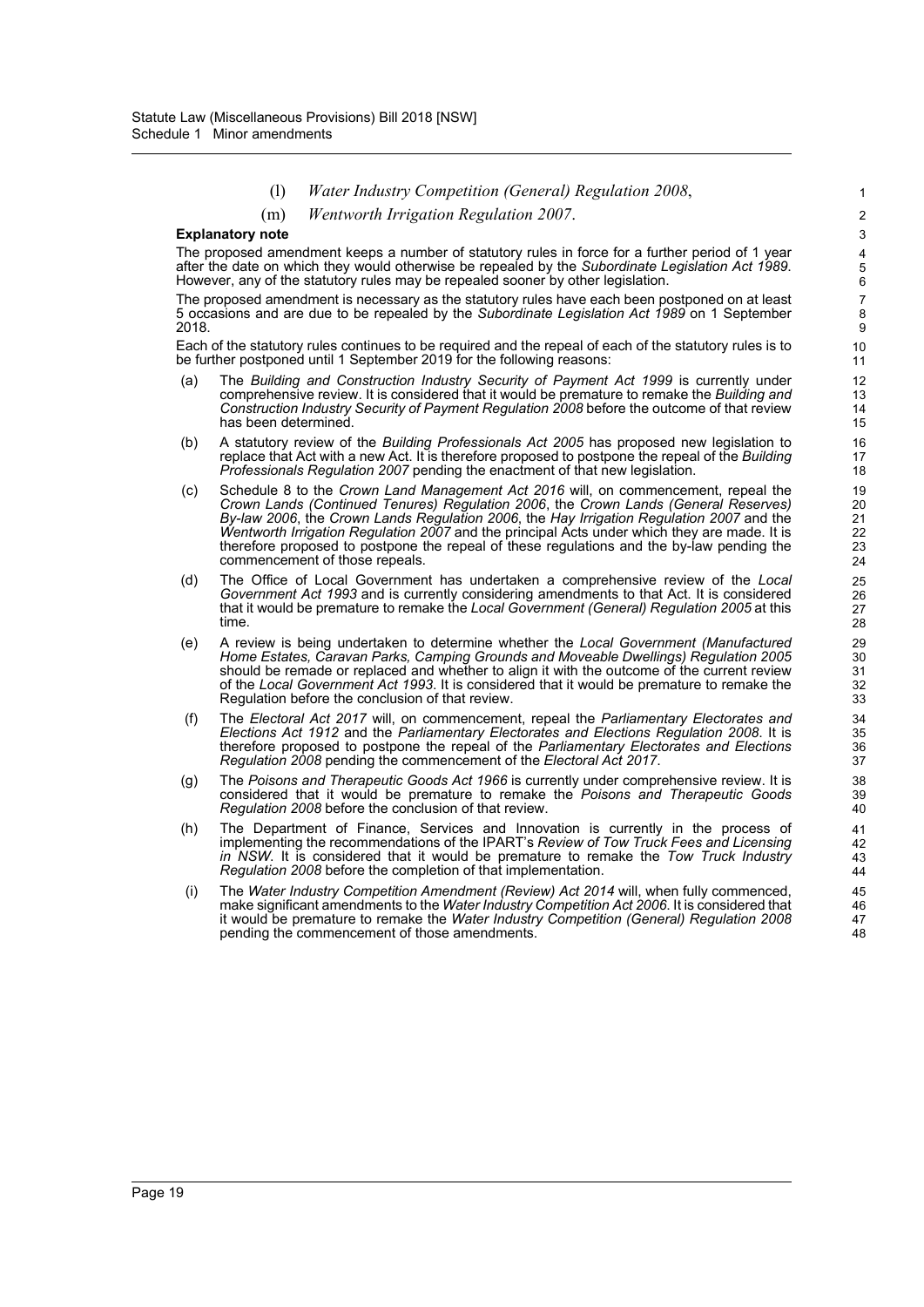(l) *Water Industry Competition (General) Regulation 2008*,

(m) *Wentworth Irrigation Regulation 2007*.

**Explanatory note**

The proposed amendment keeps a number of statutory rules in force for a further period of 1 year after the date on which they would otherwise be repealed by the *Subordinate Legislation Act 1989*. However, any of the statutory rules may be repealed sooner by other legislation.

The proposed amendment is necessary as the statutory rules have each been postponed on at least 5 occasions and are due to be repealed by the *Subordinate Legislation Act 1989* on 1 September 2018.

Each of the statutory rules continues to be required and the repeal of each of the statutory rules is to be further postponed until 1 September 2019 for the following reasons:

(a) The *Building and Construction Industry Security of Payment Act 1999* is currently under comprehensive review. It is considered that it would be premature to remake the *Building and Construction Industry Security of Payment Regulation 2008* before the outcome of that review has been determined.

(b) A statutory review of the *Building Professionals Act 2005* has proposed new legislation to replace that Act with a new Act. It is therefore proposed to postpone the repeal of the *Building Professionals Regulation 2007* pending the enactment of that new legislation.

(c) Schedule 8 to the *Crown Land Management Act 2016* will, on commencement, repeal the *Crown Lands (Continued Tenures) Regulation 2006*, the *Crown Lands (General Reserves) By-law 2006*, the *Crown Lands Regulation 2006*, the *Hay Irrigation Regulation 2007* and the *Wentworth Irrigation Regulation 2007* and the principal Acts under which they are made. It is therefore proposed to postpone the repeal of these regulations and the by-law pending the commencement of those repeals.

(d) The Office of Local Government has undertaken a comprehensive review of the *Local Government Act 1993* and is currently considering amendments to that Act. It is considered that it would be premature to remake the *Local Government (General) Regulation 2005* at this time.

(e) A review is being undertaken to determine whether the *Local Government (Manufactured Home Estates, Caravan Parks, Camping Grounds and Moveable Dwellings) Regulation 2005* should be remade or replaced and whether to align it with the outcome of the current review of the *Local Government Act 1993*. It is considered that it would be premature to remake the Regulation before the conclusion of that review.

(f) The *Electoral Act 2017* will, on commencement, repeal the *Parliamentary Electorates and Elections Act 1912* and the *Parliamentary Electorates and Elections Regulation 2008*. It is therefore proposed to postpone the repeal of the *Parliamentary Electorates and Elections Regulation 2008* pending the commencement of the *Electoral Act 2017*.

(g) The *Poisons and Therapeutic Goods Act 1966* is currently under comprehensive review. It is considered that it would be premature to remake the *Poisons and Therapeutic Goods Regulation 2008* before the conclusion of that review.

(h) The Department of Finance, Services and Innovation is currently in the process of implementing the recommendations of the IPART's *Review of Tow Truck Fees and Licensing in NSW*. It is considered that it would be premature to remake the *Tow Truck Industry Regulation 2008* before the completion of that implementation.

(i) The *Water Industry Competition Amendment (Review) Act 2014* will, when fully commenced, make significant amendments to the *Water Industry Competition Act 2006*. It is considered that it would be premature to remake the *Water Industry Competition (General) Regulation 2008* pending the commencement of those amendments.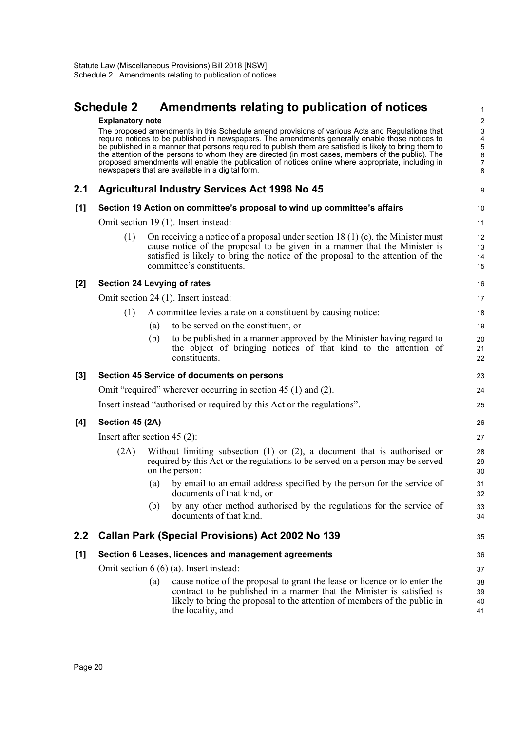# Schedule 2 Amendments relating to publication of notices

**Explanatory note**

The proposed amendments in this Schedule amend provisions of various Acts and Regulations that require notices to be published in newspapers. The amendments generally enable those notices to be published in a manner that persons required to publish them are satisfied is likely to bring them to the attention of the persons to whom they are directed (in most cases, members of the public). The proposed amendments will enable the publication of notices online where appropriate, including in newspapers that are available in a digital form.

## 2.1 Agricultural Industry Services Act 1998 No 45

### [1] Section 19 Action on committee's proposal to wind up committee's affairs

Omit section 19 (1). Insert instead:

(1) On receiving a notice of a proposal under section 18 (1) (c), the Minister must cause notice of the proposal to be given in a manner that the Minister is satisfied is likely to bring the notice of the proposal to the attention of the committee's constituents.

### [2] Section 24 Levying of rates

Omit section 24 (1). Insert instead:

(1) A committee levies a rate on a constituent by causing notice:

(a) to be served on the constituent, or

(b) to be published in a manner approved by the Minister having regard to the object of bringing notices of that kind to the attention of constituents.

### [3] Section 45 Service of documents on persons

Omit "required" wherever occurring in section 45 (1) and (2).

Insert instead "authorised or required by this Act or the regulations".

### [4] Section 45 (2A)

Insert after section 45 (2):

(2A) Without limiting subsection (1) or (2), a document that is authorised or required by this Act or the regulations to be served on a person may be served on the person:

(a) by email to an email address specified by the person for the service of documents of that kind, or

(b) by any other method authorised by the regulations for the service of documents of that kind.

## 2.2 Callan Park (Special Provisions) Act 2002 No 139

### [1] Section 6 Leases, licences and management agreements

Omit section 6 (6) (a). Insert instead:

(a) cause notice of the proposal to grant the lease or licence or to enter the contract to be published in a manner that the Minister is satisfied is likely to bring the proposal to the attention of members of the public in the locality, and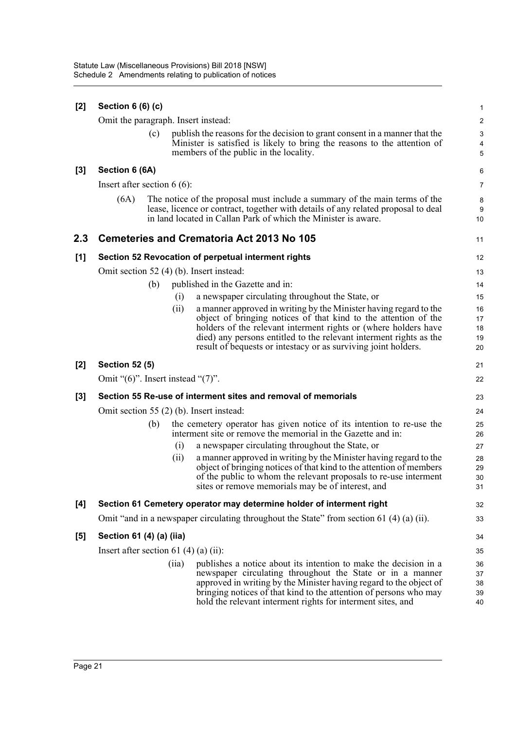**[2] Section 6 (6) (c)**

Omit the paragraph. Insert instead:

> (c) publish the reasons for the decision to grant consent in a manner that the Minister is satisfied is likely to bring the reasons to the attention of members of the public in the locality.

**[3] Section 6 (6A)**

Insert after section 6 (6):

> (6A) The notice of the proposal must include a summary of the main terms of the lease, licence or contract, together with details of any related proposal to deal in land located in Callan Park of which the Minister is aware.

## 2.3 Cemeteries and Crematoria Act 2013 No 105

**[1] Section 52 Revocation of perpetual interment rights**

Omit section 52 (4) (b). Insert instead:

> (b) published in the Gazette and in:
>
> (i) a newspaper circulating throughout the State, or
>
> (ii) a manner approved in writing by the Minister having regard to the object of bringing notices of that kind to the attention of the holders of the relevant interment rights or (where holders have died) any persons entitled to the relevant interment rights as the result of bequests or intestacy or as surviving joint holders.

**[2] Section 52 (5)**

Omit "(6)". Insert instead "(7)".

**[3] Section 55 Re-use of interment sites and removal of memorials**

Omit section 55 (2) (b). Insert instead:

> (b) the cemetery operator has given notice of its intention to re-use the interment site or remove the memorial in the Gazette and in:
>
> (i) a newspaper circulating throughout the State, or
>
> (ii) a manner approved in writing by the Minister having regard to the object of bringing notices of that kind to the attention of members of the public to whom the relevant proposals to re-use interment sites or remove memorials may be of interest, and

**[4] Section 61 Cemetery operator may determine holder of interment right**

Omit "and in a newspaper circulating throughout the State" from section 61 (4) (a) (ii).

**[5] Section 61 (4) (a) (iia)**

Insert after section 61 (4) (a) (ii):

> (iia) publishes a notice about its intention to make the decision in a newspaper circulating throughout the State or in a manner approved in writing by the Minister having regard to the object of bringing notices of that kind to the attention of persons who may hold the relevant interment rights for interment sites, and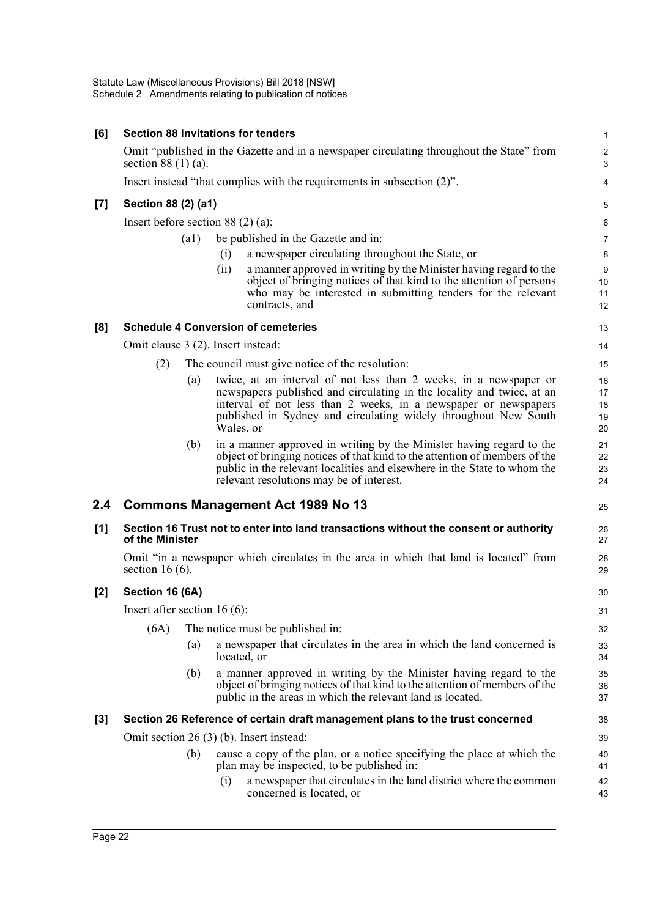**[6] Section 88 Invitations for tenders**

Omit "published in the Gazette and in a newspaper circulating throughout the State" from section 88 (1) (a).

Insert instead "that complies with the requirements in subsection (2)".

**[7] Section 88 (2) (a1)**

Insert before section 88 (2) (a):

> (a1) be published in the Gazette and in:
>
> (i) a newspaper circulating throughout the State, or
>
> (ii) a manner approved in writing by the Minister having regard to the object of bringing notices of that kind to the attention of persons who may be interested in submitting tenders for the relevant contracts, and

**[8] Schedule 4 Conversion of cemeteries**

Omit clause 3 (2). Insert instead:

> (2) The council must give notice of the resolution:
>
> (a) twice, at an interval of not less than 2 weeks, in a newspaper or newspapers published and circulating in the locality and twice, at an interval of not less than 2 weeks, in a newspaper or newspapers published in Sydney and circulating widely throughout New South Wales, or
>
> (b) in a manner approved in writing by the Minister having regard to the object of bringing notices of that kind to the attention of members of the public in the relevant localities and elsewhere in the State to whom the relevant resolutions may be of interest.

## 2.4 Commons Management Act 1989 No 13

**[1] Section 16 Trust not to enter into land transactions without the consent or authority of the Minister**

Omit "in a newspaper which circulates in the area in which that land is located" from section 16 (6).

**[2] Section 16 (6A)**

Insert after section 16 (6):

> (6A) The notice must be published in:
>
> (a) a newspaper that circulates in the area in which the land concerned is located, or
>
> (b) a manner approved in writing by the Minister having regard to the object of bringing notices of that kind to the attention of members of the public in the areas in which the relevant land is located.

**[3] Section 26 Reference of certain draft management plans to the trust concerned**

Omit section 26 (3) (b). Insert instead:

> (b) cause a copy of the plan, or a notice specifying the place at which the plan may be inspected, to be published in:
>
> (i) a newspaper that circulates in the land district where the common concerned is located, or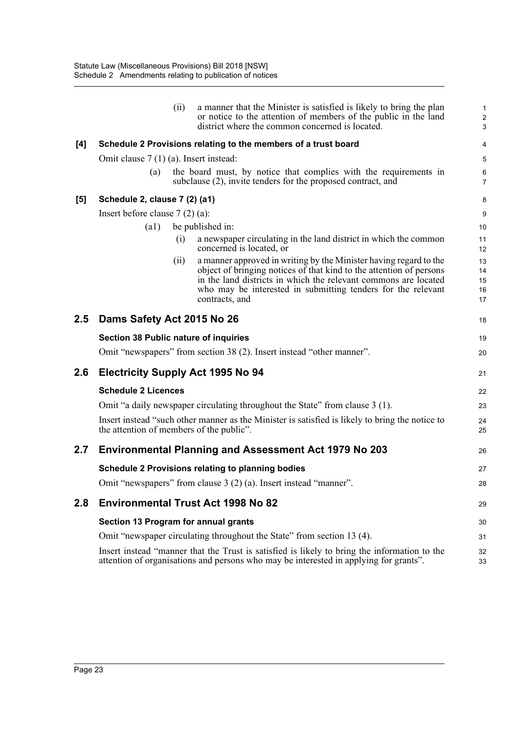(ii) a manner that the Minister is satisfied is likely to bring the plan or notice to the attention of members of the public in the land district where the common concerned is located.

**[4] Schedule 2 Provisions relating to the members of a trust board**

Omit clause 7 (1) (a). Insert instead:

(a) the board must, by notice that complies with the requirements in subclause (2), invite tenders for the proposed contract, and

**[5] Schedule 2, clause 7 (2) (a1)**

Insert before clause 7 (2) (a):

(a1) be published in:

(i) a newspaper circulating in the land district in which the common concerned is located, or

(ii) a manner approved in writing by the Minister having regard to the object of bringing notices of that kind to the attention of persons in the land districts in which the relevant commons are located who may be interested in submitting tenders for the relevant contracts, and

## 2.5 Dams Safety Act 2015 No 26

**Section 38 Public nature of inquiries**

Omit "newspapers" from section 38 (2). Insert instead "other manner".

## 2.6 Electricity Supply Act 1995 No 94

**Schedule 2 Licences**

Omit "a daily newspaper circulating throughout the State" from clause 3 (1).

Insert instead "such other manner as the Minister is satisfied is likely to bring the notice to the attention of members of the public".

## 2.7 Environmental Planning and Assessment Act 1979 No 203

**Schedule 2 Provisions relating to planning bodies**

Omit "newspapers" from clause 3 (2) (a). Insert instead "manner".

## 2.8 Environmental Trust Act 1998 No 82

**Section 13 Program for annual grants**

Omit "newspaper circulating throughout the State" from section 13 (4).

Insert instead "manner that the Trust is satisfied is likely to bring the information to the attention of organisations and persons who may be interested in applying for grants".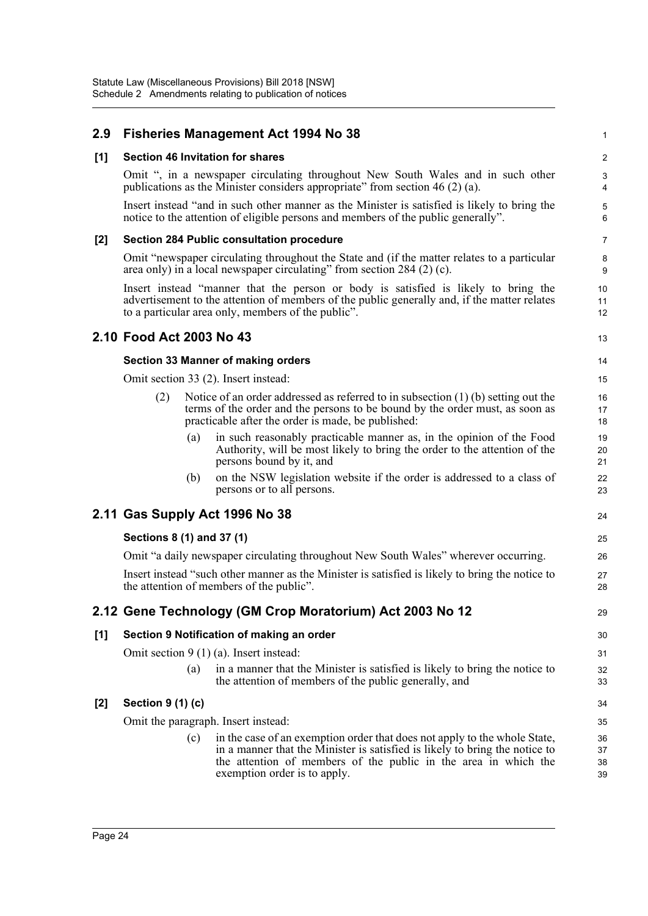## 2.9 Fisheries Management Act 1994 No 38

### [1] Section 46 Invitation for shares

Omit ", in a newspaper circulating throughout New South Wales and in such other publications as the Minister considers appropriate" from section 46 (2) (a).

Insert instead "and in such other manner as the Minister is satisfied is likely to bring the notice to the attention of eligible persons and members of the public generally".

### [2] Section 284 Public consultation procedure

Omit "newspaper circulating throughout the State and (if the matter relates to a particular area only) in a local newspaper circulating" from section 284 (2) (c).

Insert instead "manner that the person or body is satisfied is likely to bring the advertisement to the attention of members of the public generally and, if the matter relates to a particular area only, members of the public".

## 2.10 Food Act 2003 No 43

### Section 33 Manner of making orders

Omit section 33 (2). Insert instead:

(2) Notice of an order addressed as referred to in subsection (1) (b) setting out the terms of the order and the persons to be bound by the order must, as soon as practicable after the order is made, be published:

(a) in such reasonably practicable manner as, in the opinion of the Food Authority, will be most likely to bring the order to the attention of the persons bound by it, and

(b) on the NSW legislation website if the order is addressed to a class of persons or to all persons.

## 2.11 Gas Supply Act 1996 No 38

### Sections 8 (1) and 37 (1)

Omit "a daily newspaper circulating throughout New South Wales" wherever occurring.

Insert instead "such other manner as the Minister is satisfied is likely to bring the notice to the attention of members of the public".

## 2.12 Gene Technology (GM Crop Moratorium) Act 2003 No 12

### [1] Section 9 Notification of making an order

Omit section 9 (1) (a). Insert instead:

(a) in a manner that the Minister is satisfied is likely to bring the notice to the attention of members of the public generally, and

### [2] Section 9 (1) (c)

Omit the paragraph. Insert instead:

(c) in the case of an exemption order that does not apply to the whole State, in a manner that the Minister is satisfied is likely to bring the notice to the attention of members of the public in the area in which the exemption order is to apply.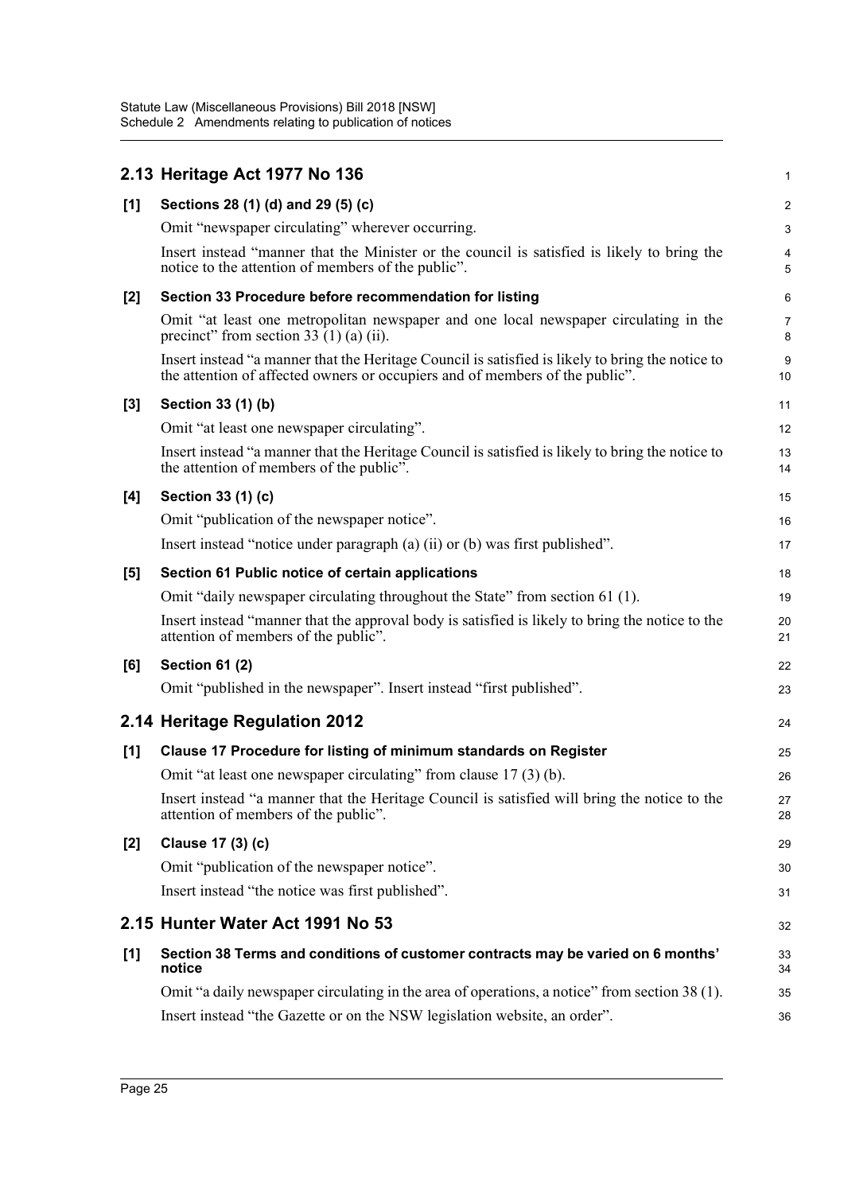## 2.13 Heritage Act 1977 No 136

**[1] Sections 28 (1) (d) and 29 (5) (c)**

Omit "newspaper circulating" wherever occurring.

Insert instead "manner that the Minister or the council is satisfied is likely to bring the notice to the attention of members of the public".

**[2] Section 33 Procedure before recommendation for listing**

Omit "at least one metropolitan newspaper and one local newspaper circulating in the precinct" from section 33 (1) (a) (ii).

Insert instead "a manner that the Heritage Council is satisfied is likely to bring the notice to the attention of affected owners or occupiers and of members of the public".

**[3] Section 33 (1) (b)**

Omit "at least one newspaper circulating".

Insert instead "a manner that the Heritage Council is satisfied is likely to bring the notice to the attention of members of the public".

**[4] Section 33 (1) (c)**

Omit "publication of the newspaper notice".

Insert instead "notice under paragraph (a) (ii) or (b) was first published".

**[5] Section 61 Public notice of certain applications**

Omit "daily newspaper circulating throughout the State" from section 61 (1).

Insert instead "manner that the approval body is satisfied is likely to bring the notice to the attention of members of the public".

**[6] Section 61 (2)**

Omit "published in the newspaper". Insert instead "first published".

## 2.14 Heritage Regulation 2012

**[1] Clause 17 Procedure for listing of minimum standards on Register**

Omit "at least one newspaper circulating" from clause 17 (3) (b).

Insert instead "a manner that the Heritage Council is satisfied will bring the notice to the attention of members of the public".

**[2] Clause 17 (3) (c)**

Omit "publication of the newspaper notice".

Insert instead "the notice was first published".

## 2.15 Hunter Water Act 1991 No 53

**[1] Section 38 Terms and conditions of customer contracts may be varied on 6 months' notice**

Omit "a daily newspaper circulating in the area of operations, a notice" from section 38 (1).

Insert instead "the Gazette or on the NSW legislation website, an order".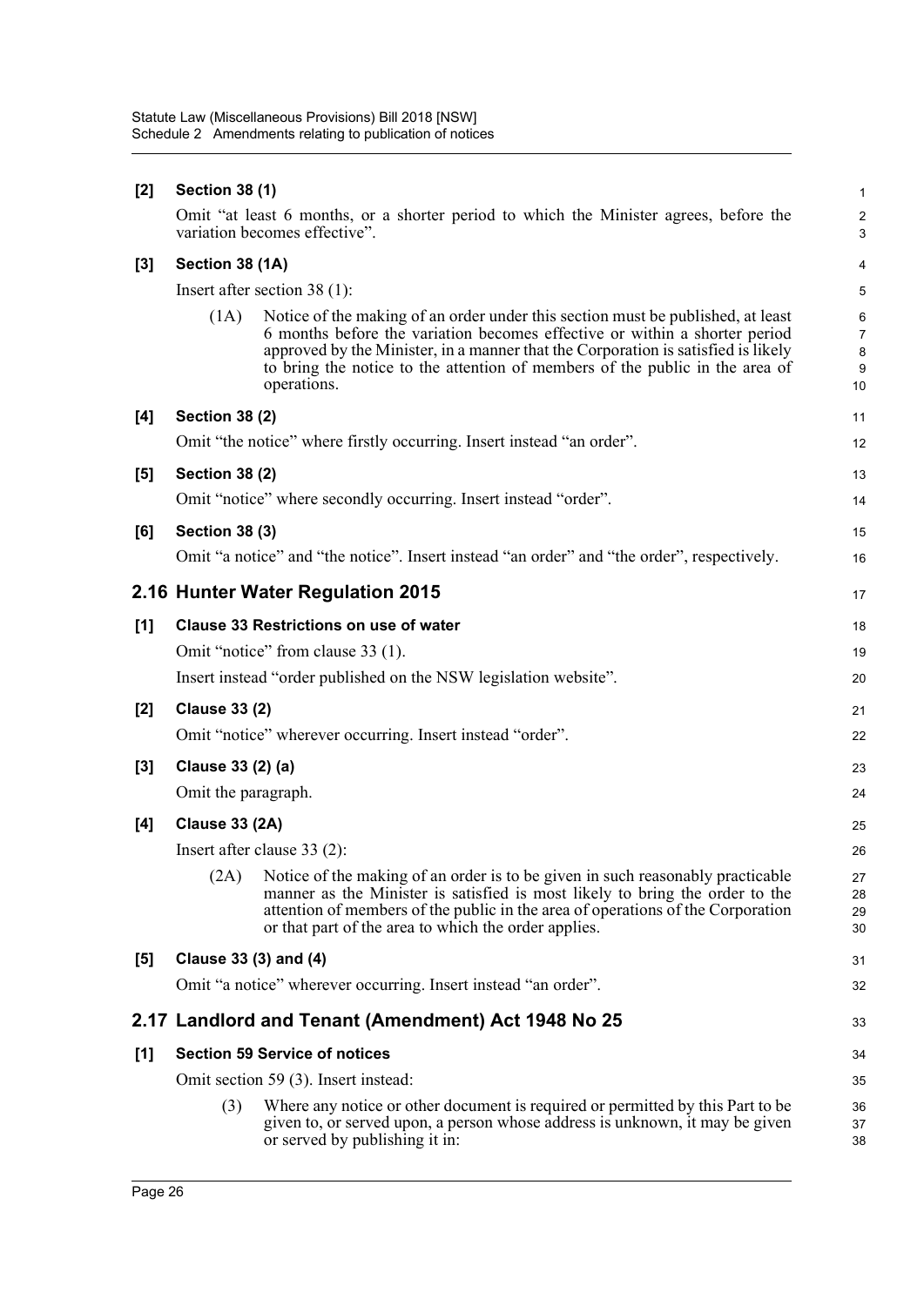**[2] Section 38 (1)**

Omit "at least 6 months, or a shorter period to which the Minister agrees, before the variation becomes effective".

**[3] Section 38 (1A)**

Insert after section 38 (1):

(1A) Notice of the making of an order under this section must be published, at least 6 months before the variation becomes effective or within a shorter period approved by the Minister, in a manner that the Corporation is satisfied is likely to bring the notice to the attention of members of the public in the area of operations.

**[4] Section 38 (2)**

Omit "the notice" where firstly occurring. Insert instead "an order".

**[5] Section 38 (2)**

Omit "notice" where secondly occurring. Insert instead "order".

**[6] Section 38 (3)**

Omit "a notice" and "the notice". Insert instead "an order" and "the order", respectively.

## 2.16 Hunter Water Regulation 2015

**[1] Clause 33 Restrictions on use of water**

Omit "notice" from clause 33 (1).

Insert instead "order published on the NSW legislation website".

**[2] Clause 33 (2)**

Omit "notice" wherever occurring. Insert instead "order".

**[3] Clause 33 (2) (a)**

Omit the paragraph.

**[4] Clause 33 (2A)**

Insert after clause 33 (2):

(2A) Notice of the making of an order is to be given in such reasonably practicable manner as the Minister is satisfied is most likely to bring the order to the attention of members of the public in the area of operations of the Corporation or that part of the area to which the order applies.

**[5] Clause 33 (3) and (4)**

Omit "a notice" wherever occurring. Insert instead "an order".

## 2.17 Landlord and Tenant (Amendment) Act 1948 No 25

**[1] Section 59 Service of notices**

Omit section 59 (3). Insert instead:

(3) Where any notice or other document is required or permitted by this Part to be given to, or served upon, a person whose address is unknown, it may be given or served by publishing it in: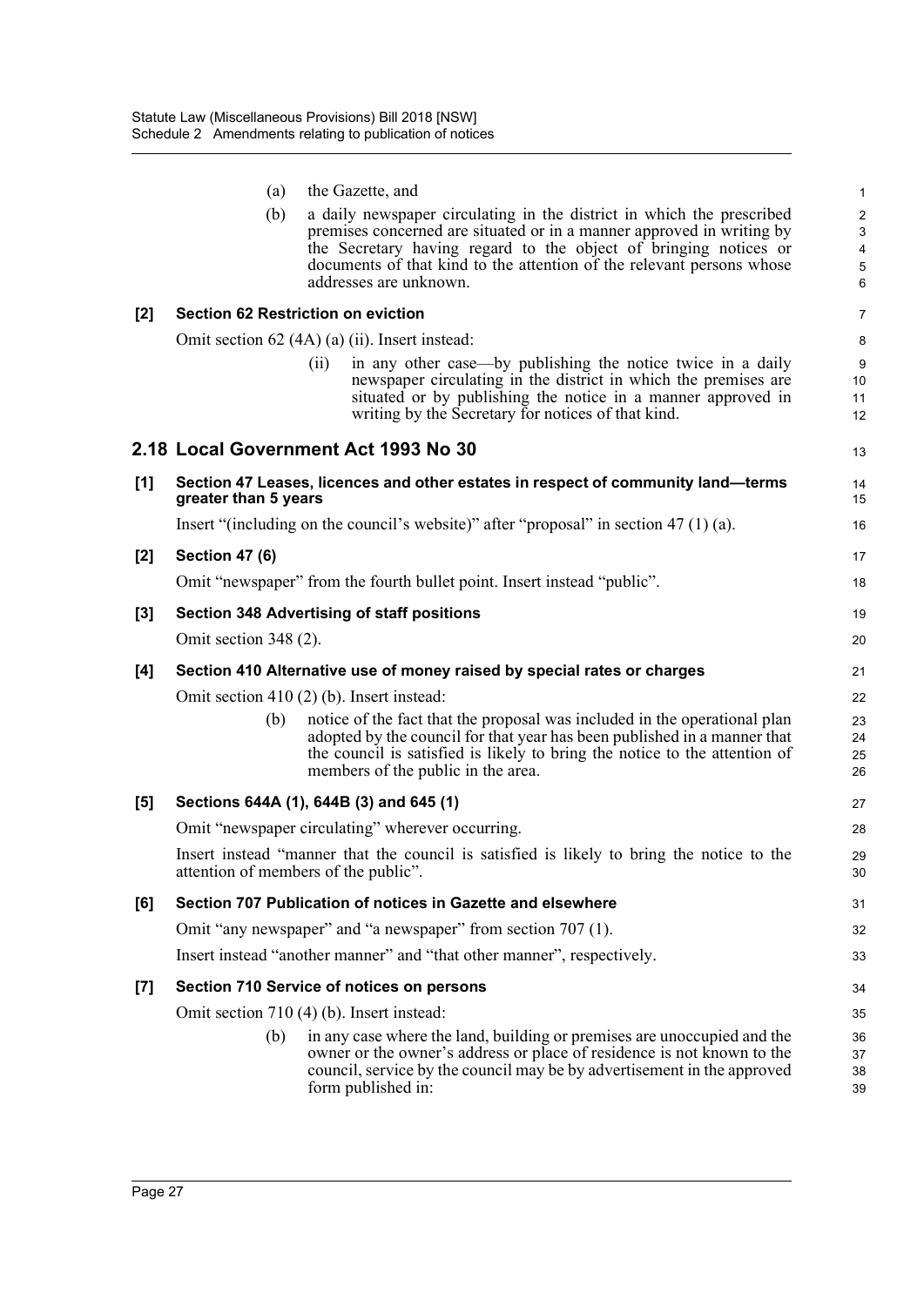(a) the Gazette, and

(b) a daily newspaper circulating in the district in which the prescribed premises concerned are situated or in a manner approved in writing by the Secretary having regard to the object of bringing notices or documents of that kind to the attention of the relevant persons whose addresses are unknown.

**[2] Section 62 Restriction on eviction**

Omit section 62 (4A) (a) (ii). Insert instead:

(ii) in any other case—by publishing the notice twice in a daily newspaper circulating in the district in which the premises are situated or by publishing the notice in a manner approved in writing by the Secretary for notices of that kind.

## 2.18 Local Government Act 1993 No 30

**[1] Section 47 Leases, licences and other estates in respect of community land—terms greater than 5 years**

Insert "(including on the council's website)" after "proposal" in section 47 (1) (a).

**[2] Section 47 (6)**

Omit "newspaper" from the fourth bullet point. Insert instead "public".

**[3] Section 348 Advertising of staff positions**

Omit section 348 (2).

**[4] Section 410 Alternative use of money raised by special rates or charges**

Omit section 410 (2) (b). Insert instead:

(b) notice of the fact that the proposal was included in the operational plan adopted by the council for that year has been published in a manner that the council is satisfied is likely to bring the notice to the attention of members of the public in the area.

**[5] Sections 644A (1), 644B (3) and 645 (1)**

Omit "newspaper circulating" wherever occurring.

Insert instead "manner that the council is satisfied is likely to bring the notice to the attention of members of the public".

**[6] Section 707 Publication of notices in Gazette and elsewhere**

Omit "any newspaper" and "a newspaper" from section 707 (1).

Insert instead "another manner" and "that other manner", respectively.

**[7] Section 710 Service of notices on persons**

Omit section 710 (4) (b). Insert instead:

(b) in any case where the land, building or premises are unoccupied and the owner or the owner's address or place of residence is not known to the council, service by the council may be by advertisement in the approved form published in: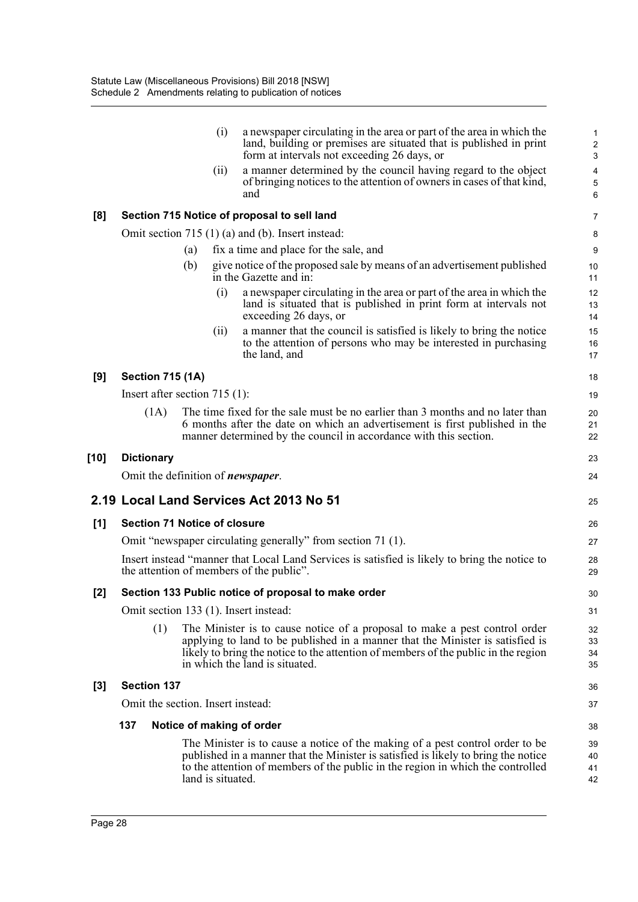(i) a newspaper circulating in the area or part of the area in which the land, building or premises are situated that is published in print form at intervals not exceeding 26 days, or

(ii) a manner determined by the council having regard to the object of bringing notices to the attention of owners in cases of that kind, and

**[8] Section 715 Notice of proposal to sell land**

Omit section 715 (1) (a) and (b). Insert instead:

(a) fix a time and place for the sale, and

(b) give notice of the proposed sale by means of an advertisement published in the Gazette and in:

(i) a newspaper circulating in the area or part of the area in which the land is situated that is published in print form at intervals not exceeding 26 days, or

(ii) a manner that the council is satisfied is likely to bring the notice to the attention of persons who may be interested in purchasing the land, and

**[9] Section 715 (1A)**

Insert after section 715 (1):

(1A) The time fixed for the sale must be no earlier than 3 months and no later than 6 months after the date on which an advertisement is first published in the manner determined by the council in accordance with this section.

**[10] Dictionary**

Omit the definition of ***newspaper***.

## 2.19 Local Land Services Act 2013 No 51

**[1] Section 71 Notice of closure**

Omit "newspaper circulating generally" from section 71 (1).

Insert instead "manner that Local Land Services is satisfied is likely to bring the notice to the attention of members of the public".

**[2] Section 133 Public notice of proposal to make order**

Omit section 133 (1). Insert instead:

(1) The Minister is to cause notice of a proposal to make a pest control order applying to land to be published in a manner that the Minister is satisfied is likely to bring the notice to the attention of members of the public in the region in which the land is situated.

**[3] Section 137**

Omit the section. Insert instead:

**137 Notice of making of order**

The Minister is to cause a notice of the making of a pest control order to be published in a manner that the Minister is satisfied is likely to bring the notice to the attention of members of the public in the region in which the controlled land is situated.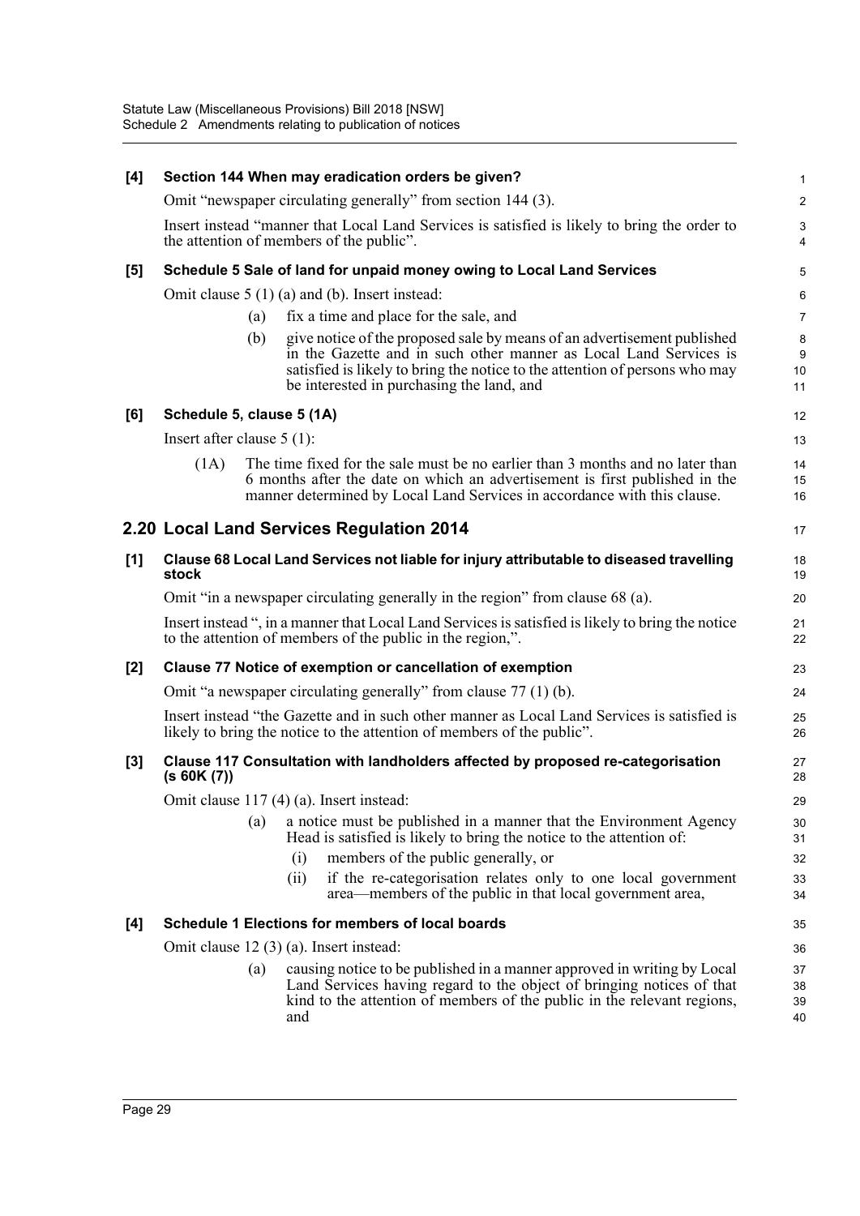**[4] Section 144 When may eradication orders be given?**

Omit "newspaper circulating generally" from section 144 (3).

Insert instead "manner that Local Land Services is satisfied is likely to bring the order to the attention of members of the public".

**[5] Schedule 5 Sale of land for unpaid money owing to Local Land Services**

Omit clause 5 (1) (a) and (b). Insert instead:

(a) fix a time and place for the sale, and

(b) give notice of the proposed sale by means of an advertisement published in the Gazette and in such other manner as Local Land Services is satisfied is likely to bring the notice to the attention of persons who may be interested in purchasing the land, and

**[6] Schedule 5, clause 5 (1A)**

Insert after clause 5 (1):

(1A) The time fixed for the sale must be no earlier than 3 months and no later than 6 months after the date on which an advertisement is first published in the manner determined by Local Land Services in accordance with this clause.

## 2.20 Local Land Services Regulation 2014

**[1] Clause 68 Local Land Services not liable for injury attributable to diseased travelling stock**

Omit "in a newspaper circulating generally in the region" from clause 68 (a).

Insert instead ", in a manner that Local Land Services is satisfied is likely to bring the notice to the attention of members of the public in the region,".

**[2] Clause 77 Notice of exemption or cancellation of exemption**

Omit "a newspaper circulating generally" from clause 77 (1) (b).

Insert instead "the Gazette and in such other manner as Local Land Services is satisfied is likely to bring the notice to the attention of members of the public".

**[3] Clause 117 Consultation with landholders affected by proposed re-categorisation (s 60K (7))**

Omit clause 117 (4) (a). Insert instead:

(a) a notice must be published in a manner that the Environment Agency Head is satisfied is likely to bring the notice to the attention of:

(i) members of the public generally, or

(ii) if the re-categorisation relates only to one local government area—members of the public in that local government area,

**[4] Schedule 1 Elections for members of local boards**

Omit clause 12 (3) (a). Insert instead:

(a) causing notice to be published in a manner approved in writing by Local Land Services having regard to the object of bringing notices of that kind to the attention of members of the public in the relevant regions, and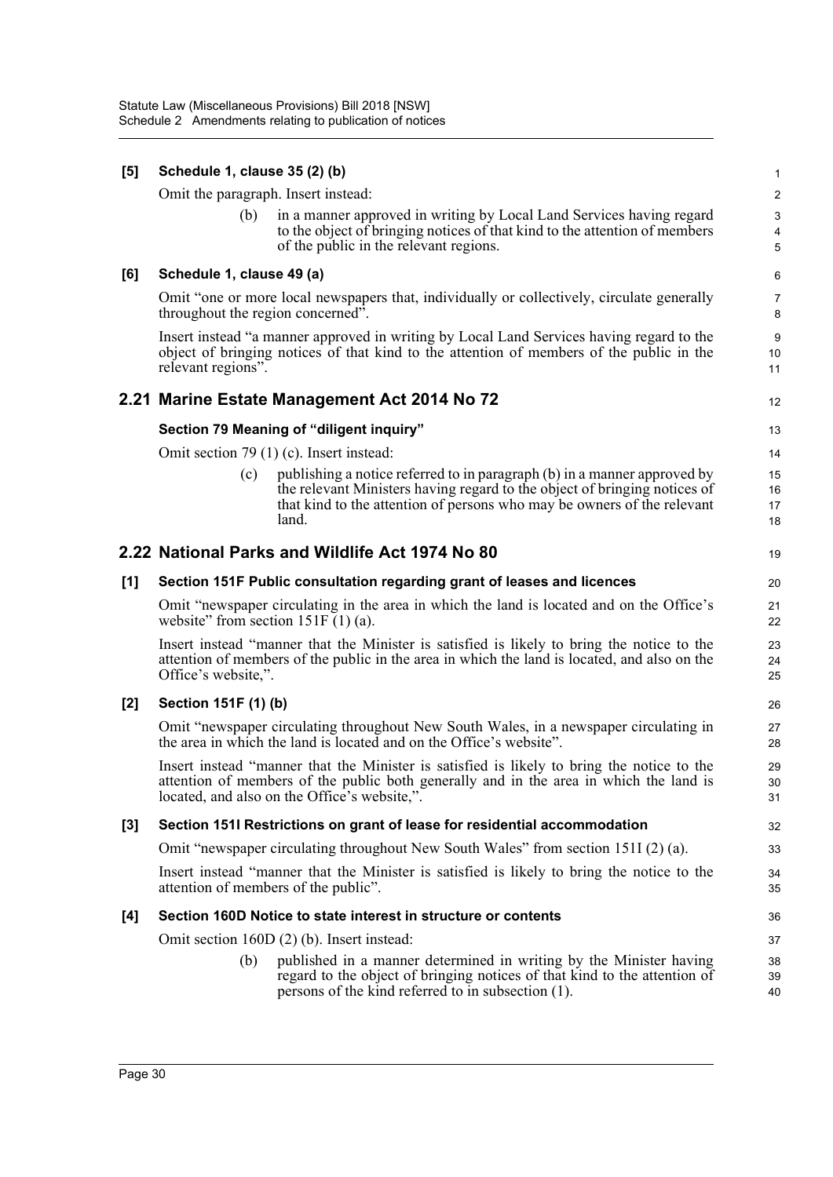**[5] Schedule 1, clause 35 (2) (b)**

Omit the paragraph. Insert instead:

> (b) in a manner approved in writing by Local Land Services having regard to the object of bringing notices of that kind to the attention of members of the public in the relevant regions.

**[6] Schedule 1, clause 49 (a)**

Omit "one or more local newspapers that, individually or collectively, circulate generally throughout the region concerned".

Insert instead "a manner approved in writing by Local Land Services having regard to the object of bringing notices of that kind to the attention of members of the public in the relevant regions".

## 2.21 Marine Estate Management Act 2014 No 72

**Section 79 Meaning of "diligent inquiry"**

Omit section 79 (1) (c). Insert instead:

> (c) publishing a notice referred to in paragraph (b) in a manner approved by the relevant Ministers having regard to the object of bringing notices of that kind to the attention of persons who may be owners of the relevant land.

## 2.22 National Parks and Wildlife Act 1974 No 80

**[1] Section 151F Public consultation regarding grant of leases and licences**

Omit "newspaper circulating in the area in which the land is located and on the Office's website" from section 151F (1) (a).

Insert instead "manner that the Minister is satisfied is likely to bring the notice to the attention of members of the public in the area in which the land is located, and also on the Office's website,".

**[2] Section 151F (1) (b)**

Omit "newspaper circulating throughout New South Wales, in a newspaper circulating in the area in which the land is located and on the Office's website".

Insert instead "manner that the Minister is satisfied is likely to bring the notice to the attention of members of the public both generally and in the area in which the land is located, and also on the Office's website,".

**[3] Section 151I Restrictions on grant of lease for residential accommodation**

Omit "newspaper circulating throughout New South Wales" from section 151I (2) (a).

Insert instead "manner that the Minister is satisfied is likely to bring the notice to the attention of members of the public".

**[4] Section 160D Notice to state interest in structure or contents**

Omit section 160D (2) (b). Insert instead:

> (b) published in a manner determined in writing by the Minister having regard to the object of bringing notices of that kind to the attention of persons of the kind referred to in subsection (1).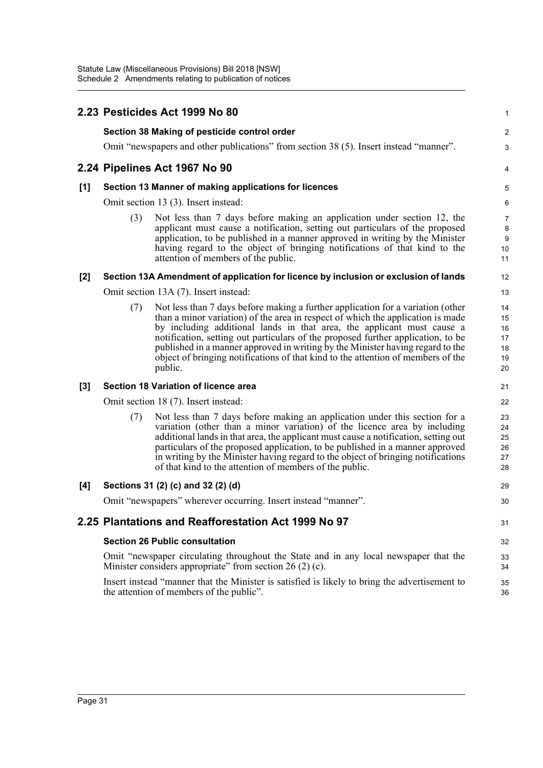## 2.23 Pesticides Act 1999 No 80

### Section 38 Making of pesticide control order

Omit "newspapers and other publications" from section 38 (5). Insert instead "manner".

## 2.24 Pipelines Act 1967 No 90

### [1] Section 13 Manner of making applications for licences

Omit section 13 (3). Insert instead:

> (3) Not less than 7 days before making an application under section 12, the applicant must cause a notification, setting out particulars of the proposed application, to be published in a manner approved in writing by the Minister having regard to the object of bringing notifications of that kind to the attention of members of the public.

### [2] Section 13A Amendment of application for licence by inclusion or exclusion of lands

Omit section 13A (7). Insert instead:

> (7) Not less than 7 days before making a further application for a variation (other than a minor variation) of the area in respect of which the application is made by including additional lands in that area, the applicant must cause a notification, setting out particulars of the proposed further application, to be published in a manner approved in writing by the Minister having regard to the object of bringing notifications of that kind to the attention of members of the public.

### [3] Section 18 Variation of licence area

Omit section 18 (7). Insert instead:

> (7) Not less than 7 days before making an application under this section for a variation (other than a minor variation) of the licence area by including additional lands in that area, the applicant must cause a notification, setting out particulars of the proposed application, to be published in a manner approved in writing by the Minister having regard to the object of bringing notifications of that kind to the attention of members of the public.

### [4] Sections 31 (2) (c) and 32 (2) (d)

Omit "newspapers" wherever occurring. Insert instead "manner".

## 2.25 Plantations and Reafforestation Act 1999 No 97

### Section 26 Public consultation

Omit "newspaper circulating throughout the State and in any local newspaper that the Minister considers appropriate" from section 26 (2) (c).

Insert instead "manner that the Minister is satisfied is likely to bring the advertisement to the attention of members of the public".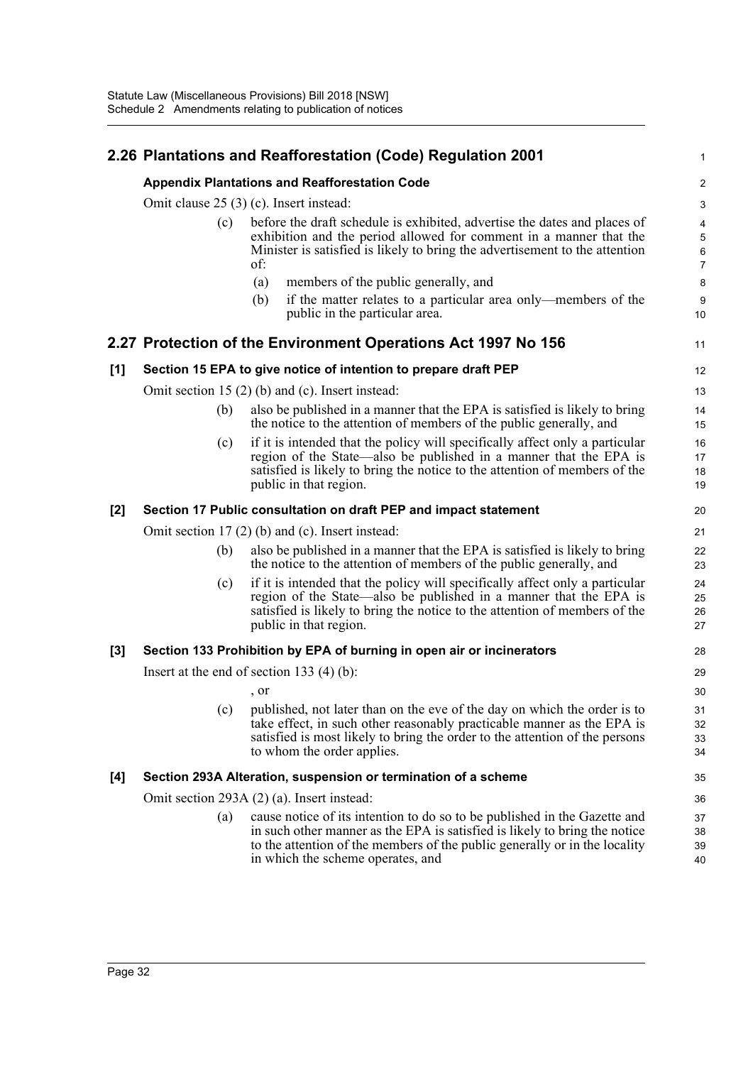## 2.26 Plantations and Reafforestation (Code) Regulation 2001

### Appendix Plantations and Reafforestation Code

Omit clause 25 (3) (c). Insert instead:

(c) before the draft schedule is exhibited, advertise the dates and places of exhibition and the period allowed for comment in a manner that the Minister is satisfied is likely to bring the advertisement to the attention of:

(a) members of the public generally, and

(b) if the matter relates to a particular area only—members of the public in the particular area.

## 2.27 Protection of the Environment Operations Act 1997 No 156

### [1] Section 15 EPA to give notice of intention to prepare draft PEP

Omit section 15 (2) (b) and (c). Insert instead:

(b) also be published in a manner that the EPA is satisfied is likely to bring the notice to the attention of members of the public generally, and

(c) if it is intended that the policy will specifically affect only a particular region of the State—also be published in a manner that the EPA is satisfied is likely to bring the notice to the attention of members of the public in that region.

### [2] Section 17 Public consultation on draft PEP and impact statement

Omit section 17 (2) (b) and (c). Insert instead:

(b) also be published in a manner that the EPA is satisfied is likely to bring the notice to the attention of members of the public generally, and

(c) if it is intended that the policy will specifically affect only a particular region of the State—also be published in a manner that the EPA is satisfied is likely to bring the notice to the attention of members of the public in that region.

### [3] Section 133 Prohibition by EPA of burning in open air or incinerators

Insert at the end of section 133 (4) (b):

, or

(c) published, not later than on the eve of the day on which the order is to take effect, in such other reasonably practicable manner as the EPA is satisfied is most likely to bring the order to the attention of the persons to whom the order applies.

### [4] Section 293A Alteration, suspension or termination of a scheme

Omit section 293A (2) (a). Insert instead:

(a) cause notice of its intention to do so to be published in the Gazette and in such other manner as the EPA is satisfied is likely to bring the notice to the attention of the members of the public generally or in the locality in which the scheme operates, and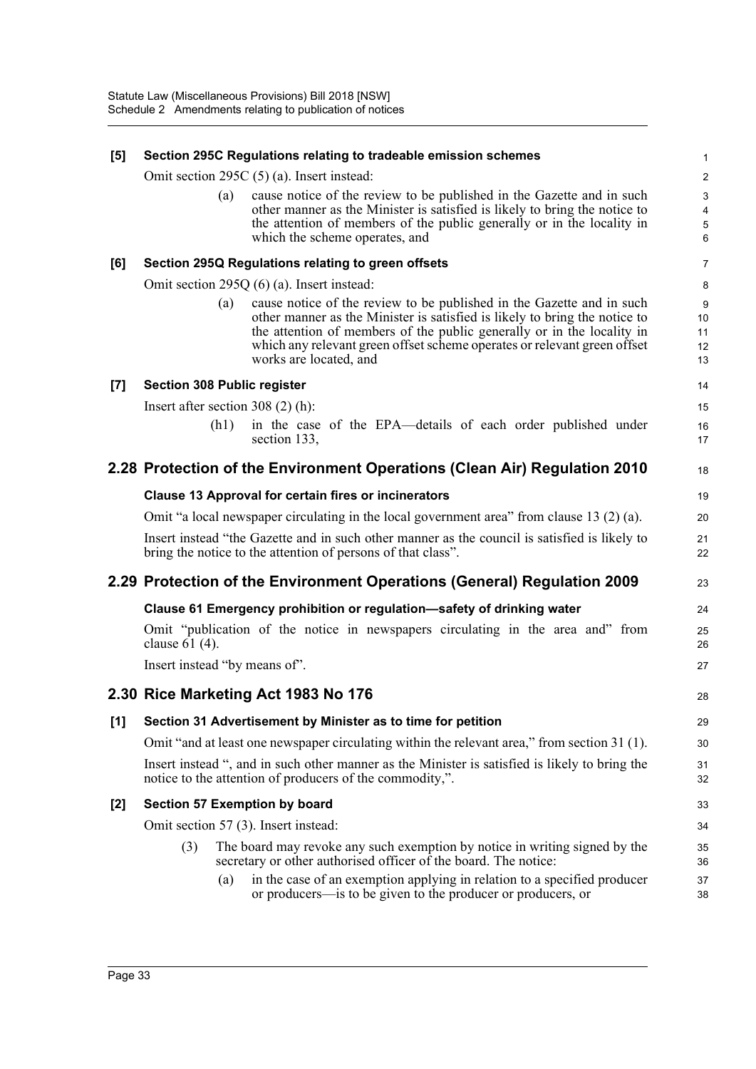**[5] Section 295C Regulations relating to tradeable emission schemes**

Omit section 295C (5) (a). Insert instead:

(a) cause notice of the review to be published in the Gazette and in such other manner as the Minister is satisfied is likely to bring the notice to the attention of members of the public generally or in the locality in which the scheme operates, and

**[6] Section 295Q Regulations relating to green offsets**

Omit section 295Q (6) (a). Insert instead:

(a) cause notice of the review to be published in the Gazette and in such other manner as the Minister is satisfied is likely to bring the notice to the attention of members of the public generally or in the locality in which any relevant green offset scheme operates or relevant green offset works are located, and

**[7] Section 308 Public register**

Insert after section 308 (2) (h):

(h1) in the case of the EPA—details of each order published under section 133,

## 2.28 Protection of the Environment Operations (Clean Air) Regulation 2010

**Clause 13 Approval for certain fires or incinerators**

Omit "a local newspaper circulating in the local government area" from clause 13 (2) (a).

Insert instead "the Gazette and in such other manner as the council is satisfied is likely to bring the notice to the attention of persons of that class".

## 2.29 Protection of the Environment Operations (General) Regulation 2009

**Clause 61 Emergency prohibition or regulation—safety of drinking water**

Omit "publication of the notice in newspapers circulating in the area and" from clause 61 (4).

Insert instead "by means of".

## 2.30 Rice Marketing Act 1983 No 176

**[1] Section 31 Advertisement by Minister as to time for petition**

Omit "and at least one newspaper circulating within the relevant area," from section 31 (1).

Insert instead ", and in such other manner as the Minister is satisfied is likely to bring the notice to the attention of producers of the commodity,".

**[2] Section 57 Exemption by board**

Omit section 57 (3). Insert instead:

(3) The board may revoke any such exemption by notice in writing signed by the secretary or other authorised officer of the board. The notice:

(a) in the case of an exemption applying in relation to a specified producer or producers—is to be given to the producer or producers, or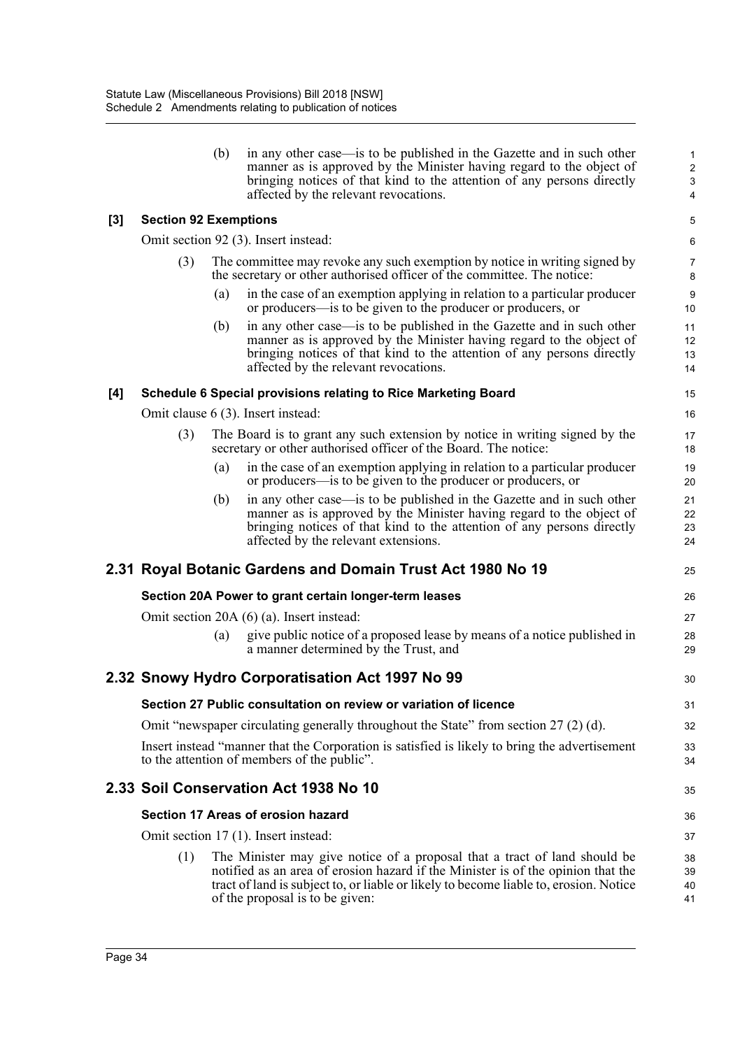(b) in any other case—is to be published in the Gazette and in such other manner as is approved by the Minister having regard to the object of bringing notices of that kind to the attention of any persons directly affected by the relevant revocations.

**[3] Section 92 Exemptions**

Omit section 92 (3). Insert instead:

(3) The committee may revoke any such exemption by notice in writing signed by the secretary or other authorised officer of the committee. The notice:

(a) in the case of an exemption applying in relation to a particular producer or producers—is to be given to the producer or producers, or

(b) in any other case—is to be published in the Gazette and in such other manner as is approved by the Minister having regard to the object of bringing notices of that kind to the attention of any persons directly affected by the relevant revocations.

**[4] Schedule 6 Special provisions relating to Rice Marketing Board**

Omit clause 6 (3). Insert instead:

(3) The Board is to grant any such extension by notice in writing signed by the secretary or other authorised officer of the Board. The notice:

(a) in the case of an exemption applying in relation to a particular producer or producers—is to be given to the producer or producers, or

(b) in any other case—is to be published in the Gazette and in such other manner as is approved by the Minister having regard to the object of bringing notices of that kind to the attention of any persons directly affected by the relevant extensions.

## 2.31 Royal Botanic Gardens and Domain Trust Act 1980 No 19

**Section 20A Power to grant certain longer-term leases**

Omit section 20A (6) (a). Insert instead:

(a) give public notice of a proposed lease by means of a notice published in a manner determined by the Trust, and

## 2.32 Snowy Hydro Corporatisation Act 1997 No 99

**Section 27 Public consultation on review or variation of licence**

Omit "newspaper circulating generally throughout the State" from section 27 (2) (d).

Insert instead "manner that the Corporation is satisfied is likely to bring the advertisement to the attention of members of the public".

## 2.33 Soil Conservation Act 1938 No 10

**Section 17 Areas of erosion hazard**

Omit section 17 (1). Insert instead:

(1) The Minister may give notice of a proposal that a tract of land should be notified as an area of erosion hazard if the Minister is of the opinion that the tract of land is subject to, or liable or likely to become liable to, erosion. Notice of the proposal is to be given: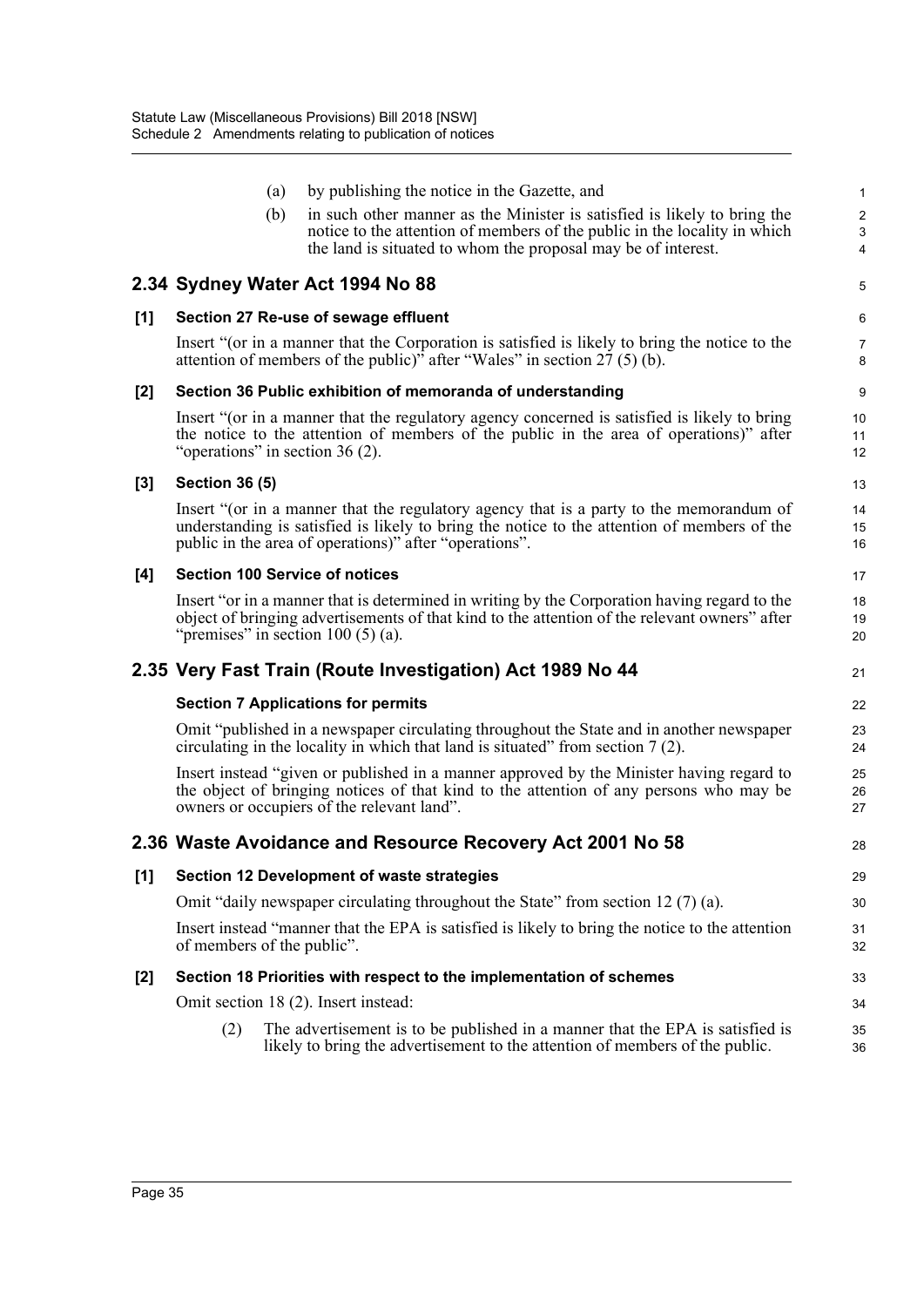(a) by publishing the notice in the Gazette, and

(b) in such other manner as the Minister is satisfied is likely to bring the notice to the attention of members of the public in the locality in which the land is situated to whom the proposal may be of interest.

## 2.34 Sydney Water Act 1994 No 88

### [1] Section 27 Re-use of sewage effluent

Insert "(or in a manner that the Corporation is satisfied is likely to bring the notice to the attention of members of the public)" after "Wales" in section 27 (5) (b).

### [2] Section 36 Public exhibition of memoranda of understanding

Insert "(or in a manner that the regulatory agency concerned is satisfied is likely to bring the notice to the attention of members of the public in the area of operations)" after "operations" in section 36 (2).

### [3] Section 36 (5)

Insert "(or in a manner that the regulatory agency that is a party to the memorandum of understanding is satisfied is likely to bring the notice to the attention of members of the public in the area of operations)" after "operations".

### [4] Section 100 Service of notices

Insert "or in a manner that is determined in writing by the Corporation having regard to the object of bringing advertisements of that kind to the attention of the relevant owners" after "premises" in section 100 (5) (a).

## 2.35 Very Fast Train (Route Investigation) Act 1989 No 44

### Section 7 Applications for permits

Omit "published in a newspaper circulating throughout the State and in another newspaper circulating in the locality in which that land is situated" from section 7 (2).

Insert instead "given or published in a manner approved by the Minister having regard to the object of bringing notices of that kind to the attention of any persons who may be owners or occupiers of the relevant land".

## 2.36 Waste Avoidance and Resource Recovery Act 2001 No 58

### [1] Section 12 Development of waste strategies

Omit "daily newspaper circulating throughout the State" from section 12 (7) (a).

Insert instead "manner that the EPA is satisfied is likely to bring the notice to the attention of members of the public".

### [2] Section 18 Priorities with respect to the implementation of schemes

Omit section 18 (2). Insert instead:

(2) The advertisement is to be published in a manner that the EPA is satisfied is likely to bring the advertisement to the attention of members of the public.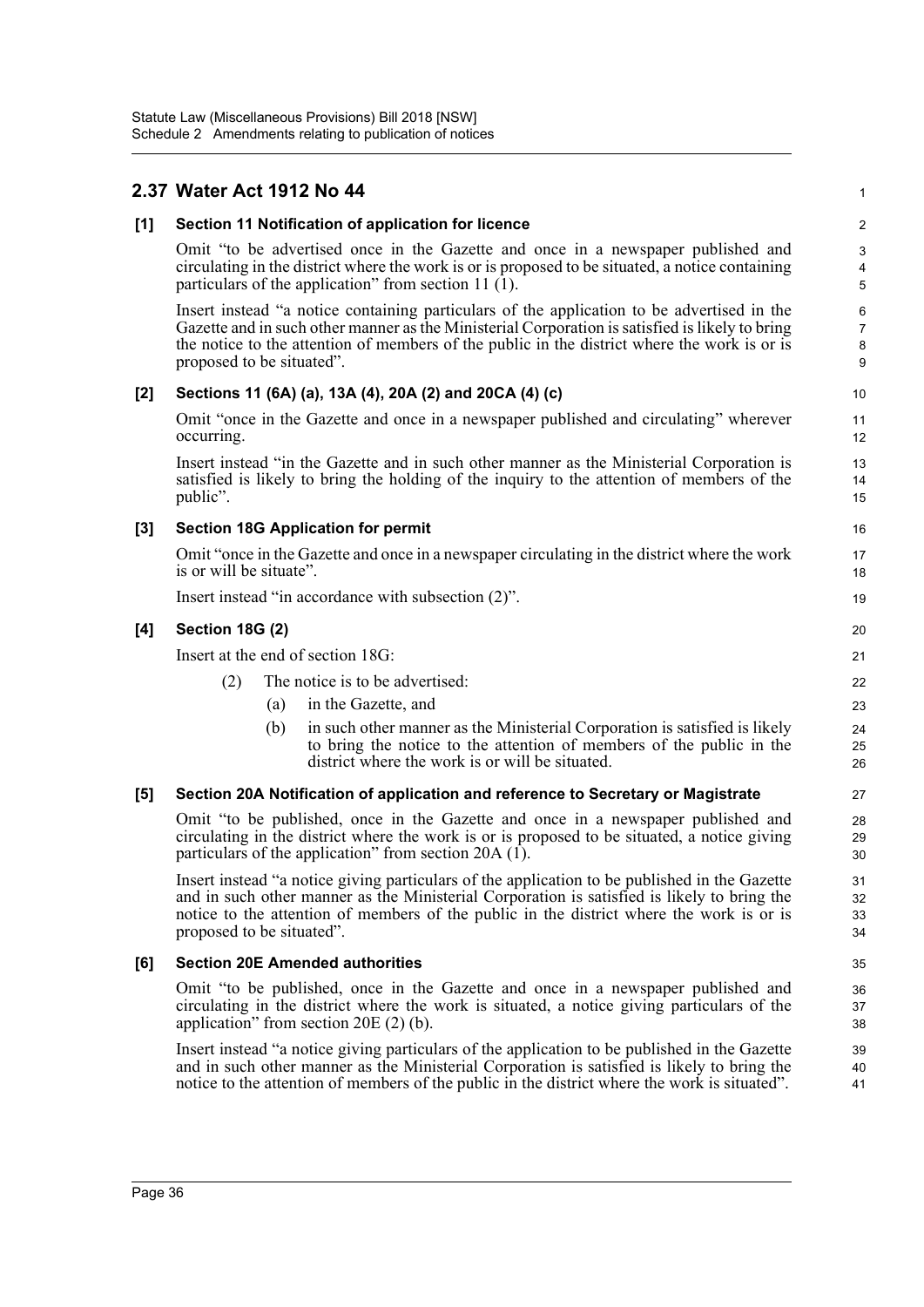## 2.37 Water Act 1912 No 44

**[1] Section 11 Notification of application for licence**

Omit "to be advertised once in the Gazette and once in a newspaper published and circulating in the district where the work is or is proposed to be situated, a notice containing particulars of the application" from section 11 (1).

Insert instead "a notice containing particulars of the application to be advertised in the Gazette and in such other manner as the Ministerial Corporation is satisfied is likely to bring the notice to the attention of members of the public in the district where the work is or is proposed to be situated".

**[2] Sections 11 (6A) (a), 13A (4), 20A (2) and 20CA (4) (c)**

Omit "once in the Gazette and once in a newspaper published and circulating" wherever occurring.

Insert instead "in the Gazette and in such other manner as the Ministerial Corporation is satisfied is likely to bring the holding of the inquiry to the attention of members of the public".

**[3] Section 18G Application for permit**

Omit "once in the Gazette and once in a newspaper circulating in the district where the work is or will be situate".

Insert instead "in accordance with subsection (2)".

**[4] Section 18G (2)**

Insert at the end of section 18G:

(2) The notice is to be advertised:

(a) in the Gazette, and

(b) in such other manner as the Ministerial Corporation is satisfied is likely to bring the notice to the attention of members of the public in the district where the work is or will be situated.

**[5] Section 20A Notification of application and reference to Secretary or Magistrate**

Omit "to be published, once in the Gazette and once in a newspaper published and circulating in the district where the work is or is proposed to be situated, a notice giving particulars of the application" from section 20A (1).

Insert instead "a notice giving particulars of the application to be published in the Gazette and in such other manner as the Ministerial Corporation is satisfied is likely to bring the notice to the attention of members of the public in the district where the work is or is proposed to be situated".

**[6] Section 20E Amended authorities**

Omit "to be published, once in the Gazette and once in a newspaper published and circulating in the district where the work is situated, a notice giving particulars of the application" from section 20E (2) (b).

Insert instead "a notice giving particulars of the application to be published in the Gazette and in such other manner as the Ministerial Corporation is satisfied is likely to bring the notice to the attention of members of the public in the district where the work is situated".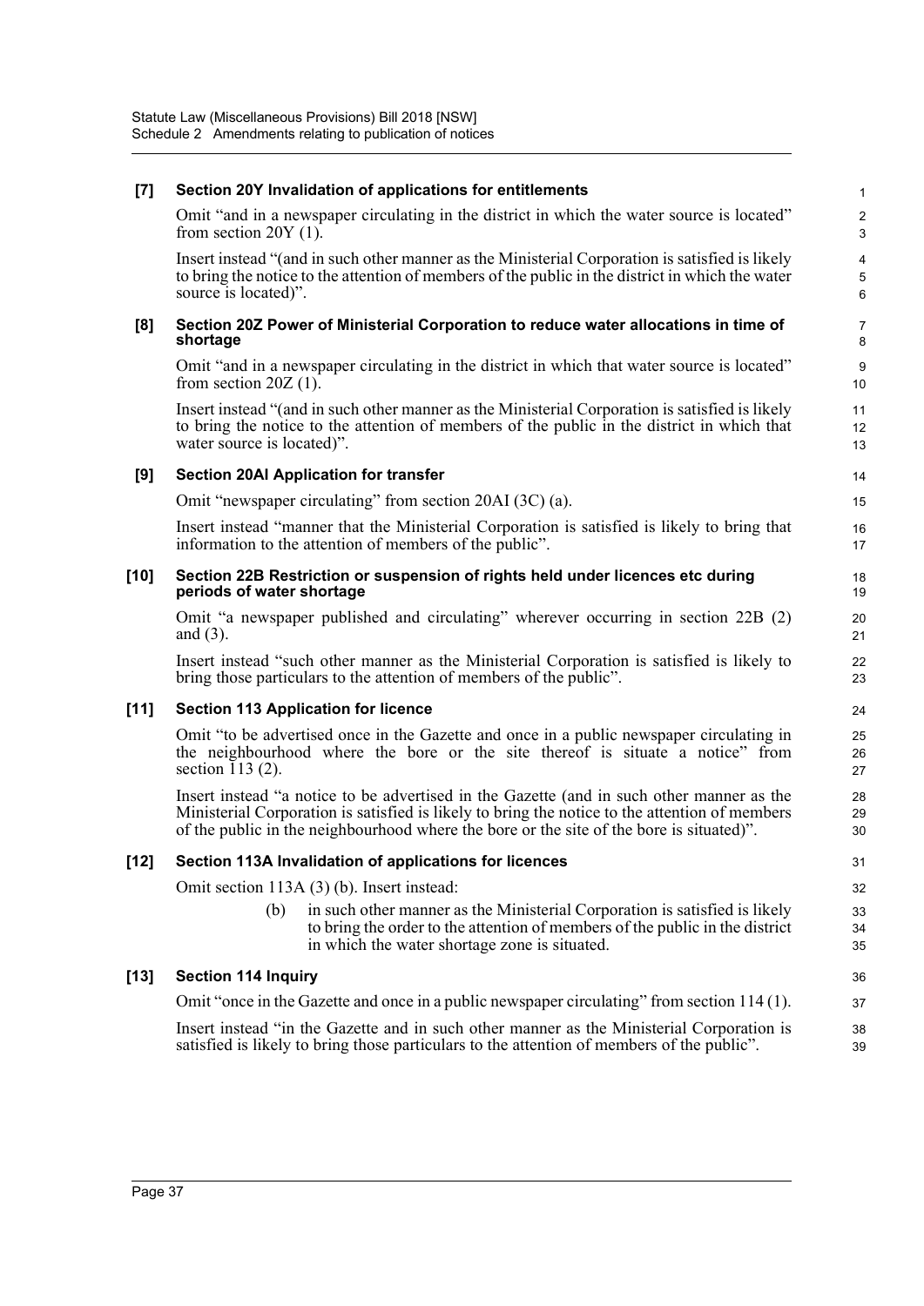**[7] Section 20Y Invalidation of applications for entitlements**

Omit "and in a newspaper circulating in the district in which the water source is located" from section 20Y (1).

Insert instead "(and in such other manner as the Ministerial Corporation is satisfied is likely to bring the notice to the attention of members of the public in the district in which the water source is located)".

**[8] Section 20Z Power of Ministerial Corporation to reduce water allocations in time of shortage**

Omit "and in a newspaper circulating in the district in which that water source is located" from section 20Z (1).

Insert instead "(and in such other manner as the Ministerial Corporation is satisfied is likely to bring the notice to the attention of members of the public in the district in which that water source is located)".

**[9] Section 20AI Application for transfer**

Omit "newspaper circulating" from section 20AI (3C) (a).

Insert instead "manner that the Ministerial Corporation is satisfied is likely to bring that information to the attention of members of the public".

**[10] Section 22B Restriction or suspension of rights held under licences etc during periods of water shortage**

Omit "a newspaper published and circulating" wherever occurring in section 22B (2) and (3).

Insert instead "such other manner as the Ministerial Corporation is satisfied is likely to bring those particulars to the attention of members of the public".

**[11] Section 113 Application for licence**

Omit "to be advertised once in the Gazette and once in a public newspaper circulating in the neighbourhood where the bore or the site thereof is situate a notice" from section 113 (2).

Insert instead "a notice to be advertised in the Gazette (and in such other manner as the Ministerial Corporation is satisfied is likely to bring the notice to the attention of members of the public in the neighbourhood where the bore or the site of the bore is situated)".

**[12] Section 113A Invalidation of applications for licences**

Omit section 113A (3) (b). Insert instead:

> (b) in such other manner as the Ministerial Corporation is satisfied is likely to bring the order to the attention of members of the public in the district in which the water shortage zone is situated.

**[13] Section 114 Inquiry**

Omit "once in the Gazette and once in a public newspaper circulating" from section 114 (1).

Insert instead "in the Gazette and in such other manner as the Ministerial Corporation is satisfied is likely to bring those particulars to the attention of members of the public".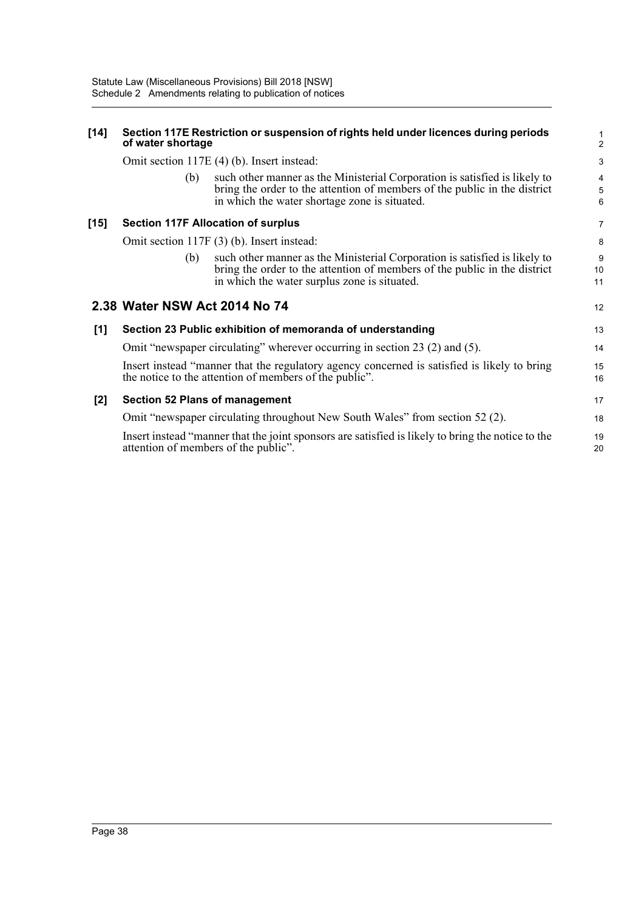**[14] Section 117E Restriction or suspension of rights held under licences during periods of water shortage**

Omit section 117E (4) (b). Insert instead:

> (b) such other manner as the Ministerial Corporation is satisfied is likely to bring the order to the attention of members of the public in the district in which the water shortage zone is situated.

**[15] Section 117F Allocation of surplus**

Omit section 117F (3) (b). Insert instead:

> (b) such other manner as the Ministerial Corporation is satisfied is likely to bring the order to the attention of members of the public in the district in which the water surplus zone is situated.

## 2.38 Water NSW Act 2014 No 74

**[1] Section 23 Public exhibition of memoranda of understanding**

Omit "newspaper circulating" wherever occurring in section 23 (2) and (5).

Insert instead "manner that the regulatory agency concerned is satisfied is likely to bring the notice to the attention of members of the public".

**[2] Section 52 Plans of management**

Omit "newspaper circulating throughout New South Wales" from section 52 (2).

Insert instead "manner that the joint sponsors are satisfied is likely to bring the notice to the attention of members of the public".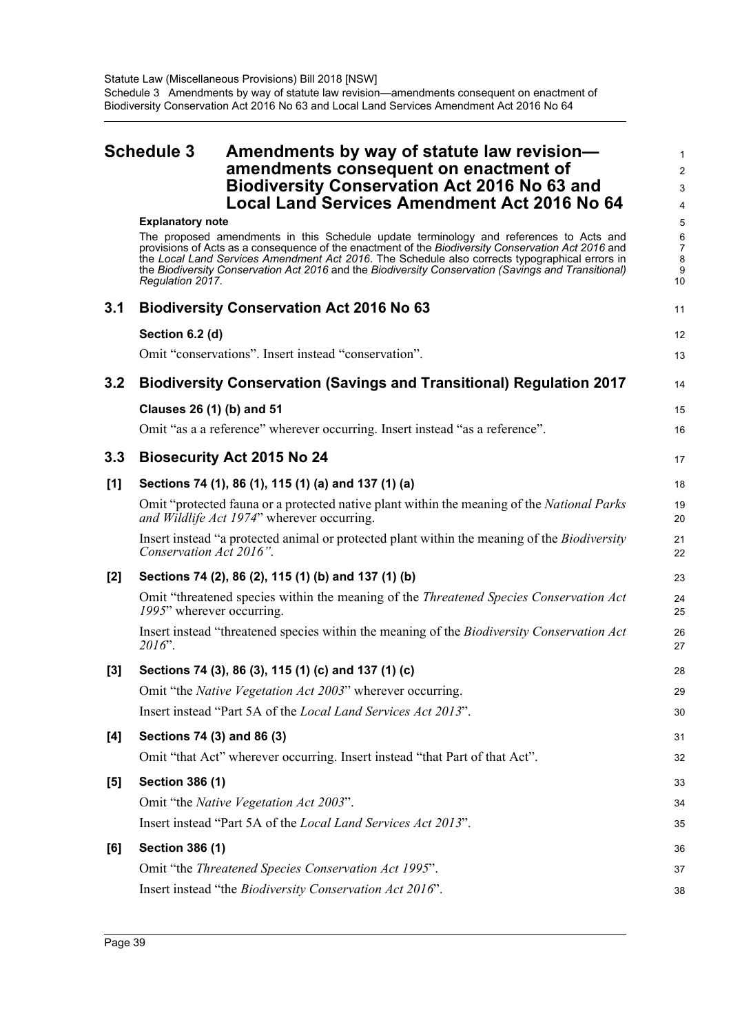# Schedule 3 Amendments by way of statute law revision—amendments consequent on enactment of Biodiversity Conservation Act 2016 No 63 and Local Land Services Amendment Act 2016 No 64

**Explanatory note**

The proposed amendments in this Schedule update terminology and references to Acts and provisions of Acts as a consequence of the enactment of the *Biodiversity Conservation Act 2016* and the *Local Land Services Amendment Act 2016*. The Schedule also corrects typographical errors in the *Biodiversity Conservation Act 2016* and the *Biodiversity Conservation (Savings and Transitional) Regulation 2017*.

## 3.1 Biodiversity Conservation Act 2016 No 63

**Section 6.2 (d)**

Omit "conservations". Insert instead "conservation".

## 3.2 Biodiversity Conservation (Savings and Transitional) Regulation 2017

**Clauses 26 (1) (b) and 51**

Omit "as a a reference" wherever occurring. Insert instead "as a reference".

## 3.3 Biosecurity Act 2015 No 24

**[1] Sections 74 (1), 86 (1), 115 (1) (a) and 137 (1) (a)**

Omit "protected fauna or a protected native plant within the meaning of the *National Parks and Wildlife Act 1974*" wherever occurring.

Insert instead "a protected animal or protected plant within the meaning of the *Biodiversity Conservation Act 2016"*.

**[2] Sections 74 (2), 86 (2), 115 (1) (b) and 137 (1) (b)**

Omit "threatened species within the meaning of the *Threatened Species Conservation Act 1995*" wherever occurring.

Insert instead "threatened species within the meaning of the *Biodiversity Conservation Act 2016*".

**[3] Sections 74 (3), 86 (3), 115 (1) (c) and 137 (1) (c)**

Omit "the *Native Vegetation Act 2003*" wherever occurring.

Insert instead "Part 5A of the *Local Land Services Act 2013*".

**[4] Sections 74 (3) and 86 (3)**

Omit "that Act" wherever occurring. Insert instead "that Part of that Act".

**[5] Section 386 (1)**

Omit "the *Native Vegetation Act 2003*".

Insert instead "Part 5A of the *Local Land Services Act 2013*".

**[6] Section 386 (1)**

Omit "the *Threatened Species Conservation Act 1995*".

Insert instead "the *Biodiversity Conservation Act 2016*".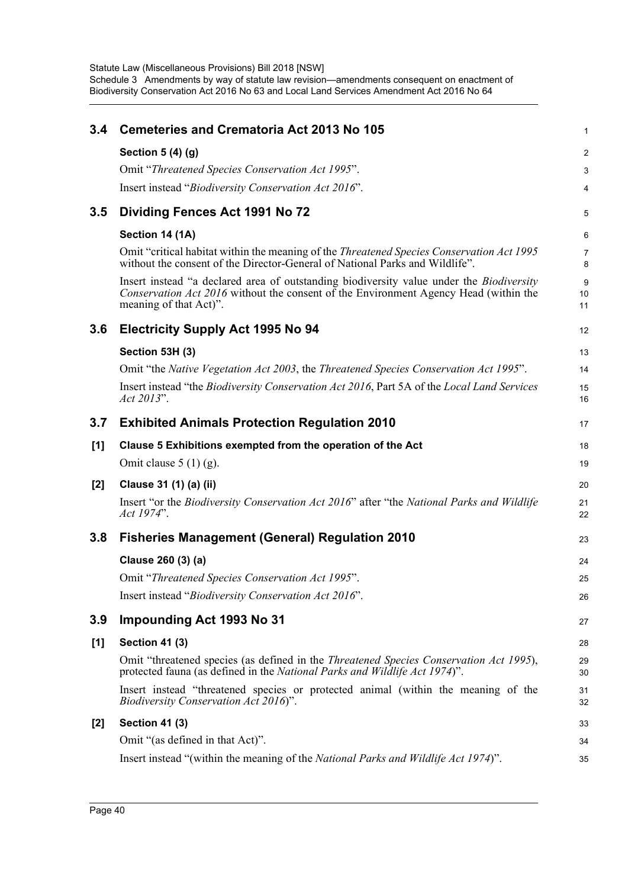## 3.4 Cemeteries and Crematoria Act 2013 No 105

### Section 5 (4) (g)

Omit "*Threatened Species Conservation Act 1995*".

Insert instead "*Biodiversity Conservation Act 2016*".

## 3.5 Dividing Fences Act 1991 No 72

### Section 14 (1A)

Omit "critical habitat within the meaning of the *Threatened Species Conservation Act 1995* without the consent of the Director-General of National Parks and Wildlife".

Insert instead "a declared area of outstanding biodiversity value under the *Biodiversity Conservation Act 2016* without the consent of the Environment Agency Head (within the meaning of that Act)".

## 3.6 Electricity Supply Act 1995 No 94

### Section 53H (3)

Omit "the *Native Vegetation Act 2003*, the *Threatened Species Conservation Act 1995*".

Insert instead "the *Biodiversity Conservation Act 2016*, Part 5A of the *Local Land Services Act 2013*".

## 3.7 Exhibited Animals Protection Regulation 2010

### [1] Clause 5 Exhibitions exempted from the operation of the Act

Omit clause 5 (1) (g).

### [2] Clause 31 (1) (a) (ii)

Insert "or the *Biodiversity Conservation Act 2016*" after "the *National Parks and Wildlife Act 1974*".

## 3.8 Fisheries Management (General) Regulation 2010

### Clause 260 (3) (a)

Omit "*Threatened Species Conservation Act 1995*".

Insert instead "*Biodiversity Conservation Act 2016*".

## 3.9 Impounding Act 1993 No 31

### [1] Section 41 (3)

Omit "threatened species (as defined in the *Threatened Species Conservation Act 1995*), protected fauna (as defined in the *National Parks and Wildlife Act 1974*)".

Insert instead "threatened species or protected animal (within the meaning of the *Biodiversity Conservation Act 2016*)".

### [2] Section 41 (3)

Omit "(as defined in that Act)".

Insert instead "(within the meaning of the *National Parks and Wildlife Act 1974*)".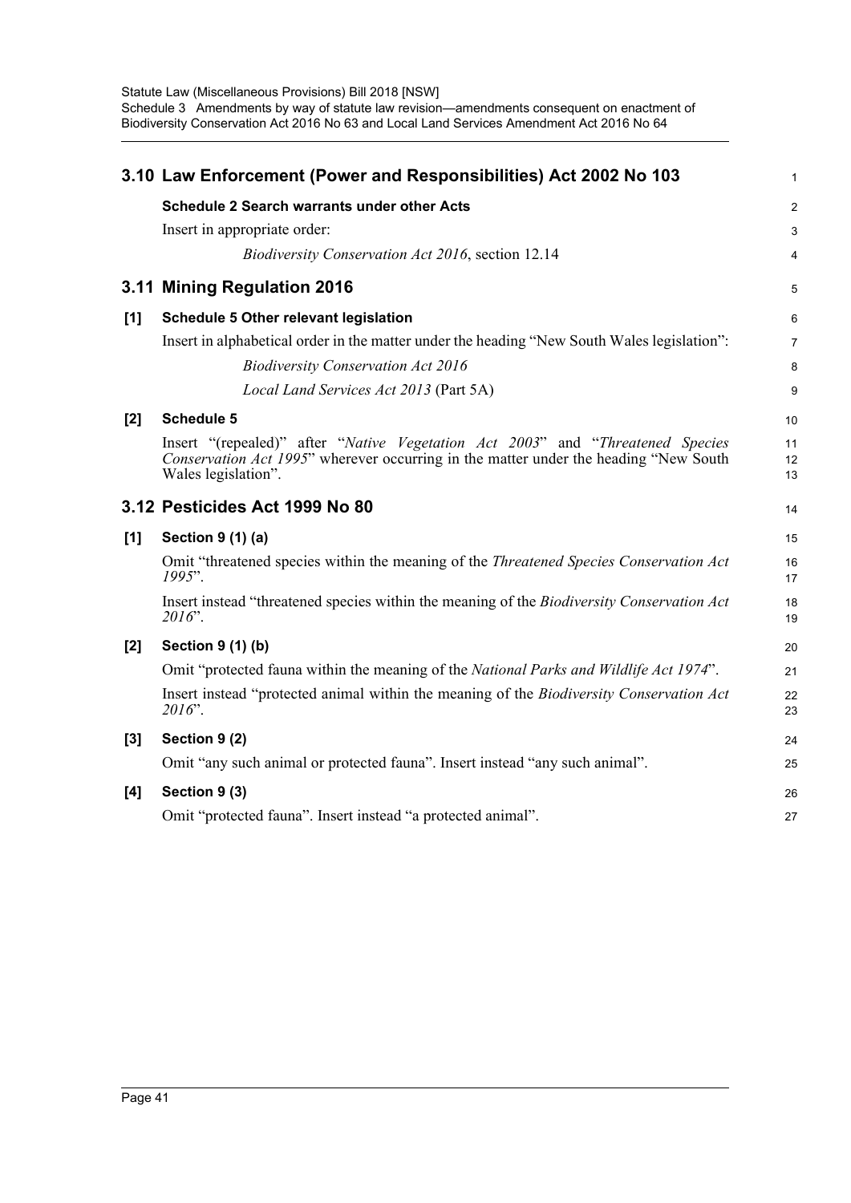## 3.10 Law Enforcement (Power and Responsibilities) Act 2002 No 103

**Schedule 2 Search warrants under other Acts**

Insert in appropriate order:

*Biodiversity Conservation Act 2016*, section 12.14

## 3.11 Mining Regulation 2016

**[1] Schedule 5 Other relevant legislation**

Insert in alphabetical order in the matter under the heading "New South Wales legislation":

*Biodiversity Conservation Act 2016*

*Local Land Services Act 2013* (Part 5A)

**[2] Schedule 5**

Insert "(repealed)" after "*Native Vegetation Act 2003*" and "*Threatened Species Conservation Act 1995*" wherever occurring in the matter under the heading "New South Wales legislation".

## 3.12 Pesticides Act 1999 No 80

**[1] Section 9 (1) (a)**

Omit "threatened species within the meaning of the *Threatened Species Conservation Act 1995*".

Insert instead "threatened species within the meaning of the *Biodiversity Conservation Act 2016*".

**[2] Section 9 (1) (b)**

Omit "protected fauna within the meaning of the *National Parks and Wildlife Act 1974*".

Insert instead "protected animal within the meaning of the *Biodiversity Conservation Act 2016*".

**[3] Section 9 (2)**

Omit "any such animal or protected fauna". Insert instead "any such animal".

**[4] Section 9 (3)**

Omit "protected fauna". Insert instead "a protected animal".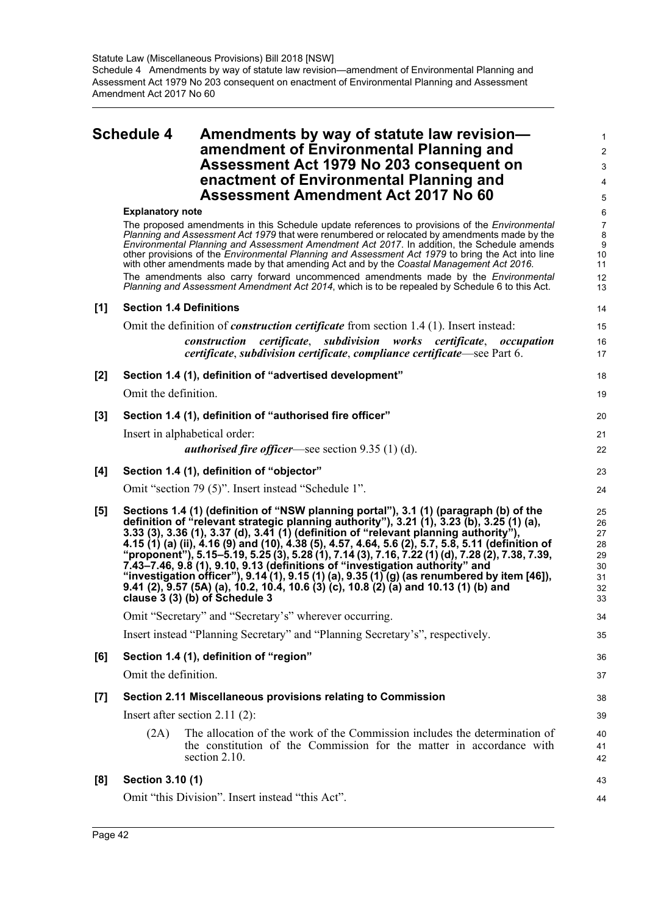# Schedule 4 Amendments by way of statute law revision—amendment of Environmental Planning and Assessment Act 1979 No 203 consequent on enactment of Environmental Planning and Assessment Amendment Act 2017 No 60

**Explanatory note**

The proposed amendments in this Schedule update references to provisions of the *Environmental Planning and Assessment Act 1979* that were renumbered or relocated by amendments made by the *Environmental Planning and Assessment Amendment Act 2017*. In addition, the Schedule amends other provisions of the *Environmental Planning and Assessment Act 1979* to bring the Act into line with other amendments made by that amending Act and by the *Coastal Management Act 2016*.

The amendments also carry forward uncommenced amendments made by the *Environmental Planning and Assessment Amendment Act 2014*, which is to be repealed by Schedule 6 to this Act.

**[1] Section 1.4 Definitions**

Omit the definition of ***construction certificate*** from section 1.4 (1). Insert instead:

> ***construction certificate***, ***subdivision works certificate***, ***occupation certificate***, ***subdivision certificate***, ***compliance certificate***—see Part 6.

**[2] Section 1.4 (1), definition of "advertised development"**

Omit the definition.

**[3] Section 1.4 (1), definition of "authorised fire officer"**

Insert in alphabetical order:

> ***authorised fire officer***—see section 9.35 (1) (d).

**[4] Section 1.4 (1), definition of "objector"**

Omit "section 79 (5)". Insert instead "Schedule 1".

**[5] Sections 1.4 (1) (definition of "NSW planning portal"), 3.1 (1) (paragraph (b) of the definition of "relevant strategic planning authority"), 3.21 (1), 3.23 (b), 3.25 (1) (a), 3.33 (3), 3.36 (1), 3.37 (d), 3.41 (1) (definition of "relevant planning authority"), 4.15 (1) (a) (ii), 4.16 (9) and (10), 4.38 (5), 4.57, 4.64, 5.6 (2), 5.7, 5.8, 5.11 (definition of "proponent"), 5.15–5.19, 5.25 (3), 5.28 (1), 7.14 (3), 7.16, 7.22 (1) (d), 7.28 (2), 7.38, 7.39, 7.43–7.46, 9.8 (1), 9.10, 9.13 (definitions of "investigation authority" and "investigation officer"), 9.14 (1), 9.15 (1) (a), 9.35 (1) (g) (as renumbered by item [46]), 9.41 (2), 9.57 (5A) (a), 10.2, 10.4, 10.6 (3) (c), 10.8 (2) (a) and 10.13 (1) (b) and clause 3 (3) (b) of Schedule 3**

Omit "Secretary" and "Secretary's" wherever occurring.

Insert instead "Planning Secretary" and "Planning Secretary's", respectively.

**[6] Section 1.4 (1), definition of "region"**

Omit the definition.

**[7] Section 2.11 Miscellaneous provisions relating to Commission**

Insert after section 2.11 (2):

> (2A) The allocation of the work of the Commission includes the determination of the constitution of the Commission for the matter in accordance with section 2.10.

**[8] Section 3.10 (1)**

Omit "this Division". Insert instead "this Act".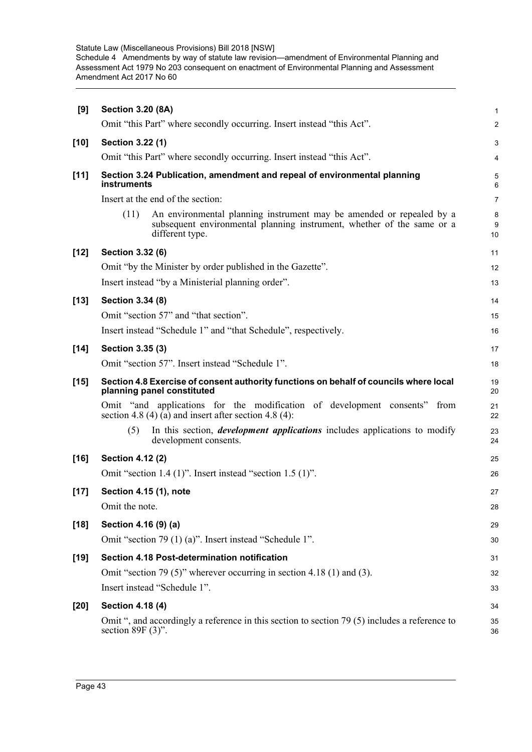**[9] Section 3.20 (8A)**

Omit "this Part" where secondly occurring. Insert instead "this Act".

**[10] Section 3.22 (1)**

Omit "this Part" where secondly occurring. Insert instead "this Act".

**[11] Section 3.24 Publication, amendment and repeal of environmental planning instruments**

Insert at the end of the section:

(11) An environmental planning instrument may be amended or repealed by a subsequent environmental planning instrument, whether of the same or a different type.

**[12] Section 3.32 (6)**

Omit "by the Minister by order published in the Gazette".

Insert instead "by a Ministerial planning order".

**[13] Section 3.34 (8)**

Omit "section 57" and "that section".

Insert instead "Schedule 1" and "that Schedule", respectively.

**[14] Section 3.35 (3)**

Omit "section 57". Insert instead "Schedule 1".

**[15] Section 4.8 Exercise of consent authority functions on behalf of councils where local planning panel constituted**

Omit "and applications for the modification of development consents" from section 4.8 (4) (a) and insert after section 4.8 (4):

(5) In this section, ***development applications*** includes applications to modify development consents.

**[16] Section 4.12 (2)**

Omit "section 1.4 (1)". Insert instead "section 1.5 (1)".

**[17] Section 4.15 (1), note**

Omit the note.

**[18] Section 4.16 (9) (a)**

Omit "section 79 (1) (a)". Insert instead "Schedule 1".

**[19] Section 4.18 Post-determination notification**

Omit "section 79 (5)" wherever occurring in section 4.18 (1) and (3).

Insert instead "Schedule 1".

**[20] Section 4.18 (4)**

Omit ", and accordingly a reference in this section to section 79 (5) includes a reference to section 89F (3)".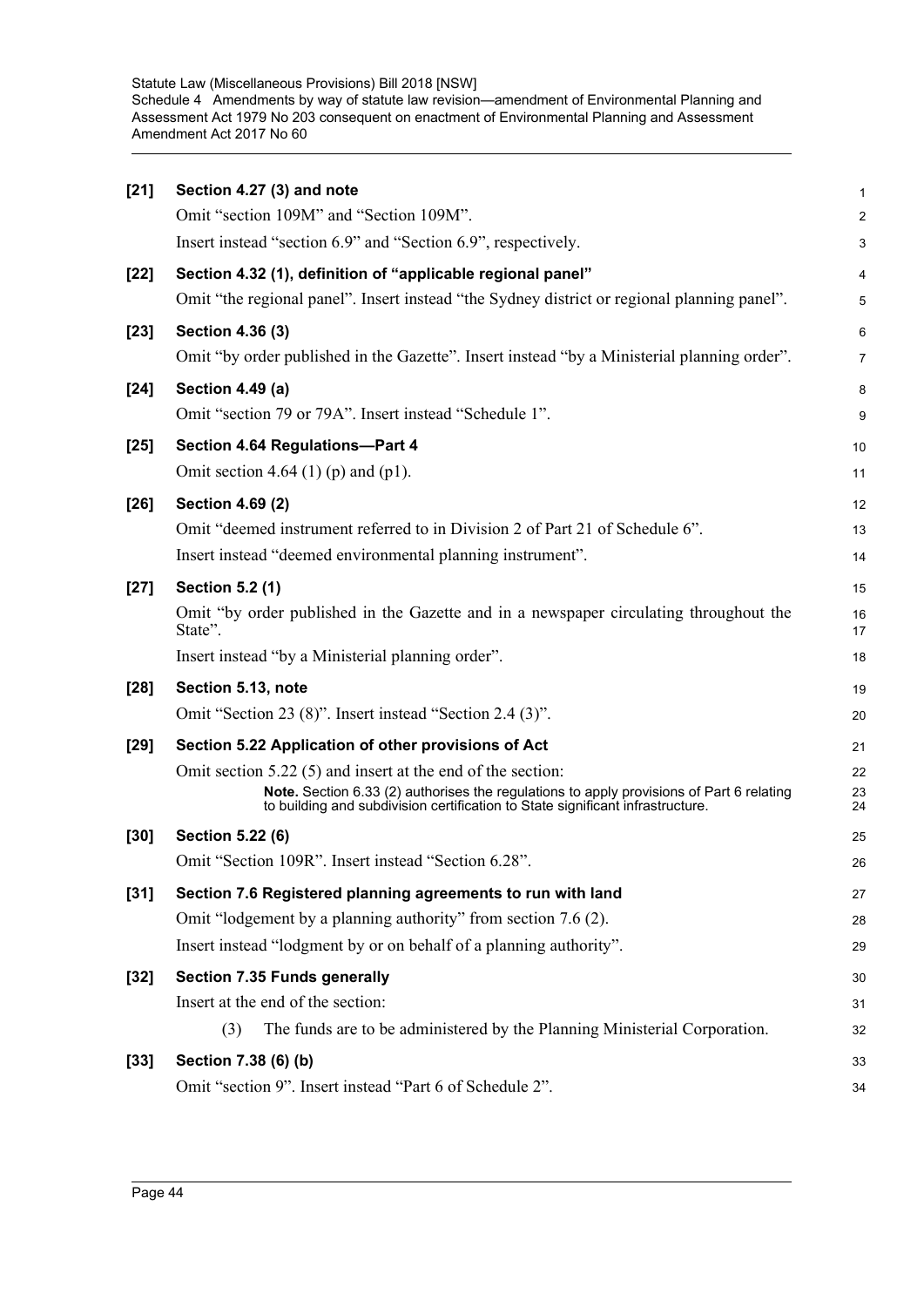**[21] Section 4.27 (3) and note**

Omit "section 109M" and "Section 109M".

Insert instead "section 6.9" and "Section 6.9", respectively.

**[22] Section 4.32 (1), definition of "applicable regional panel"**

Omit "the regional panel". Insert instead "the Sydney district or regional planning panel".

**[23] Section 4.36 (3)**

Omit "by order published in the Gazette". Insert instead "by a Ministerial planning order".

**[24] Section 4.49 (a)**

Omit "section 79 or 79A". Insert instead "Schedule 1".

**[25] Section 4.64 Regulations—Part 4**

Omit section 4.64 (1) (p) and (p1).

**[26] Section 4.69 (2)**

Omit "deemed instrument referred to in Division 2 of Part 21 of Schedule 6".

Insert instead "deemed environmental planning instrument".

**[27] Section 5.2 (1)**

Omit "by order published in the Gazette and in a newspaper circulating throughout the State".

Insert instead "by a Ministerial planning order".

**[28] Section 5.13, note**

Omit "Section 23 (8)". Insert instead "Section 2.4 (3)".

**[29] Section 5.22 Application of other provisions of Act**

Omit section 5.22 (5) and insert at the end of the section:

> **Note.** Section 6.33 (2) authorises the regulations to apply provisions of Part 6 relating to building and subdivision certification to State significant infrastructure.

**[30] Section 5.22 (6)**

Omit "Section 109R". Insert instead "Section 6.28".

**[31] Section 7.6 Registered planning agreements to run with land**

Omit "lodgement by a planning authority" from section 7.6 (2).

Insert instead "lodgment by or on behalf of a planning authority".

**[32] Section 7.35 Funds generally**

Insert at the end of the section:

> (3) The funds are to be administered by the Planning Ministerial Corporation.

**[33] Section 7.38 (6) (b)**

Omit "section 9". Insert instead "Part 6 of Schedule 2".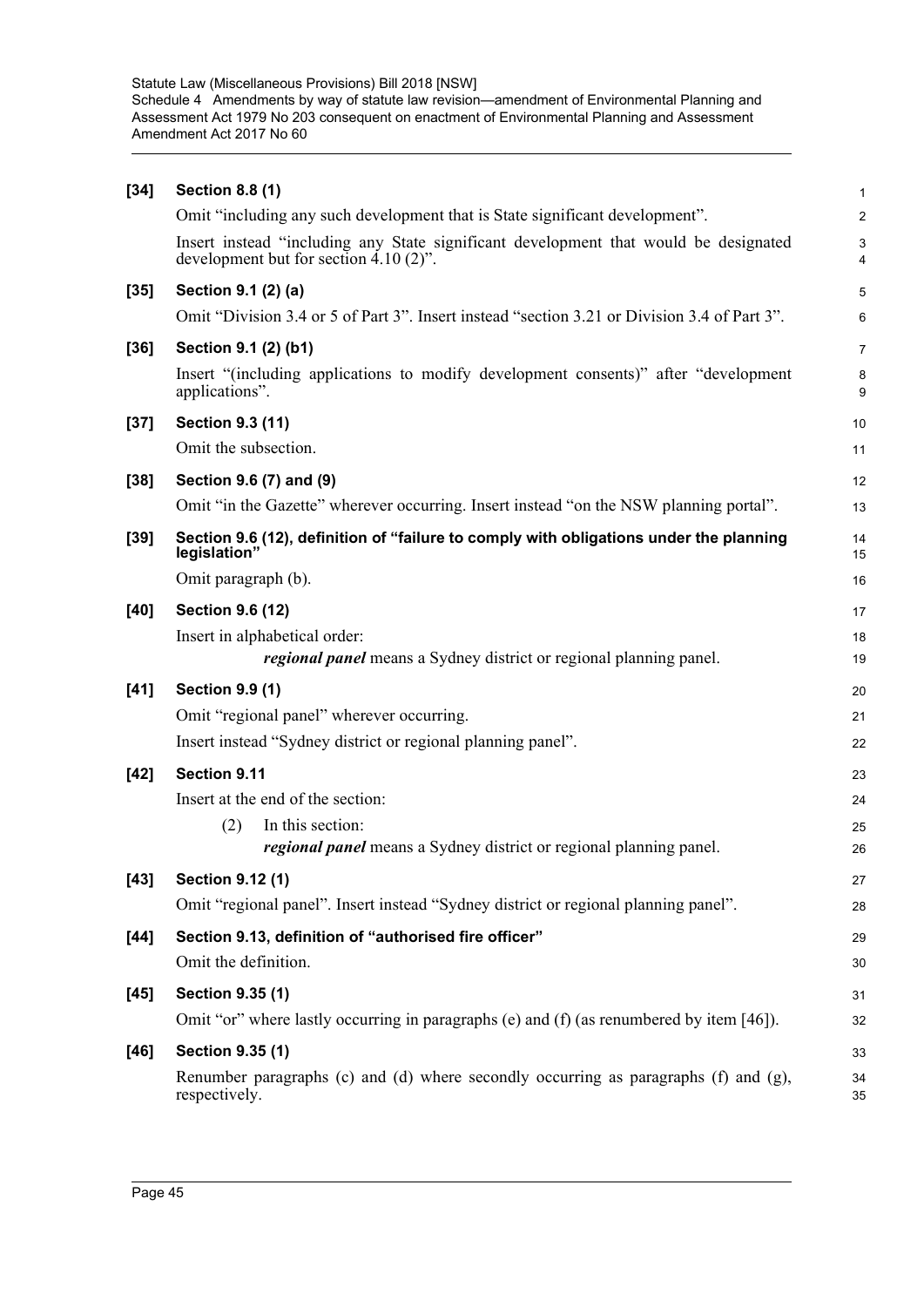**[34] Section 8.8 (1)**

Omit "including any such development that is State significant development".

Insert instead "including any State significant development that would be designated development but for section 4.10 (2)".

**[35] Section 9.1 (2) (a)**

Omit "Division 3.4 or 5 of Part 3". Insert instead "section 3.21 or Division 3.4 of Part 3".

**[36] Section 9.1 (2) (b1)**

Insert "(including applications to modify development consents)" after "development applications".

**[37] Section 9.3 (11)**

Omit the subsection.

**[38] Section 9.6 (7) and (9)**

Omit "in the Gazette" wherever occurring. Insert instead "on the NSW planning portal".

**[39] Section 9.6 (12), definition of "failure to comply with obligations under the planning legislation"**

Omit paragraph (b).

**[40] Section 9.6 (12)**

Insert in alphabetical order:

> ***regional panel*** means a Sydney district or regional planning panel.

**[41] Section 9.9 (1)**

Omit "regional panel" wherever occurring.

Insert instead "Sydney district or regional planning panel".

**[42] Section 9.11**

Insert at the end of the section:

> (2) In this section:
>
> ***regional panel*** means a Sydney district or regional planning panel.

**[43] Section 9.12 (1)**

Omit "regional panel". Insert instead "Sydney district or regional planning panel".

**[44] Section 9.13, definition of "authorised fire officer"**

Omit the definition.

**[45] Section 9.35 (1)**

Omit "or" where lastly occurring in paragraphs (e) and (f) (as renumbered by item [46]).

**[46] Section 9.35 (1)**

Renumber paragraphs (c) and (d) where secondly occurring as paragraphs (f) and (g), respectively.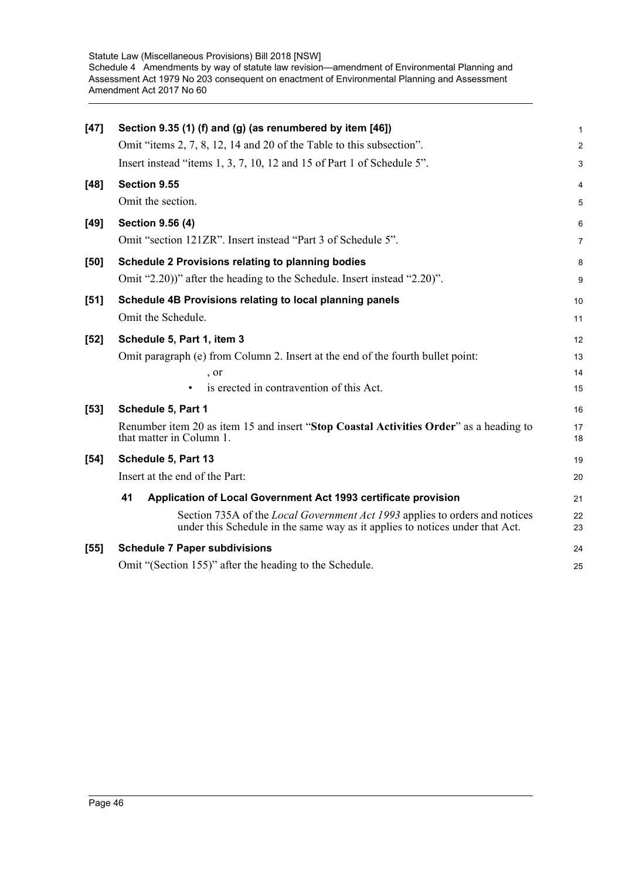**[47] Section 9.35 (1) (f) and (g) (as renumbered by item [46])**

Omit "items 2, 7, 8, 12, 14 and 20 of the Table to this subsection".

Insert instead "items 1, 3, 7, 10, 12 and 15 of Part 1 of Schedule 5".

**[48] Section 9.55**

Omit the section.

**[49] Section 9.56 (4)**

Omit "section 121ZR". Insert instead "Part 3 of Schedule 5".

**[50] Schedule 2 Provisions relating to planning bodies**

Omit "2.20))" after the heading to the Schedule. Insert instead "2.20)".

**[51] Schedule 4B Provisions relating to local planning panels**

Omit the Schedule.

**[52] Schedule 5, Part 1, item 3**

Omit paragraph (e) from Column 2. Insert at the end of the fourth bullet point:

, or

- is erected in contravention of this Act.

**[53] Schedule 5, Part 1**

Renumber item 20 as item 15 and insert "**Stop Coastal Activities Order**" as a heading to that matter in Column 1.

**[54] Schedule 5, Part 13**

Insert at the end of the Part:

**41 Application of Local Government Act 1993 certificate provision**

Section 735A of the *Local Government Act 1993* applies to orders and notices under this Schedule in the same way as it applies to notices under that Act.

**[55] Schedule 7 Paper subdivisions**

Omit "(Section 155)" after the heading to the Schedule.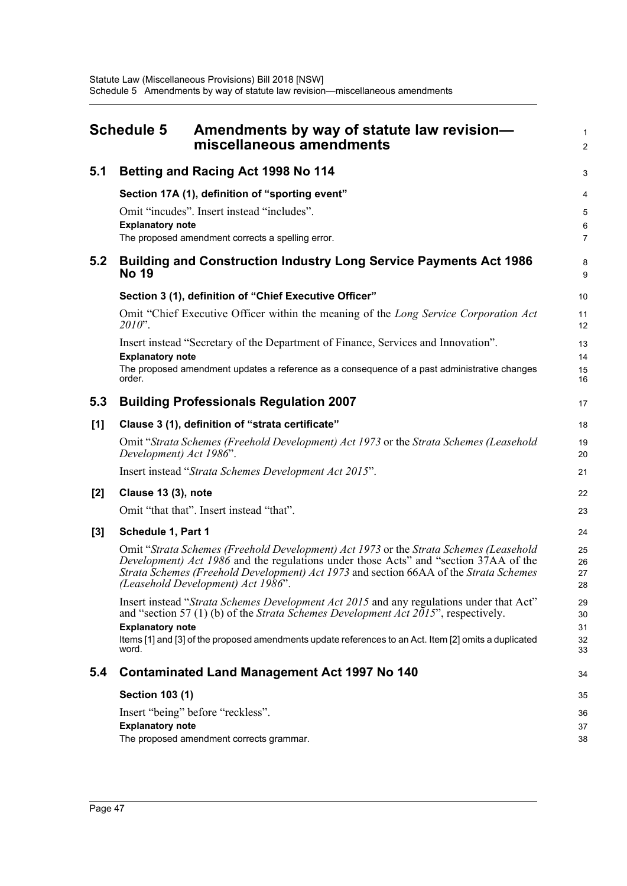# Schedule 5 Amendments by way of statute law revision—miscellaneous amendments

## 5.1 Betting and Racing Act 1998 No 114

### Section 17A (1), definition of "sporting event"

Omit "incudes". Insert instead "includes".

**Explanatory note**

The proposed amendment corrects a spelling error.

## 5.2 Building and Construction Industry Long Service Payments Act 1986 No 19

### Section 3 (1), definition of "Chief Executive Officer"

Omit "Chief Executive Officer within the meaning of the *Long Service Corporation Act 2010*".

Insert instead "Secretary of the Department of Finance, Services and Innovation".

**Explanatory note**

The proposed amendment updates a reference as a consequence of a past administrative changes order.

## 5.3 Building Professionals Regulation 2007

### [1] Clause 3 (1), definition of "strata certificate"

Omit "*Strata Schemes (Freehold Development) Act 1973* or the *Strata Schemes (Leasehold Development) Act 1986*".

Insert instead "*Strata Schemes Development Act 2015*".

### [2] Clause 13 (3), note

Omit "that that". Insert instead "that".

### [3] Schedule 1, Part 1

Omit "*Strata Schemes (Freehold Development) Act 1973* or the *Strata Schemes (Leasehold Development) Act 1986* and the regulations under those Acts" and "section 37AA of the *Strata Schemes (Freehold Development) Act 1973* and section 66AA of the *Strata Schemes (Leasehold Development) Act 1986*".

Insert instead "*Strata Schemes Development Act 2015* and any regulations under that Act" and "section 57 (1) (b) of the *Strata Schemes Development Act 2015*", respectively.

**Explanatory note**

Items [1] and [3] of the proposed amendments update references to an Act. Item [2] omits a duplicated word.

## 5.4 Contaminated Land Management Act 1997 No 140

### Section 103 (1)

Insert "being" before "reckless".

**Explanatory note**

The proposed amendment corrects grammar.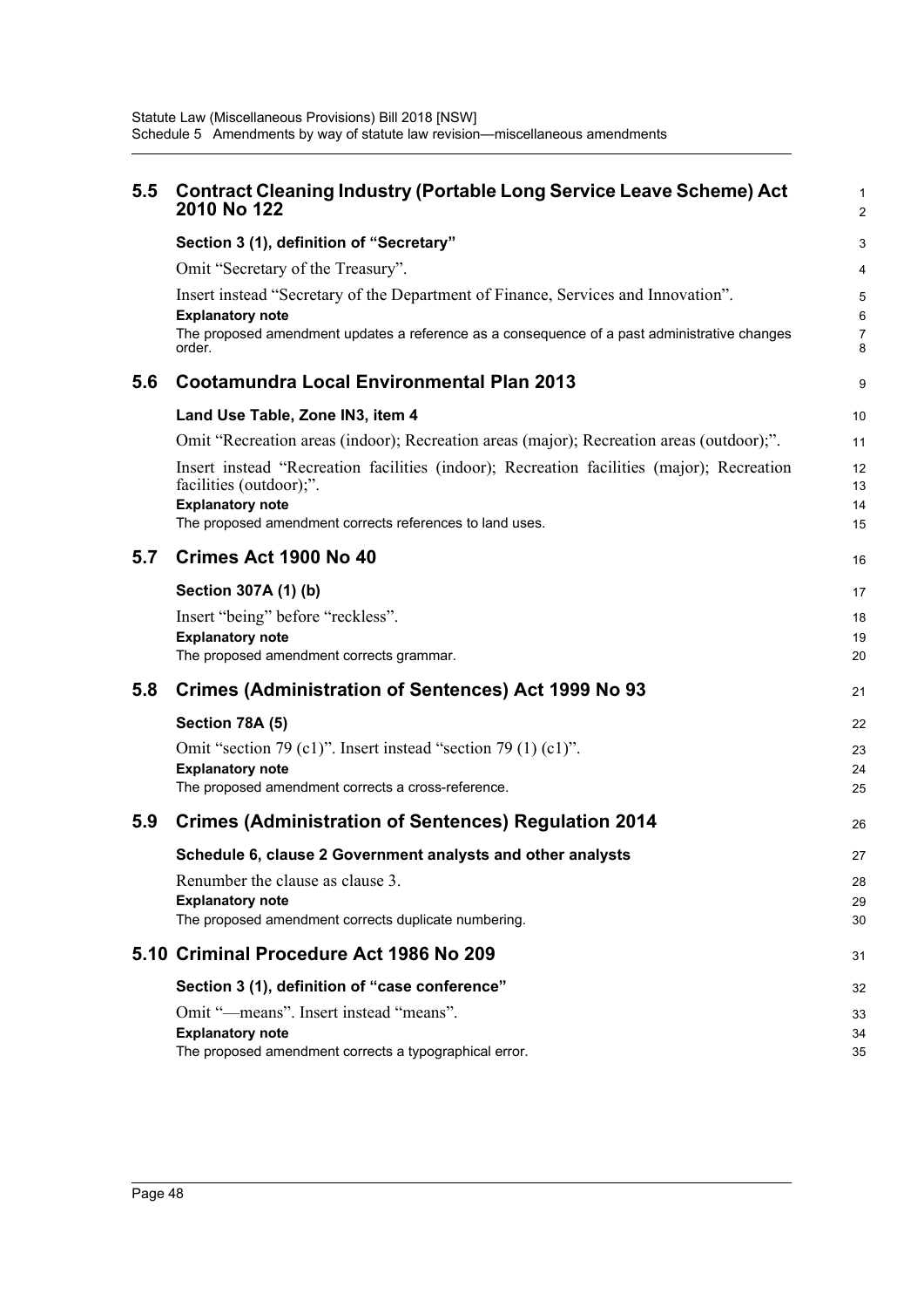## 5.5 Contract Cleaning Industry (Portable Long Service Leave Scheme) Act 2010 No 122

**Section 3 (1), definition of "Secretary"**

Omit "Secretary of the Treasury".

Insert instead "Secretary of the Department of Finance, Services and Innovation".

**Explanatory note**

The proposed amendment updates a reference as a consequence of a past administrative changes order.

## 5.6 Cootamundra Local Environmental Plan 2013

**Land Use Table, Zone IN3, item 4**

Omit "Recreation areas (indoor); Recreation areas (major); Recreation areas (outdoor);".

Insert instead "Recreation facilities (indoor); Recreation facilities (major); Recreation facilities (outdoor);".

**Explanatory note**

The proposed amendment corrects references to land uses.

## 5.7 Crimes Act 1900 No 40

**Section 307A (1) (b)**

Insert "being" before "reckless".

**Explanatory note**

The proposed amendment corrects grammar.

## 5.8 Crimes (Administration of Sentences) Act 1999 No 93

**Section 78A (5)**

Omit "section 79 (c1)". Insert instead "section 79 (1) (c1)".

**Explanatory note**

The proposed amendment corrects a cross-reference.

## 5.9 Crimes (Administration of Sentences) Regulation 2014

**Schedule 6, clause 2 Government analysts and other analysts**

Renumber the clause as clause 3.

**Explanatory note**

The proposed amendment corrects duplicate numbering.

## 5.10 Criminal Procedure Act 1986 No 209

**Section 3 (1), definition of "case conference"**

Omit "—means". Insert instead "means".

**Explanatory note**

The proposed amendment corrects a typographical error.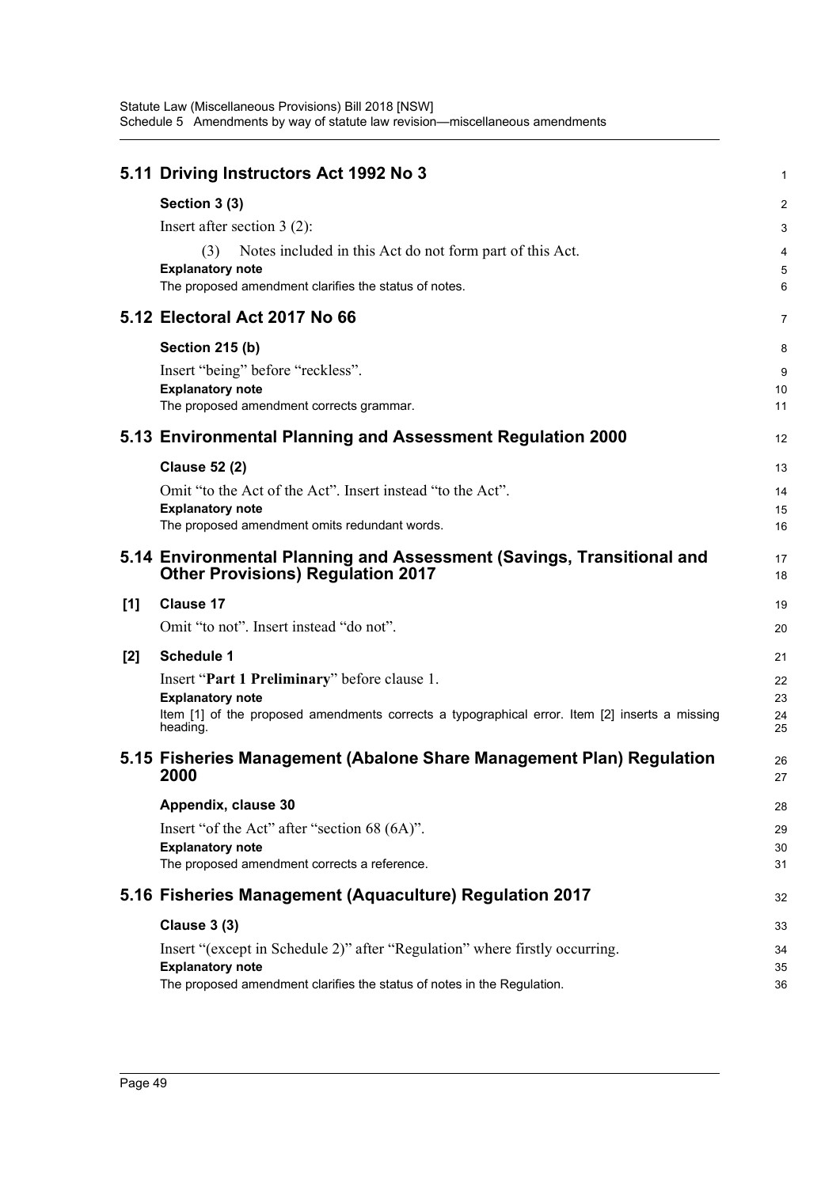## 5.11 Driving Instructors Act 1992 No 3

### Section 3 (3)

Insert after section 3 (2):

(3) Notes included in this Act do not form part of this Act.

**Explanatory note**

The proposed amendment clarifies the status of notes.

## 5.12 Electoral Act 2017 No 66

### Section 215 (b)

Insert "being" before "reckless".

**Explanatory note**

The proposed amendment corrects grammar.

## 5.13 Environmental Planning and Assessment Regulation 2000

### Clause 52 (2)

Omit "to the Act of the Act". Insert instead "to the Act".

**Explanatory note**

The proposed amendment omits redundant words.

## 5.14 Environmental Planning and Assessment (Savings, Transitional and Other Provisions) Regulation 2017

### [1] Clause 17

Omit "to not". Insert instead "do not".

### [2] Schedule 1

Insert "**Part 1 Preliminary**" before clause 1.

**Explanatory note**

Item [1] of the proposed amendments corrects a typographical error. Item [2] inserts a missing heading.

## 5.15 Fisheries Management (Abalone Share Management Plan) Regulation 2000

### Appendix, clause 30

Insert "of the Act" after "section 68 (6A)".

**Explanatory note**

The proposed amendment corrects a reference.

## 5.16 Fisheries Management (Aquaculture) Regulation 2017

### Clause 3 (3)

Insert "(except in Schedule 2)" after "Regulation" where firstly occurring.

**Explanatory note**

The proposed amendment clarifies the status of notes in the Regulation.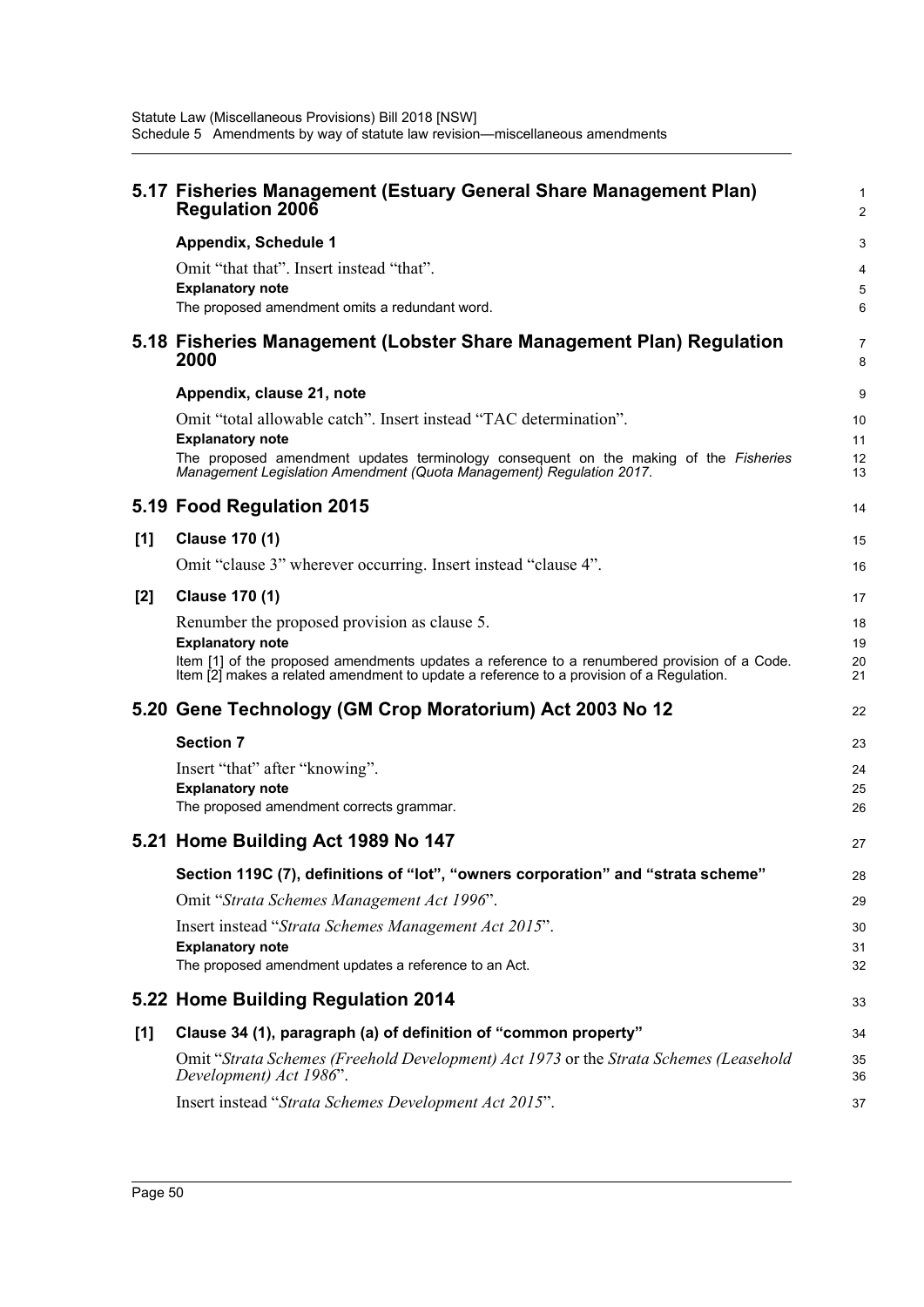## 5.17 Fisheries Management (Estuary General Share Management Plan) Regulation 2006

### Appendix, Schedule 1

Omit "that that". Insert instead "that".

**Explanatory note**

The proposed amendment omits a redundant word.

## 5.18 Fisheries Management (Lobster Share Management Plan) Regulation 2000

### Appendix, clause 21, note

Omit "total allowable catch". Insert instead "TAC determination".

**Explanatory note**

The proposed amendment updates terminology consequent on the making of the *Fisheries Management Legislation Amendment (Quota Management) Regulation 2017*.

## 5.19 Food Regulation 2015

### [1] Clause 170 (1)

Omit "clause 3" wherever occurring. Insert instead "clause 4".

### [2] Clause 170 (1)

Renumber the proposed provision as clause 5.

**Explanatory note**

Item [1] of the proposed amendments updates a reference to a renumbered provision of a Code. Item [2] makes a related amendment to update a reference to a provision of a Regulation.

## 5.20 Gene Technology (GM Crop Moratorium) Act 2003 No 12

### Section 7

Insert "that" after "knowing".

**Explanatory note**

The proposed amendment corrects grammar.

## 5.21 Home Building Act 1989 No 147

### Section 119C (7), definitions of "lot", "owners corporation" and "strata scheme"

Omit "*Strata Schemes Management Act 1996*".

Insert instead "*Strata Schemes Management Act 2015*".

**Explanatory note**

The proposed amendment updates a reference to an Act.

## 5.22 Home Building Regulation 2014

### [1] Clause 34 (1), paragraph (a) of definition of "common property"

Omit "*Strata Schemes (Freehold Development) Act 1973* or the *Strata Schemes (Leasehold Development) Act 1986*".

Insert instead "*Strata Schemes Development Act 2015*".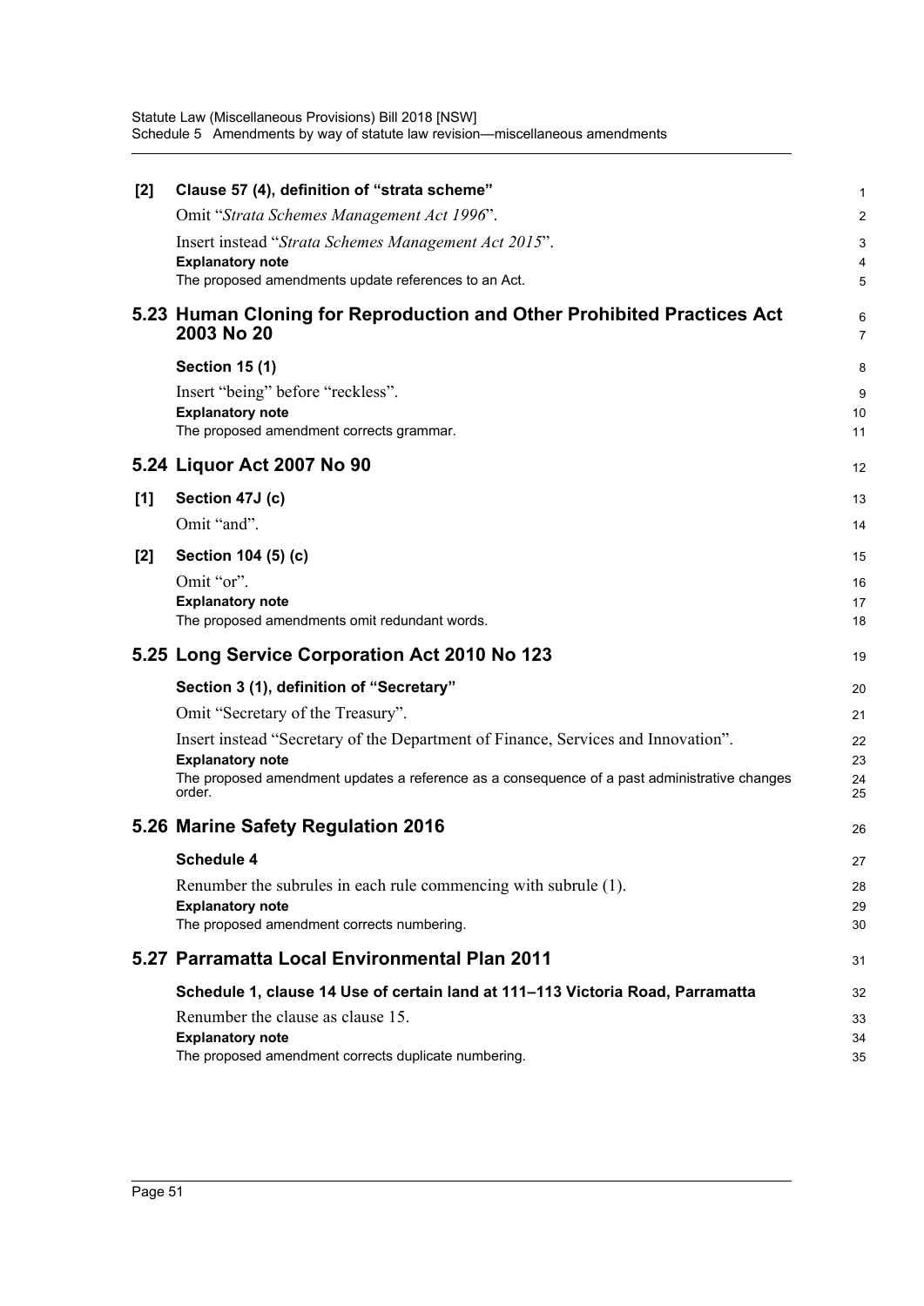**[2] Clause 57 (4), definition of "strata scheme"**

Omit "*Strata Schemes Management Act 1996*".

Insert instead "*Strata Schemes Management Act 2015*".

**Explanatory note**

The proposed amendments update references to an Act.

## 5.23 Human Cloning for Reproduction and Other Prohibited Practices Act 2003 No 20

**Section 15 (1)**

Insert "being" before "reckless".

**Explanatory note**

The proposed amendment corrects grammar.

## 5.24 Liquor Act 2007 No 90

**[1] Section 47J (c)**

Omit "and".

**[2] Section 104 (5) (c)**

Omit "or".

**Explanatory note**

The proposed amendments omit redundant words.

## 5.25 Long Service Corporation Act 2010 No 123

**Section 3 (1), definition of "Secretary"**

Omit "Secretary of the Treasury".

Insert instead "Secretary of the Department of Finance, Services and Innovation".

**Explanatory note**

The proposed amendment updates a reference as a consequence of a past administrative changes order.

## 5.26 Marine Safety Regulation 2016

**Schedule 4**

Renumber the subrules in each rule commencing with subrule (1).

**Explanatory note**

The proposed amendment corrects numbering.

## 5.27 Parramatta Local Environmental Plan 2011

**Schedule 1, clause 14 Use of certain land at 111–113 Victoria Road, Parramatta**

Renumber the clause as clause 15.

**Explanatory note**

The proposed amendment corrects duplicate numbering.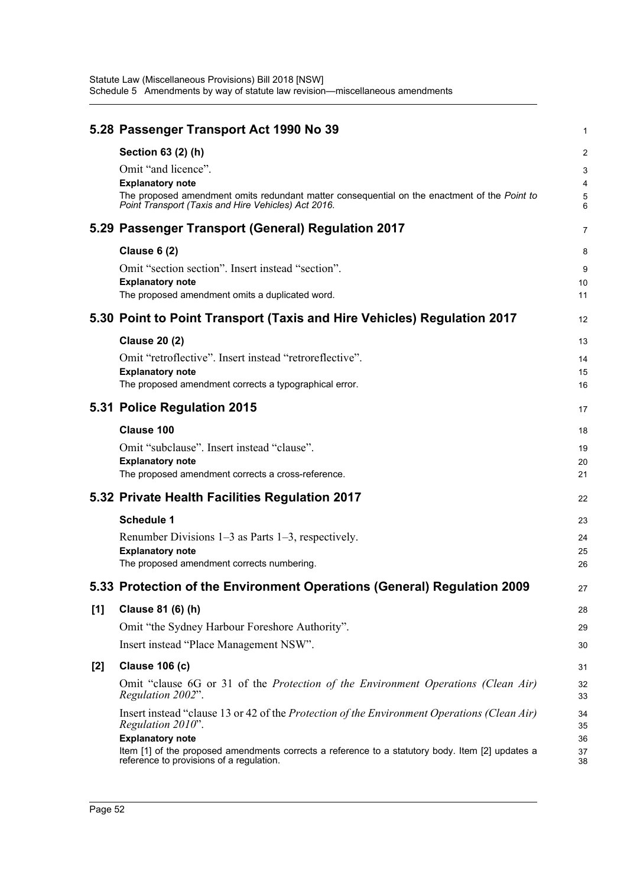## 5.28 Passenger Transport Act 1990 No 39

### Section 63 (2) (h)

Omit "and licence".

**Explanatory note**

The proposed amendment omits redundant matter consequential on the enactment of the *Point to Point Transport (Taxis and Hire Vehicles) Act 2016*.

## 5.29 Passenger Transport (General) Regulation 2017

### Clause 6 (2)

Omit "section section". Insert instead "section".

**Explanatory note**

The proposed amendment omits a duplicated word.

## 5.30 Point to Point Transport (Taxis and Hire Vehicles) Regulation 2017

### Clause 20 (2)

Omit "retroflective". Insert instead "retroreflective".

**Explanatory note**

The proposed amendment corrects a typographical error.

## 5.31 Police Regulation 2015

### Clause 100

Omit "subclause". Insert instead "clause".

**Explanatory note**

The proposed amendment corrects a cross-reference.

## 5.32 Private Health Facilities Regulation 2017

### Schedule 1

Renumber Divisions 1–3 as Parts 1–3, respectively.

**Explanatory note**

The proposed amendment corrects numbering.

## 5.33 Protection of the Environment Operations (General) Regulation 2009

### [1] Clause 81 (6) (h)

Omit "the Sydney Harbour Foreshore Authority".

Insert instead "Place Management NSW".

### [2] Clause 106 (c)

Omit "clause 6G or 31 of the *Protection of the Environment Operations (Clean Air) Regulation 2002*".

Insert instead "clause 13 or 42 of the *Protection of the Environment Operations (Clean Air) Regulation 2010*".

**Explanatory note**

Item [1] of the proposed amendments corrects a reference to a statutory body. Item [2] updates a reference to provisions of a regulation.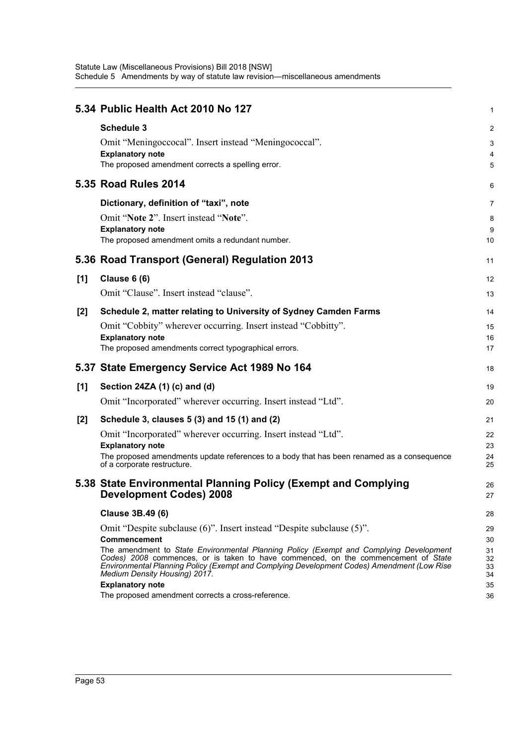## 5.34 Public Health Act 2010 No 127

### Schedule 3

Omit "Meningoccocal". Insert instead "Meningococcal".

**Explanatory note**

The proposed amendment corrects a spelling error.

## 5.35 Road Rules 2014

### Dictionary, definition of "taxi", note

Omit "**Note 2**". Insert instead "**Note**".

**Explanatory note**

The proposed amendment omits a redundant number.

## 5.36 Road Transport (General) Regulation 2013

### [1] Clause 6 (6)

Omit "Clause". Insert instead "clause".

### [2] Schedule 2, matter relating to University of Sydney Camden Farms

Omit "Cobbity" wherever occurring. Insert instead "Cobbitty".

**Explanatory note**

The proposed amendments correct typographical errors.

## 5.37 State Emergency Service Act 1989 No 164

### [1] Section 24ZA (1) (c) and (d)

Omit "Incorporated" wherever occurring. Insert instead "Ltd".

### [2] Schedule 3, clauses 5 (3) and 15 (1) and (2)

Omit "Incorporated" wherever occurring. Insert instead "Ltd".

**Explanatory note**

The proposed amendments update references to a body that has been renamed as a consequence of a corporate restructure.

## 5.38 State Environmental Planning Policy (Exempt and Complying Development Codes) 2008

### Clause 3B.49 (6)

Omit "Despite subclause (6)". Insert instead "Despite subclause (5)".

**Commencement**

The amendment to *State Environmental Planning Policy (Exempt and Complying Development Codes) 2008* commences, or is taken to have commenced, on the commencement of *State Environmental Planning Policy (Exempt and Complying Development Codes) Amendment (Low Rise Medium Density Housing) 2017*.

**Explanatory note**

The proposed amendment corrects a cross-reference.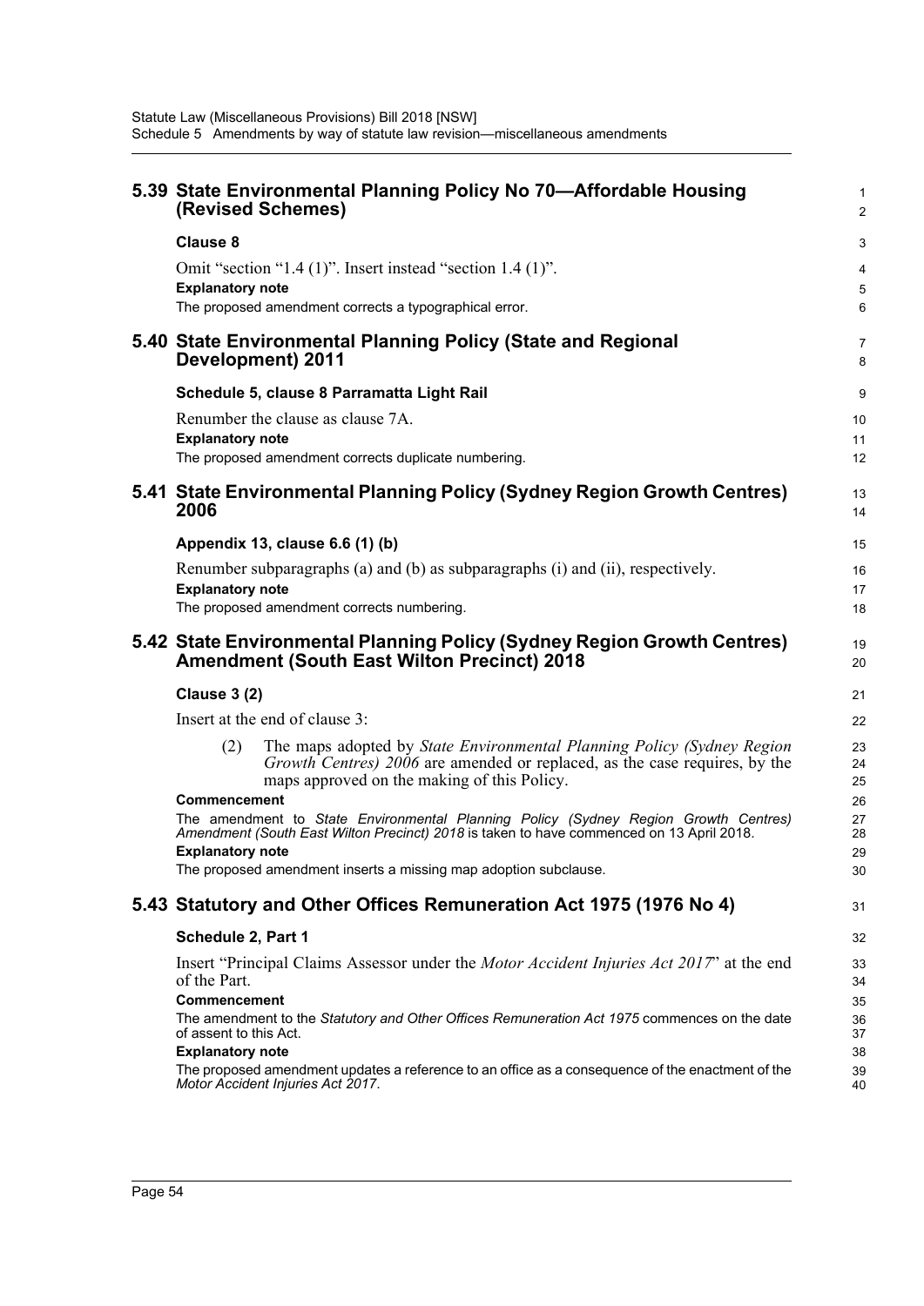## 5.39 State Environmental Planning Policy No 70—Affordable Housing (Revised Schemes)

### Clause 8

Omit "section "1.4 (1)". Insert instead "section 1.4 (1)".

**Explanatory note**

The proposed amendment corrects a typographical error.

## 5.40 State Environmental Planning Policy (State and Regional Development) 2011

### Schedule 5, clause 8 Parramatta Light Rail

Renumber the clause as clause 7A.

**Explanatory note**

The proposed amendment corrects duplicate numbering.

## 5.41 State Environmental Planning Policy (Sydney Region Growth Centres) 2006

### Appendix 13, clause 6.6 (1) (b)

Renumber subparagraphs (a) and (b) as subparagraphs (i) and (ii), respectively.

**Explanatory note**

The proposed amendment corrects numbering.

## 5.42 State Environmental Planning Policy (Sydney Region Growth Centres) Amendment (South East Wilton Precinct) 2018

### Clause 3 (2)

Insert at the end of clause 3:

> (2) The maps adopted by *State Environmental Planning Policy (Sydney Region Growth Centres) 2006* are amended or replaced, as the case requires, by the maps approved on the making of this Policy.

**Commencement**

The amendment to *State Environmental Planning Policy (Sydney Region Growth Centres) Amendment (South East Wilton Precinct) 2018* is taken to have commenced on 13 April 2018.

**Explanatory note**

The proposed amendment inserts a missing map adoption subclause.

## 5.43 Statutory and Other Offices Remuneration Act 1975 (1976 No 4)

### Schedule 2, Part 1

Insert "Principal Claims Assessor under the *Motor Accident Injuries Act 2017*" at the end of the Part.

**Commencement**

The amendment to the *Statutory and Other Offices Remuneration Act 1975* commences on the date of assent to this Act.

**Explanatory note**

The proposed amendment updates a reference to an office as a consequence of the enactment of the *Motor Accident Injuries Act 2017*.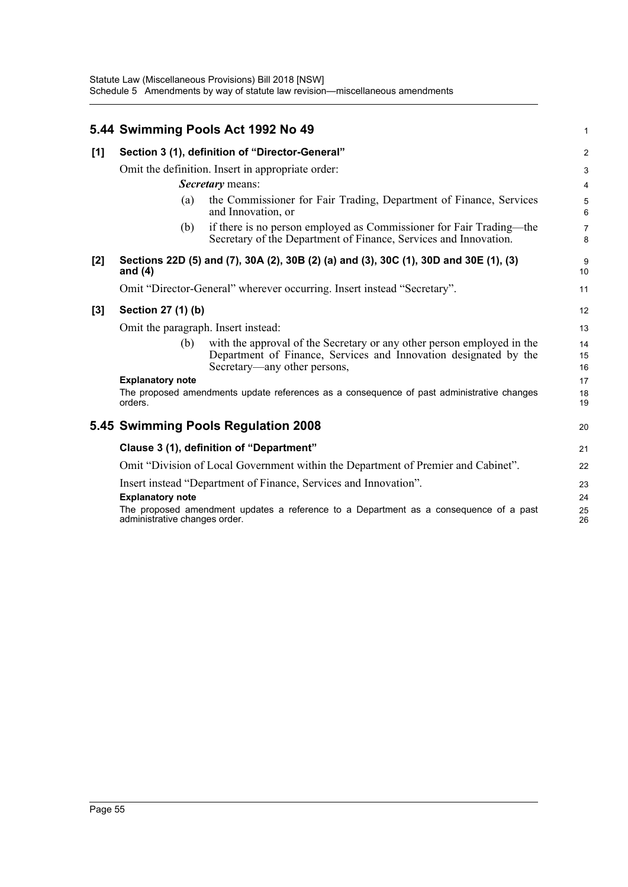## 5.44 Swimming Pools Act 1992 No 49

**[1] Section 3 (1), definition of "Director-General"**

Omit the definition. Insert in appropriate order:

***Secretary*** means:

(a) the Commissioner for Fair Trading, Department of Finance, Services and Innovation, or

(b) if there is no person employed as Commissioner for Fair Trading—the Secretary of the Department of Finance, Services and Innovation.

**[2] Sections 22D (5) and (7), 30A (2), 30B (2) (a) and (3), 30C (1), 30D and 30E (1), (3) and (4)**

Omit "Director-General" wherever occurring. Insert instead "Secretary".

**[3] Section 27 (1) (b)**

Omit the paragraph. Insert instead:

(b) with the approval of the Secretary or any other person employed in the Department of Finance, Services and Innovation designated by the Secretary—any other persons,

**Explanatory note**

The proposed amendments update references as a consequence of past administrative changes orders.

## 5.45 Swimming Pools Regulation 2008

**Clause 3 (1), definition of "Department"**

Omit "Division of Local Government within the Department of Premier and Cabinet".

Insert instead "Department of Finance, Services and Innovation".

**Explanatory note**

The proposed amendment updates a reference to a Department as a consequence of a past administrative changes order.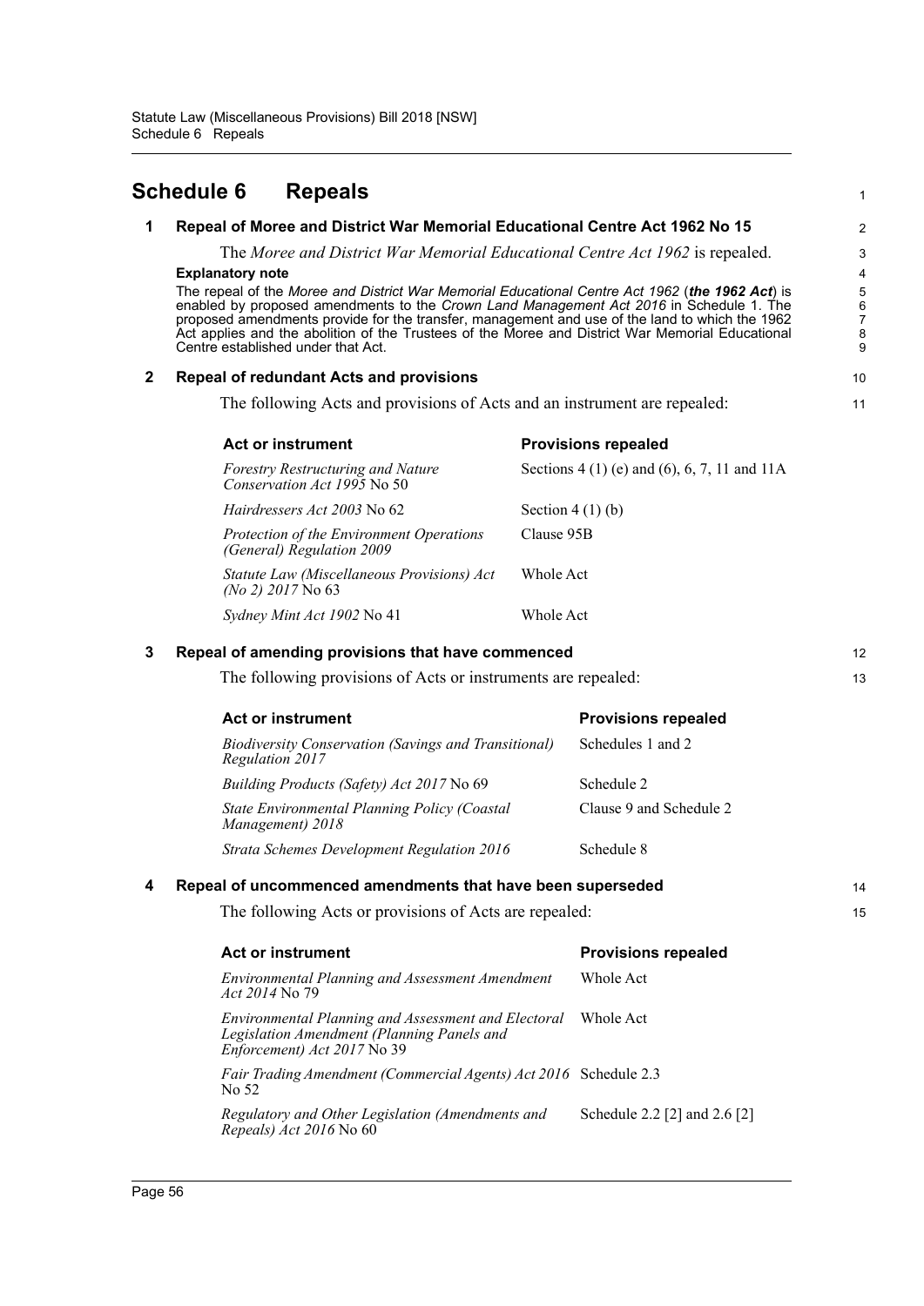# Schedule 6 Repeals

## 1 Repeal of Moree and District War Memorial Educational Centre Act 1962 No 15

The *Moree and District War Memorial Educational Centre Act 1962* is repealed.

**Explanatory note**

The repeal of the *Moree and District War Memorial Educational Centre Act 1962* (***the 1962 Act***) is enabled by proposed amendments to the *Crown Land Management Act 2016* in Schedule 1. The proposed amendments provide for the transfer, management and use of the land to which the 1962 Act applies and the abolition of the Trustees of the Moree and District War Memorial Educational Centre established under that Act.

## 2 Repeal of redundant Acts and provisions

The following Acts and provisions of Acts and an instrument are repealed:

| Act or instrument | Provisions repealed |
|---|---|
| *Forestry Restructuring and Nature Conservation Act 1995* No 50 | Sections 4 (1) (e) and (6), 6, 7, 11 and 11A |
| *Hairdressers Act 2003* No 62 | Section 4 (1) (b) |
| *Protection of the Environment Operations (General) Regulation 2009* | Clause 95B |
| *Statute Law (Miscellaneous Provisions) Act (No 2) 2017* No 63 | Whole Act |
| *Sydney Mint Act 1902* No 41 | Whole Act |

## 3 Repeal of amending provisions that have commenced

The following provisions of Acts or instruments are repealed:

| Act or instrument | Provisions repealed |
|---|---|
| *Biodiversity Conservation (Savings and Transitional) Regulation 2017* | Schedules 1 and 2 |
| *Building Products (Safety) Act 2017* No 69 | Schedule 2 |
| *State Environmental Planning Policy (Coastal Management) 2018* | Clause 9 and Schedule 2 |
| *Strata Schemes Development Regulation 2016* | Schedule 8 |

## 4 Repeal of uncommenced amendments that have been superseded

The following Acts or provisions of Acts are repealed:

| Act or instrument | Provisions repealed |
|---|---|
| *Environmental Planning and Assessment Amendment Act 2014* No 79 | Whole Act |
| *Environmental Planning and Assessment and Electoral Legislation Amendment (Planning Panels and Enforcement) Act 2017* No 39 | Whole Act |
| *Fair Trading Amendment (Commercial Agents) Act 2016* No 52 | Schedule 2.3 |
| *Regulatory and Other Legislation (Amendments and Repeals) Act 2016* No 60 | Schedule 2.2 [2] and 2.6 [2] |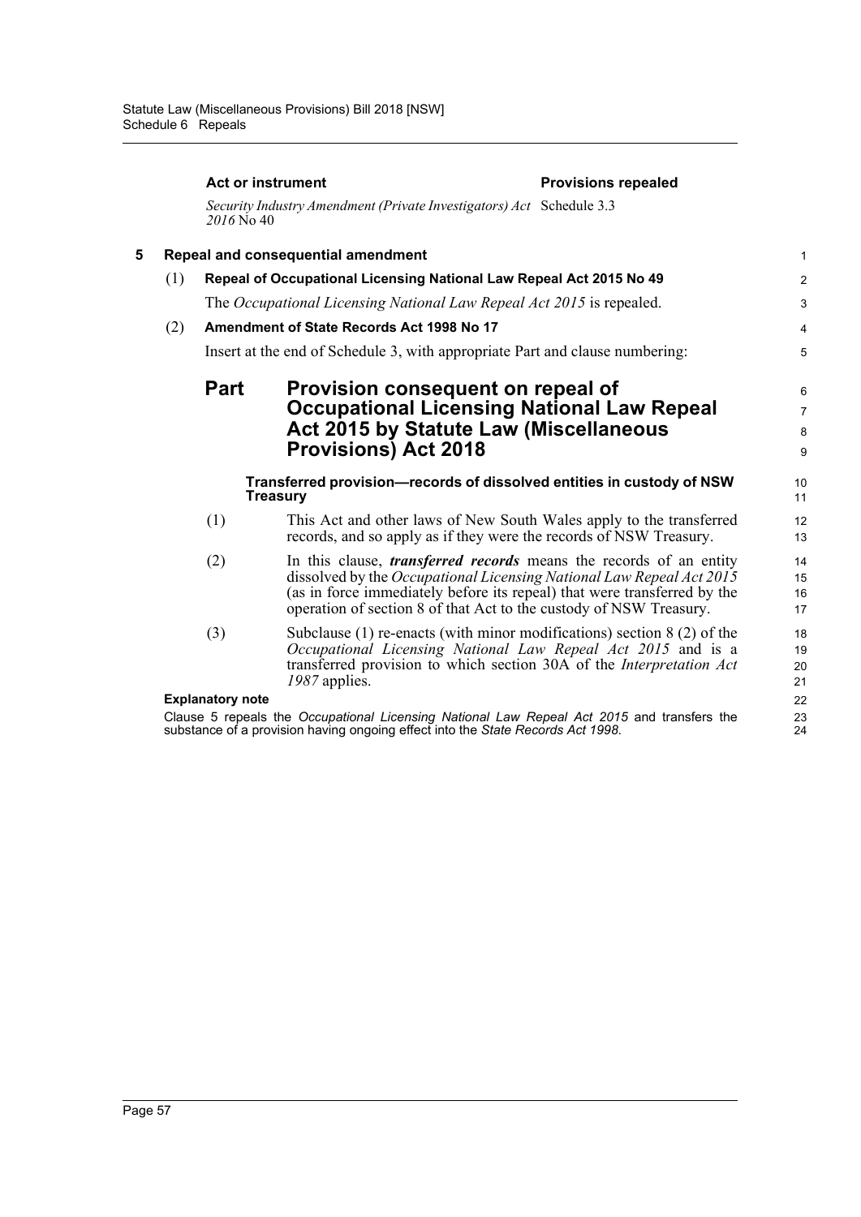| Act or instrument | Provisions repealed |
| --- | --- |
| *Security Industry Amendment (Private Investigators) Act 2016* No 40 | Schedule 3.3 |

**5 Repeal and consequential amendment**

**(1) Repeal of Occupational Licensing National Law Repeal Act 2015 No 49**

The *Occupational Licensing National Law Repeal Act 2015* is repealed.

**(2) Amendment of State Records Act 1998 No 17**

Insert at the end of Schedule 3, with appropriate Part and clause numbering:

## Part Provision consequent on repeal of Occupational Licensing National Law Repeal Act 2015 by Statute Law (Miscellaneous Provisions) Act 2018

**Transferred provision—records of dissolved entities in custody of NSW Treasury**

(1) This Act and other laws of New South Wales apply to the transferred records, and so apply as if they were the records of NSW Treasury.

(2) In this clause, ***transferred records*** means the records of an entity dissolved by the *Occupational Licensing National Law Repeal Act 2015* (as in force immediately before its repeal) that were transferred by the operation of section 8 of that Act to the custody of NSW Treasury.

(3) Subclause (1) re-enacts (with minor modifications) section 8 (2) of the *Occupational Licensing National Law Repeal Act 2015* and is a transferred provision to which section 30A of the *Interpretation Act 1987* applies.

**Explanatory note**

Clause 5 repeals the *Occupational Licensing National Law Repeal Act 2015* and transfers the substance of a provision having ongoing effect into the *State Records Act 1998*.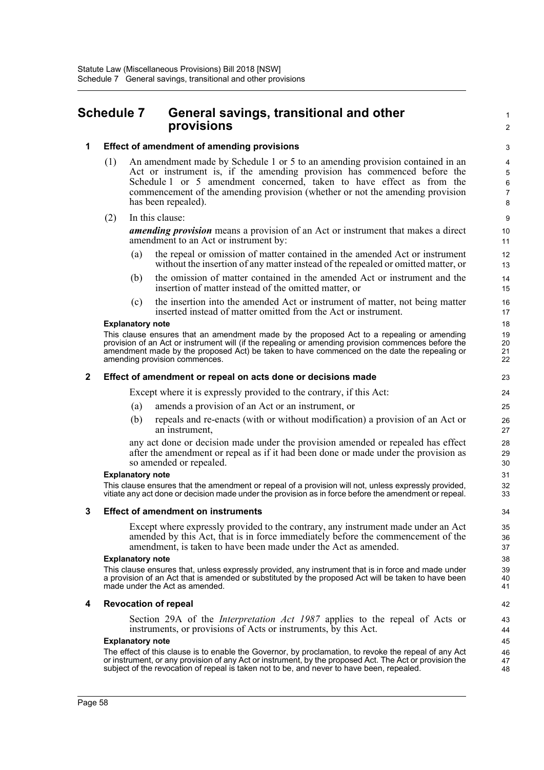# Schedule 7 General savings, transitional and other provisions

## 1 Effect of amendment of amending provisions

(1) An amendment made by Schedule 1 or 5 to an amending provision contained in an Act or instrument is, if the amending provision has commenced before the Schedule 1 or 5 amendment concerned, taken to have effect as from the commencement of the amending provision (whether or not the amending provision has been repealed).

(2) In this clause:

***amending provision*** means a provision of an Act or instrument that makes a direct amendment to an Act or instrument by:

- (a) the repeal or omission of matter contained in the amended Act or instrument without the insertion of any matter instead of the repealed or omitted matter, or
- (b) the omission of matter contained in the amended Act or instrument and the insertion of matter instead of the omitted matter, or
- (c) the insertion into the amended Act or instrument of matter, not being matter inserted instead of matter omitted from the Act or instrument.

**Explanatory note**

This clause ensures that an amendment made by the proposed Act to a repealing or amending provision of an Act or instrument will (if the repealing or amending provision commences before the amendment made by the proposed Act) be taken to have commenced on the date the repealing or amending provision commences.

## 2 Effect of amendment or repeal on acts done or decisions made

Except where it is expressly provided to the contrary, if this Act:

- (a) amends a provision of an Act or an instrument, or
- (b) repeals and re-enacts (with or without modification) a provision of an Act or an instrument,

any act done or decision made under the provision amended or repealed has effect after the amendment or repeal as if it had been done or made under the provision as so amended or repealed.

**Explanatory note**

This clause ensures that the amendment or repeal of a provision will not, unless expressly provided, vitiate any act done or decision made under the provision as in force before the amendment or repeal.

## 3 Effect of amendment on instruments

Except where expressly provided to the contrary, any instrument made under an Act amended by this Act, that is in force immediately before the commencement of the amendment, is taken to have been made under the Act as amended.

**Explanatory note**

This clause ensures that, unless expressly provided, any instrument that is in force and made under a provision of an Act that is amended or substituted by the proposed Act will be taken to have been made under the Act as amended.

## 4 Revocation of repeal

Section 29A of the *Interpretation Act 1987* applies to the repeal of Acts or instruments, or provisions of Acts or instruments, by this Act.

**Explanatory note**

The effect of this clause is to enable the Governor, by proclamation, to revoke the repeal of any Act or instrument, or any provision of any Act or instrument, by the proposed Act. The Act or provision the subject of the revocation of repeal is taken not to be, and never to have been, repealed.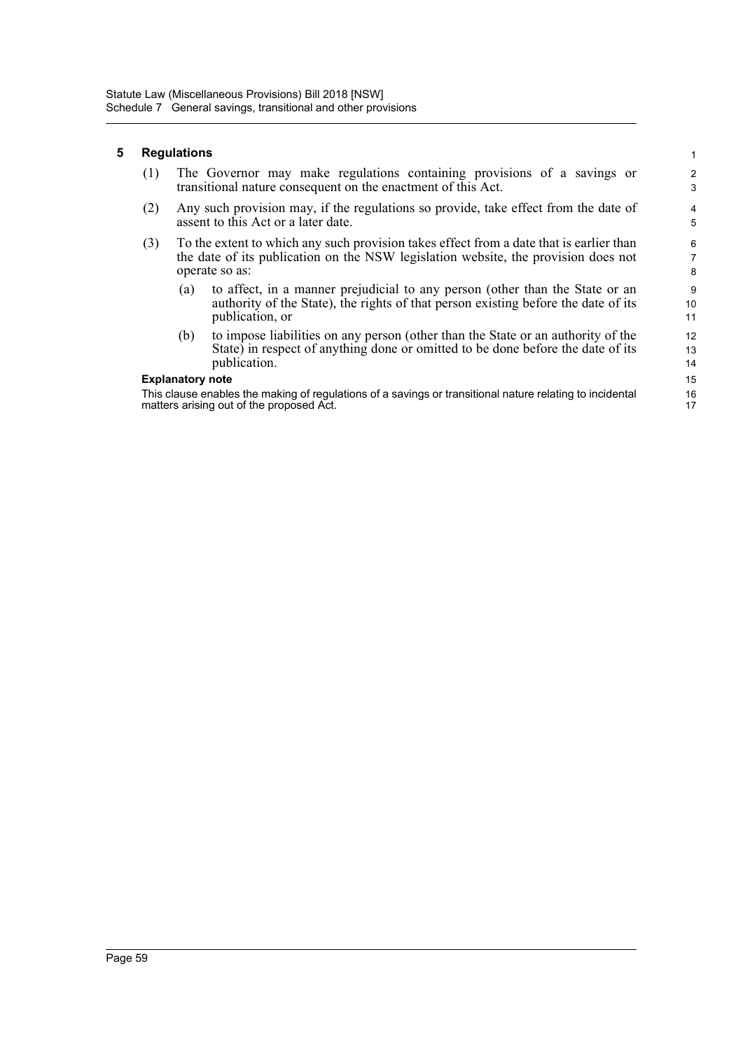## 5 Regulations

(1) The Governor may make regulations containing provisions of a savings or transitional nature consequent on the enactment of this Act.

(2) Any such provision may, if the regulations so provide, take effect from the date of assent to this Act or a later date.

(3) To the extent to which any such provision takes effect from a date that is earlier than the date of its publication on the NSW legislation website, the provision does not operate so as:

- (a) to affect, in a manner prejudicial to any person (other than the State or an authority of the State), the rights of that person existing before the date of its publication, or
- (b) to impose liabilities on any person (other than the State or an authority of the State) in respect of anything done or omitted to be done before the date of its publication.

**Explanatory note**

This clause enables the making of regulations of a savings or transitional nature relating to incidental matters arising out of the proposed Act.